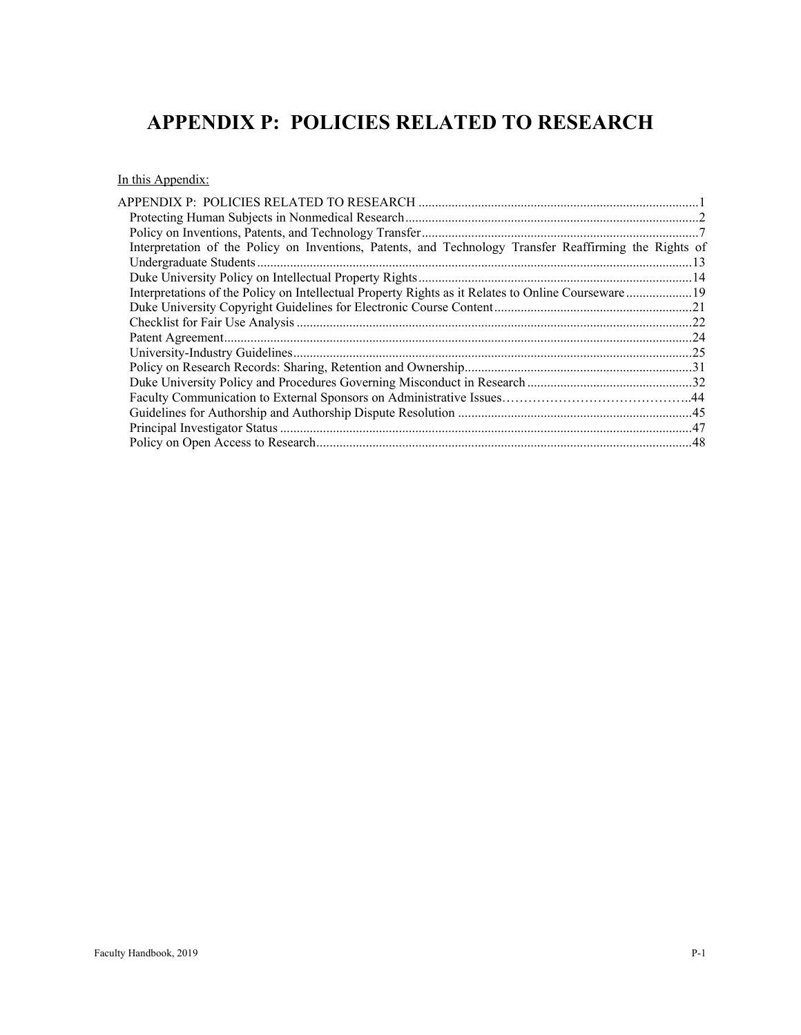# APPENDIX P: POLICIES RELATED TO RESEARCH

In this Appendix:

- APPENDIX P: POLICIES RELATED TO RESEARCH .....1
  - Protecting Human Subjects in Nonmedical Research .....2
  - Policy on Inventions, Patents, and Technology Transfer .....7
  - Interpretation of the Policy on Inventions, Patents, and Technology Transfer Reaffirming the Rights of Undergraduate Students .....13
  - Duke University Policy on Intellectual Property Rights .....14
  - Interpretations of the Policy on Intellectual Property Rights as it Relates to Online Courseware .....19
  - Duke University Copyright Guidelines for Electronic Course Content .....21
  - Checklist for Fair Use Analysis .....22
  - Patent Agreement .....24
  - University-Industry Guidelines .....25
  - Policy on Research Records: Sharing, Retention and Ownership .....31
  - Duke University Policy and Procedures Governing Misconduct in Research .....32
  - Faculty Communication to External Sponsors on Administrative Issues .....44
  - Guidelines for Authorship and Authorship Dispute Resolution .....45
  - Principal Investigator Status .....47
  - Policy on Open Access to Research .....48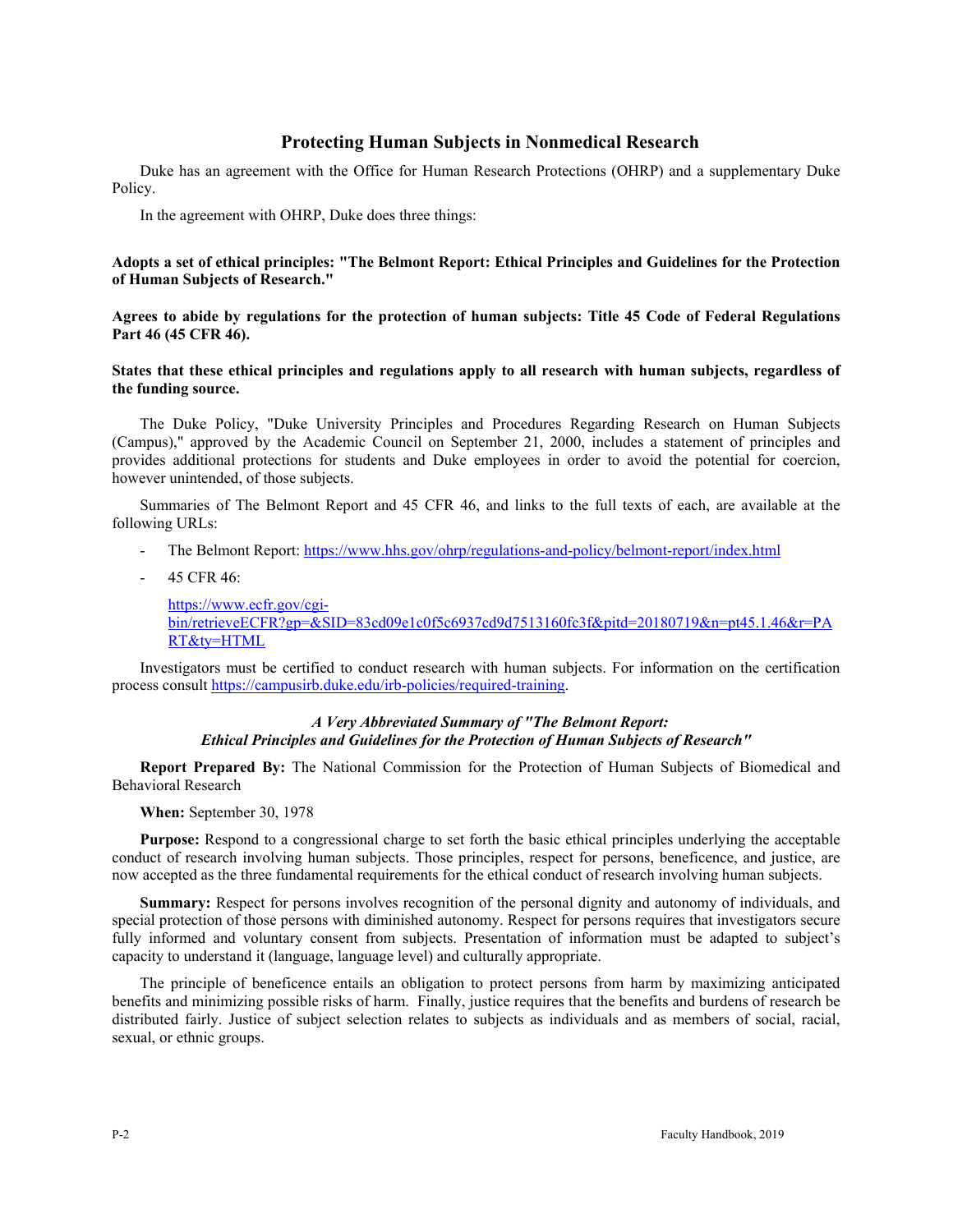## Protecting Human Subjects in Nonmedical Research

Duke has an agreement with the Office for Human Research Protections (OHRP) and a supplementary Duke Policy.

In the agreement with OHRP, Duke does three things:

**Adopts a set of ethical principles: "The Belmont Report: Ethical Principles and Guidelines for the Protection of Human Subjects of Research."**

**Agrees to abide by regulations for the protection of human subjects: Title 45 Code of Federal Regulations Part 46 (45 CFR 46).**

**States that these ethical principles and regulations apply to all research with human subjects, regardless of the funding source.**

The Duke Policy, "Duke University Principles and Procedures Regarding Research on Human Subjects (Campus)," approved by the Academic Council on September 21, 2000, includes a statement of principles and provides additional protections for students and Duke employees in order to avoid the potential for coercion, however unintended, of those subjects.

Summaries of The Belmont Report and 45 CFR 46, and links to the full texts of each, are available at the following URLs:

- The Belmont Report: https://www.hhs.gov/ohrp/regulations-and-policy/belmont-report/index.html
- 45 CFR 46:

  https://www.ecfr.gov/cgi-bin/retrieveECFR?gp=&SID=83cd09e1c0f5c6937cd9d7513160fc3f&pitd=20180719&n=pt45.1.46&r=PART&ty=HTML

Investigators must be certified to conduct research with human subjects. For information on the certification process consult https://campusirb.duke.edu/irb-policies/required-training.

### *A Very Abbreviated Summary of "The Belmont Report: Ethical Principles and Guidelines for the Protection of Human Subjects of Research"*

**Report Prepared By:** The National Commission for the Protection of Human Subjects of Biomedical and Behavioral Research

**When:** September 30, 1978

**Purpose:** Respond to a congressional charge to set forth the basic ethical principles underlying the acceptable conduct of research involving human subjects. Those principles, respect for persons, beneficence, and justice, are now accepted as the three fundamental requirements for the ethical conduct of research involving human subjects.

**Summary:** Respect for persons involves recognition of the personal dignity and autonomy of individuals, and special protection of those persons with diminished autonomy. Respect for persons requires that investigators secure fully informed and voluntary consent from subjects. Presentation of information must be adapted to subject's capacity to understand it (language, language level) and culturally appropriate.

The principle of beneficence entails an obligation to protect persons from harm by maximizing anticipated benefits and minimizing possible risks of harm. Finally, justice requires that the benefits and burdens of research be distributed fairly. Justice of subject selection relates to subjects as individuals and as members of social, racial, sexual, or ethnic groups.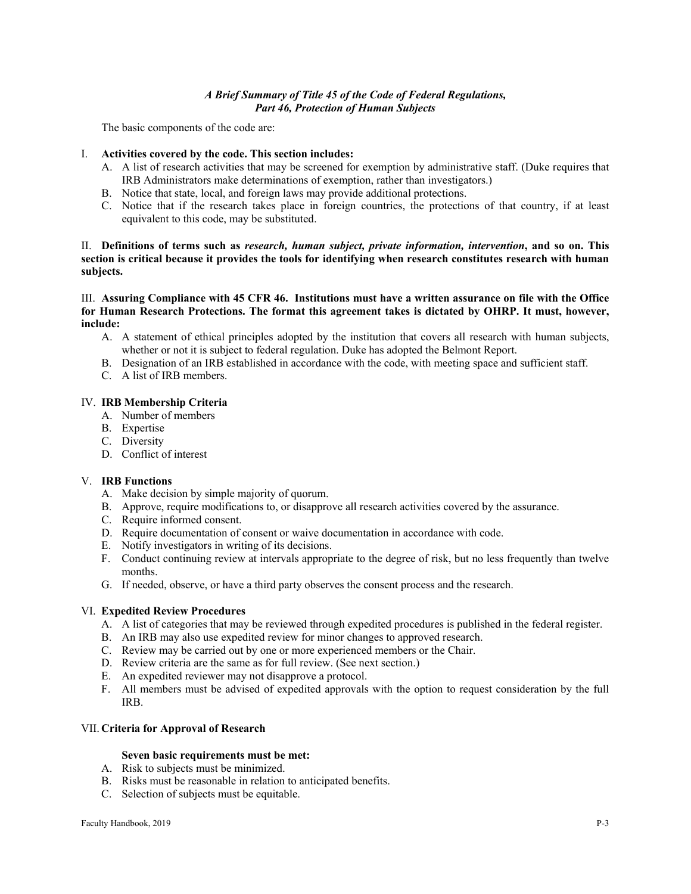### *A Brief Summary of Title 45 of the Code of Federal Regulations, Part 46, Protection of Human Subjects*

The basic components of the code are:

I. **Activities covered by the code. This section includes:**

A. A list of research activities that may be screened for exemption by administrative staff. (Duke requires that IRB Administrators make determinations of exemption, rather than investigators.)

B. Notice that state, local, and foreign laws may provide additional protections.

C. Notice that if the research takes place in foreign countries, the protections of that country, if at least equivalent to this code, may be substituted.

II. **Definitions of terms such as *research, human subject, private information, intervention*, and so on. This section is critical because it provides the tools for identifying when research constitutes research with human subjects.**

III. **Assuring Compliance with 45 CFR 46. Institutions must have a written assurance on file with the Office for Human Research Protections. The format this agreement takes is dictated by OHRP. It must, however, include:**

A. A statement of ethical principles adopted by the institution that covers all research with human subjects, whether or not it is subject to federal regulation. Duke has adopted the Belmont Report.

B. Designation of an IRB established in accordance with the code, with meeting space and sufficient staff.

C. A list of IRB members.

IV. **IRB Membership Criteria**

A. Number of members

B. Expertise

C. Diversity

D. Conflict of interest

V. **IRB Functions**

A. Make decision by simple majority of quorum.

B. Approve, require modifications to, or disapprove all research activities covered by the assurance.

C. Require informed consent.

D. Require documentation of consent or waive documentation in accordance with code.

E. Notify investigators in writing of its decisions.

F. Conduct continuing review at intervals appropriate to the degree of risk, but no less frequently than twelve months.

G. If needed, observe, or have a third party observes the consent process and the research.

VI. **Expedited Review Procedures**

A. A list of categories that may be reviewed through expedited procedures is published in the federal register.

B. An IRB may also use expedited review for minor changes to approved research.

C. Review may be carried out by one or more experienced members or the Chair.

D. Review criteria are the same as for full review. (See next section.)

E. An expedited reviewer may not disapprove a protocol.

F. All members must be advised of expedited approvals with the option to request consideration by the full IRB.

VII. **Criteria for Approval of Research**

**Seven basic requirements must be met:**

A. Risk to subjects must be minimized.

B. Risks must be reasonable in relation to anticipated benefits.

C. Selection of subjects must be equitable.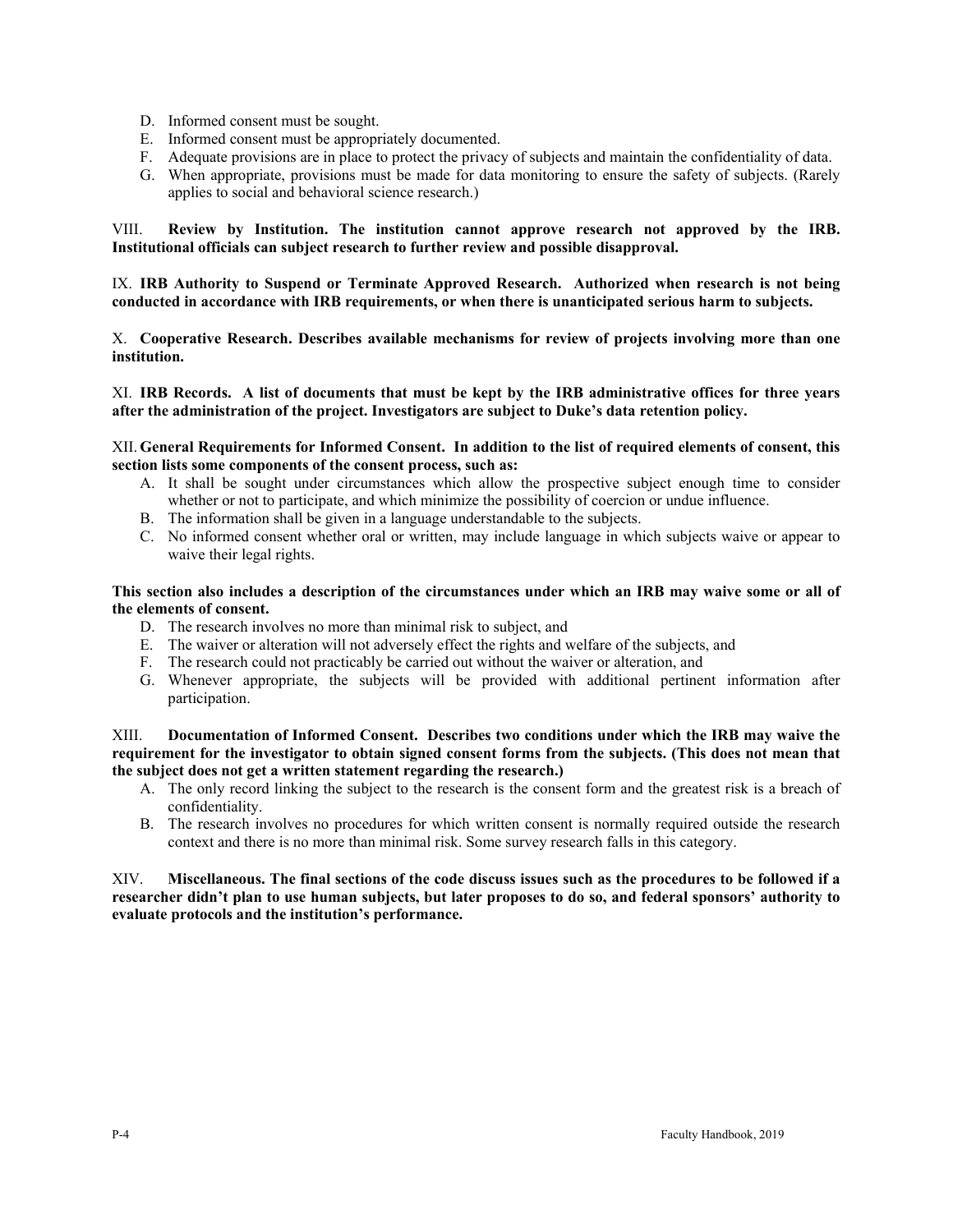D. Informed consent must be sought.
E. Informed consent must be appropriately documented.
F. Adequate provisions are in place to protect the privacy of subjects and maintain the confidentiality of data.
G. When appropriate, provisions must be made for data monitoring to ensure the safety of subjects. (Rarely applies to social and behavioral science research.)

VIII. **Review by Institution. The institution cannot approve research not approved by the IRB. Institutional officials can subject research to further review and possible disapproval.**

IX. **IRB Authority to Suspend or Terminate Approved Research. Authorized when research is not being conducted in accordance with IRB requirements, or when there is unanticipated serious harm to subjects.**

X. **Cooperative Research. Describes available mechanisms for review of projects involving more than one institution.**

XI. **IRB Records. A list of documents that must be kept by the IRB administrative offices for three years after the administration of the project. Investigators are subject to Duke's data retention policy.**

XII. **General Requirements for Informed Consent. In addition to the list of required elements of consent, this section lists some components of the consent process, such as:**

A. It shall be sought under circumstances which allow the prospective subject enough time to consider whether or not to participate, and which minimize the possibility of coercion or undue influence.
B. The information shall be given in a language understandable to the subjects.
C. No informed consent whether oral or written, may include language in which subjects waive or appear to waive their legal rights.

**This section also includes a description of the circumstances under which an IRB may waive some or all of the elements of consent.**

D. The research involves no more than minimal risk to subject, and
E. The waiver or alteration will not adversely effect the rights and welfare of the subjects, and
F. The research could not practicably be carried out without the waiver or alteration, and
G. Whenever appropriate, the subjects will be provided with additional pertinent information after participation.

XIII. **Documentation of Informed Consent. Describes two conditions under which the IRB may waive the requirement for the investigator to obtain signed consent forms from the subjects. (This does not mean that the subject does not get a written statement regarding the research.)**

A. The only record linking the subject to the research is the consent form and the greatest risk is a breach of confidentiality.
B. The research involves no procedures for which written consent is normally required outside the research context and there is no more than minimal risk. Some survey research falls in this category.

XIV. **Miscellaneous. The final sections of the code discuss issues such as the procedures to be followed if a researcher didn't plan to use human subjects, but later proposes to do so, and federal sponsors' authority to evaluate protocols and the institution's performance.**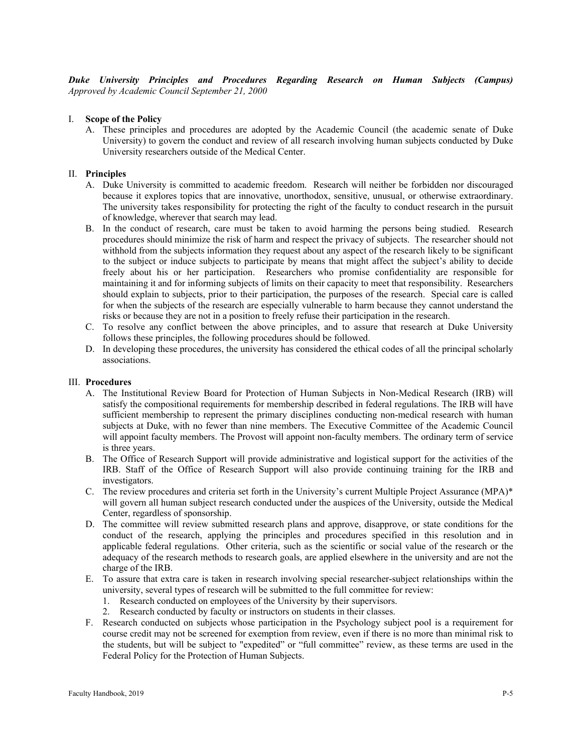***Duke University Principles and Procedures Regarding Research on Human Subjects (Campus)***
*Approved by Academic Council September 21, 2000*

## I. **Scope of the Policy**

A. These principles and procedures are adopted by the Academic Council (the academic senate of Duke University) to govern the conduct and review of all research involving human subjects conducted by Duke University researchers outside of the Medical Center.

## II. **Principles**

A. Duke University is committed to academic freedom. Research will neither be forbidden nor discouraged because it explores topics that are innovative, unorthodox, sensitive, unusual, or otherwise extraordinary. The university takes responsibility for protecting the right of the faculty to conduct research in the pursuit of knowledge, wherever that search may lead.

B. In the conduct of research, care must be taken to avoid harming the persons being studied. Research procedures should minimize the risk of harm and respect the privacy of subjects. The researcher should not withhold from the subjects information they request about any aspect of the research likely to be significant to the subject or induce subjects to participate by means that might affect the subject's ability to decide freely about his or her participation. Researchers who promise confidentiality are responsible for maintaining it and for informing subjects of limits on their capacity to meet that responsibility. Researchers should explain to subjects, prior to their participation, the purposes of the research. Special care is called for when the subjects of the research are especially vulnerable to harm because they cannot understand the risks or because they are not in a position to freely refuse their participation in the research.

C. To resolve any conflict between the above principles, and to assure that research at Duke University follows these principles, the following procedures should be followed.

D. In developing these procedures, the university has considered the ethical codes of all the principal scholarly associations.

## III. **Procedures**

A. The Institutional Review Board for Protection of Human Subjects in Non-Medical Research (IRB) will satisfy the compositional requirements for membership described in federal regulations. The IRB will have sufficient membership to represent the primary disciplines conducting non-medical research with human subjects at Duke, with no fewer than nine members. The Executive Committee of the Academic Council will appoint faculty members. The Provost will appoint non-faculty members. The ordinary term of service is three years.

B. The Office of Research Support will provide administrative and logistical support for the activities of the IRB. Staff of the Office of Research Support will also provide continuing training for the IRB and investigators.

C. The review procedures and criteria set forth in the University's current Multiple Project Assurance (MPA)* will govern all human subject research conducted under the auspices of the University, outside the Medical Center, regardless of sponsorship.

D. The committee will review submitted research plans and approve, disapprove, or state conditions for the conduct of the research, applying the principles and procedures specified in this resolution and in applicable federal regulations. Other criteria, such as the scientific or social value of the research or the adequacy of the research methods to research goals, are applied elsewhere in the university and are not the charge of the IRB.

E. To assure that extra care is taken in research involving special researcher-subject relationships within the university, several types of research will be submitted to the full committee for review:
   1. Research conducted on employees of the University by their supervisors.
   2. Research conducted by faculty or instructors on students in their classes.

F. Research conducted on subjects whose participation in the Psychology subject pool is a requirement for course credit may not be screened for exemption from review, even if there is no more than minimal risk to the students, but will be subject to "expedited" or "full committee" review, as these terms are used in the Federal Policy for the Protection of Human Subjects.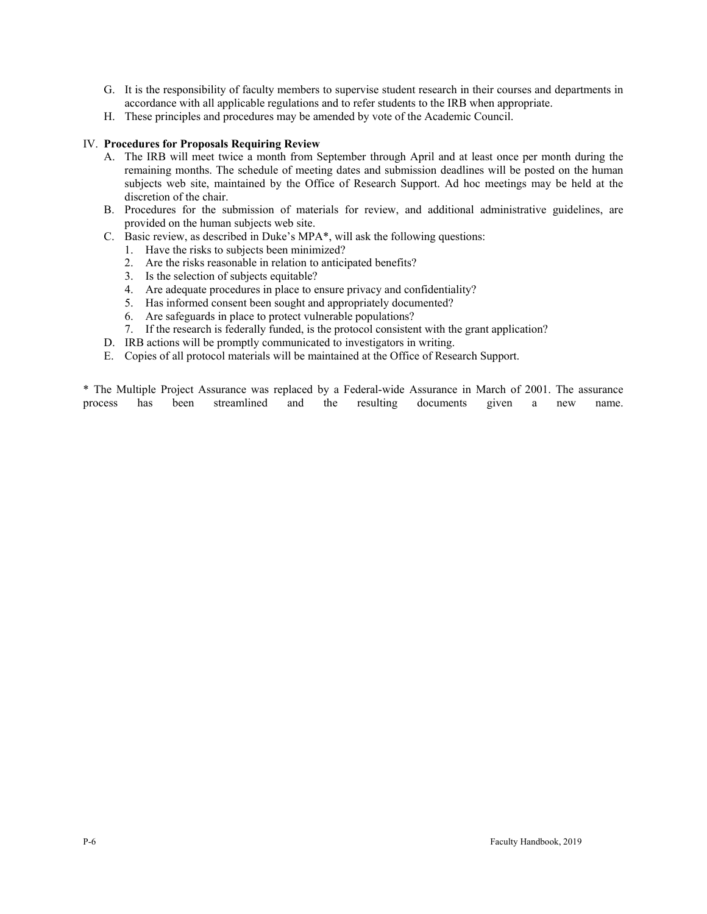G. It is the responsibility of faculty members to supervise student research in their courses and departments in accordance with all applicable regulations and to refer students to the IRB when appropriate.

H. These principles and procedures may be amended by vote of the Academic Council.

IV. **Procedures for Proposals Requiring Review**

A. The IRB will meet twice a month from September through April and at least once per month during the remaining months. The schedule of meeting dates and submission deadlines will be posted on the human subjects web site, maintained by the Office of Research Support. Ad hoc meetings may be held at the discretion of the chair.

B. Procedures for the submission of materials for review, and additional administrative guidelines, are provided on the human subjects web site.

C. Basic review, as described in Duke's MPA*, will ask the following questions:

1. Have the risks to subjects been minimized?
2. Are the risks reasonable in relation to anticipated benefits?
3. Is the selection of subjects equitable?
4. Are adequate procedures in place to ensure privacy and confidentiality?
5. Has informed consent been sought and appropriately documented?
6. Are safeguards in place to protect vulnerable populations?
7. If the research is federally funded, is the protocol consistent with the grant application?

D. IRB actions will be promptly communicated to investigators in writing.

E. Copies of all protocol materials will be maintained at the Office of Research Support.

* The Multiple Project Assurance was replaced by a Federal-wide Assurance in March of 2001. The assurance process has been streamlined and the resulting documents given a new name.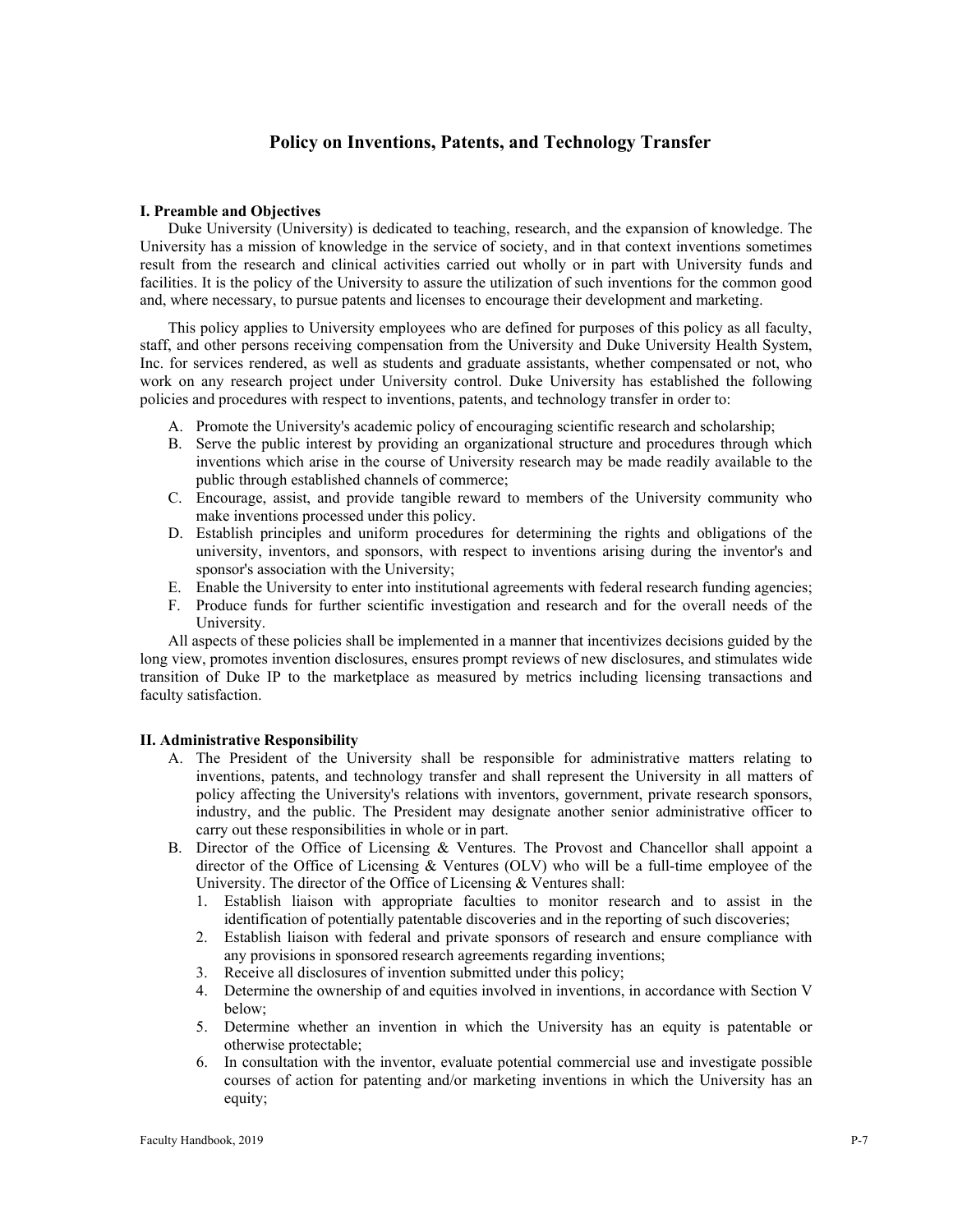# Policy on Inventions, Patents, and Technology Transfer

### I. Preamble and Objectives

Duke University (University) is dedicated to teaching, research, and the expansion of knowledge. The University has a mission of knowledge in the service of society, and in that context inventions sometimes result from the research and clinical activities carried out wholly or in part with University funds and facilities. It is the policy of the University to assure the utilization of such inventions for the common good and, where necessary, to pursue patents and licenses to encourage their development and marketing.

This policy applies to University employees who are defined for purposes of this policy as all faculty, staff, and other persons receiving compensation from the University and Duke University Health System, Inc. for services rendered, as well as students and graduate assistants, whether compensated or not, who work on any research project under University control. Duke University has established the following policies and procedures with respect to inventions, patents, and technology transfer in order to:

A. Promote the University's academic policy of encouraging scientific research and scholarship;
B. Serve the public interest by providing an organizational structure and procedures through which inventions which arise in the course of University research may be made readily available to the public through established channels of commerce;
C. Encourage, assist, and provide tangible reward to members of the University community who make inventions processed under this policy.
D. Establish principles and uniform procedures for determining the rights and obligations of the university, inventors, and sponsors, with respect to inventions arising during the inventor's and sponsor's association with the University;
E. Enable the University to enter into institutional agreements with federal research funding agencies;
F. Produce funds for further scientific investigation and research and for the overall needs of the University.

All aspects of these policies shall be implemented in a manner that incentivizes decisions guided by the long view, promotes invention disclosures, ensures prompt reviews of new disclosures, and stimulates wide transition of Duke IP to the marketplace as measured by metrics including licensing transactions and faculty satisfaction.

### II. Administrative Responsibility

A. The President of the University shall be responsible for administrative matters relating to inventions, patents, and technology transfer and shall represent the University in all matters of policy affecting the University's relations with inventors, government, private research sponsors, industry, and the public. The President may designate another senior administrative officer to carry out these responsibilities in whole or in part.
B. Director of the Office of Licensing & Ventures. The Provost and Chancellor shall appoint a director of the Office of Licensing & Ventures (OLV) who will be a full-time employee of the University. The director of the Office of Licensing & Ventures shall:
   1. Establish liaison with appropriate faculties to monitor research and to assist in the identification of potentially patentable discoveries and in the reporting of such discoveries;
   2. Establish liaison with federal and private sponsors of research and ensure compliance with any provisions in sponsored research agreements regarding inventions;
   3. Receive all disclosures of invention submitted under this policy;
   4. Determine the ownership of and equities involved in inventions, in accordance with Section V below;
   5. Determine whether an invention in which the University has an equity is patentable or otherwise protectable;
   6. In consultation with the inventor, evaluate potential commercial use and investigate possible courses of action for patenting and/or marketing inventions in which the University has an equity;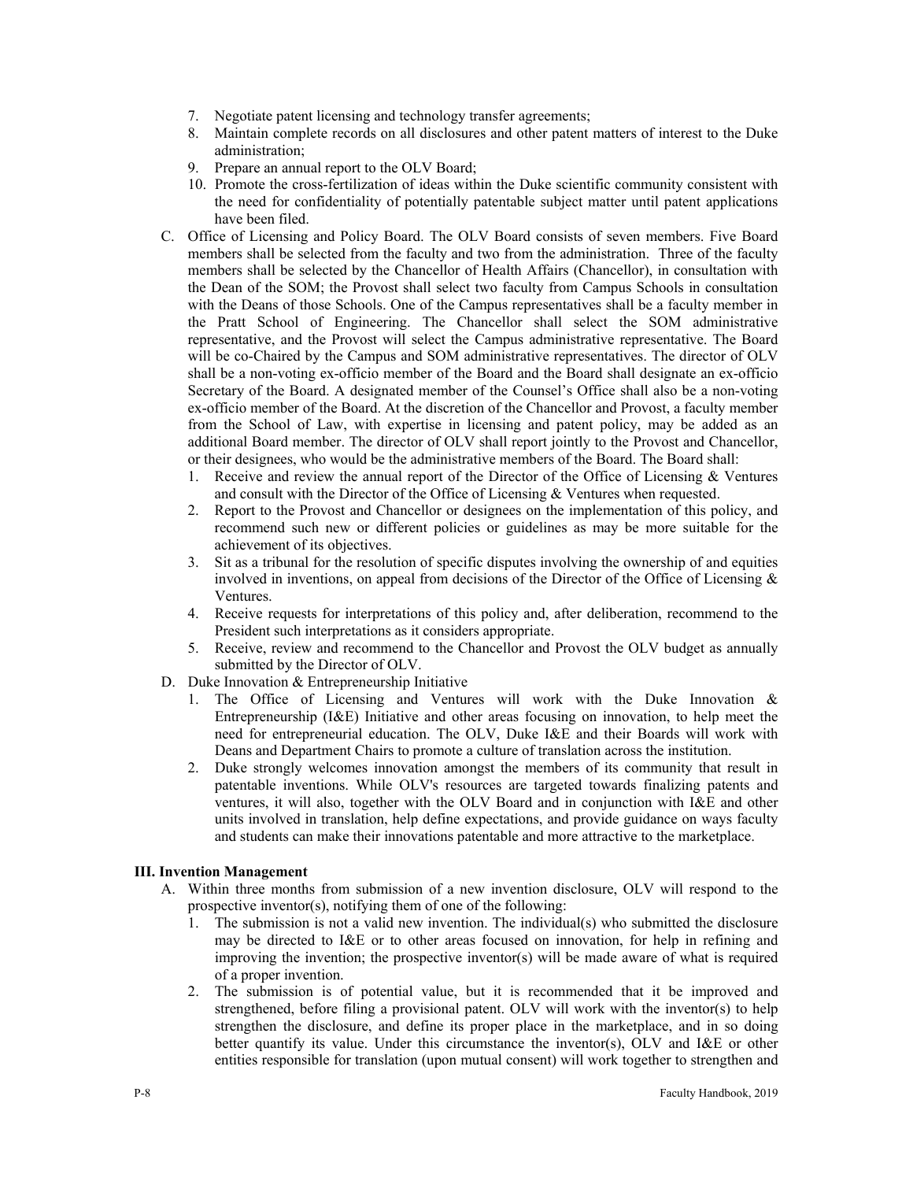7. Negotiate patent licensing and technology transfer agreements;
8. Maintain complete records on all disclosures and other patent matters of interest to the Duke administration;
9. Prepare an annual report to the OLV Board;
10. Promote the cross-fertilization of ideas within the Duke scientific community consistent with the need for confidentiality of potentially patentable subject matter until patent applications have been filed.

C. Office of Licensing and Policy Board. The OLV Board consists of seven members. Five Board members shall be selected from the faculty and two from the administration. Three of the faculty members shall be selected by the Chancellor of Health Affairs (Chancellor), in consultation with the Dean of the SOM; the Provost shall select two faculty from Campus Schools in consultation with the Deans of those Schools. One of the Campus representatives shall be a faculty member in the Pratt School of Engineering. The Chancellor shall select the SOM administrative representative, and the Provost will select the Campus administrative representative. The Board will be co-Chaired by the Campus and SOM administrative representatives. The director of OLV shall be a non-voting ex-officio member of the Board and the Board shall designate an ex-officio Secretary of the Board. A designated member of the Counsel's Office shall also be a non-voting ex-officio member of the Board. At the discretion of the Chancellor and Provost, a faculty member from the School of Law, with expertise in licensing and patent policy, may be added as an additional Board member. The director of OLV shall report jointly to the Provost and Chancellor, or their designees, who would be the administrative members of the Board. The Board shall:
   1. Receive and review the annual report of the Director of the Office of Licensing & Ventures and consult with the Director of the Office of Licensing & Ventures when requested.
   2. Report to the Provost and Chancellor or designees on the implementation of this policy, and recommend such new or different policies or guidelines as may be more suitable for the achievement of its objectives.
   3. Sit as a tribunal for the resolution of specific disputes involving the ownership of and equities involved in inventions, on appeal from decisions of the Director of the Office of Licensing & Ventures.
   4. Receive requests for interpretations of this policy and, after deliberation, recommend to the President such interpretations as it considers appropriate.
   5. Receive, review and recommend to the Chancellor and Provost the OLV budget as annually submitted by the Director of OLV.

D. Duke Innovation & Entrepreneurship Initiative
   1. The Office of Licensing and Ventures will work with the Duke Innovation & Entrepreneurship (I&E) Initiative and other areas focusing on innovation, to help meet the need for entrepreneurial education. The OLV, Duke I&E and their Boards will work with Deans and Department Chairs to promote a culture of translation across the institution.
   2. Duke strongly welcomes innovation amongst the members of its community that result in patentable inventions. While OLV's resources are targeted towards finalizing patents and ventures, it will also, together with the OLV Board and in conjunction with I&E and other units involved in translation, help define expectations, and provide guidance on ways faculty and students can make their innovations patentable and more attractive to the marketplace.

**III. Invention Management**

A. Within three months from submission of a new invention disclosure, OLV will respond to the prospective inventor(s), notifying them of one of the following:
   1. The submission is not a valid new invention. The individual(s) who submitted the disclosure may be directed to I&E or to other areas focused on innovation, for help in refining and improving the invention; the prospective inventor(s) will be made aware of what is required of a proper invention.
   2. The submission is of potential value, but it is recommended that it be improved and strengthened, before filing a provisional patent. OLV will work with the inventor(s) to help strengthen the disclosure, and define its proper place in the marketplace, and in so doing better quantify its value. Under this circumstance the inventor(s), OLV and I&E or other entities responsible for translation (upon mutual consent) will work together to strengthen and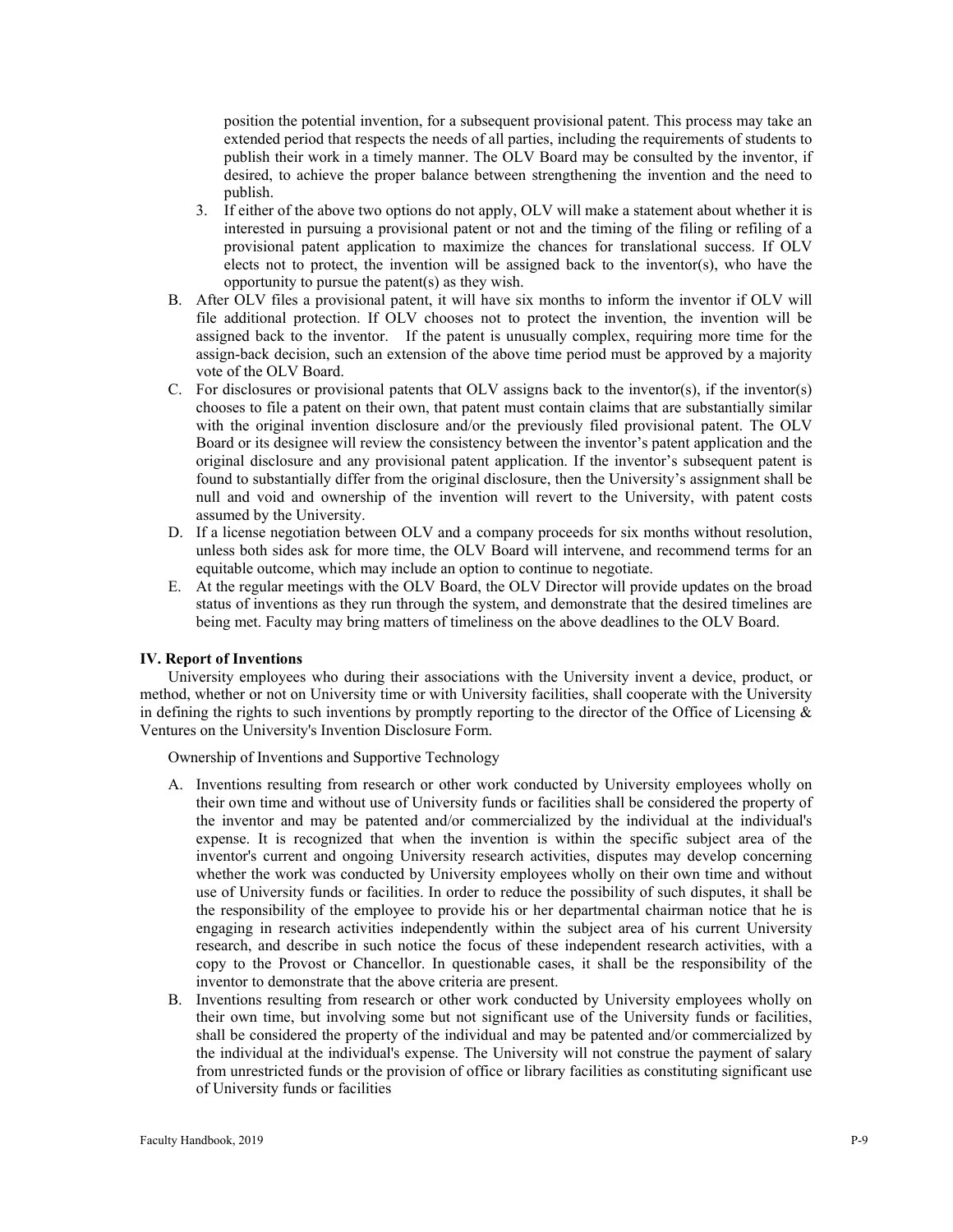position the potential invention, for a subsequent provisional patent. This process may take an extended period that respects the needs of all parties, including the requirements of students to publish their work in a timely manner. The OLV Board may be consulted by the inventor, if desired, to achieve the proper balance between strengthening the invention and the need to publish.

3. If either of the above two options do not apply, OLV will make a statement about whether it is interested in pursuing a provisional patent or not and the timing of the filing or refiling of a provisional patent application to maximize the chances for translational success. If OLV elects not to protect, the invention will be assigned back to the inventor(s), who have the opportunity to pursue the patent(s) as they wish.

B. After OLV files a provisional patent, it will have six months to inform the inventor if OLV will file additional protection. If OLV chooses not to protect the invention, the invention will be assigned back to the inventor. If the patent is unusually complex, requiring more time for the assign-back decision, such an extension of the above time period must be approved by a majority vote of the OLV Board.

C. For disclosures or provisional patents that OLV assigns back to the inventor(s), if the inventor(s) chooses to file a patent on their own, that patent must contain claims that are substantially similar with the original invention disclosure and/or the previously filed provisional patent. The OLV Board or its designee will review the consistency between the inventor's patent application and the original disclosure and any provisional patent application. If the inventor's subsequent patent is found to substantially differ from the original disclosure, then the University's assignment shall be null and void and ownership of the invention will revert to the University, with patent costs assumed by the University.

D. If a license negotiation between OLV and a company proceeds for six months without resolution, unless both sides ask for more time, the OLV Board will intervene, and recommend terms for an equitable outcome, which may include an option to continue to negotiate.

E. At the regular meetings with the OLV Board, the OLV Director will provide updates on the broad status of inventions as they run through the system, and demonstrate that the desired timelines are being met. Faculty may bring matters of timeliness on the above deadlines to the OLV Board.

**IV. Report of Inventions**

University employees who during their associations with the University invent a device, product, or method, whether or not on University time or with University facilities, shall cooperate with the University in defining the rights to such inventions by promptly reporting to the director of the Office of Licensing & Ventures on the University's Invention Disclosure Form.

Ownership of Inventions and Supportive Technology

A. Inventions resulting from research or other work conducted by University employees wholly on their own time and without use of University funds or facilities shall be considered the property of the inventor and may be patented and/or commercialized by the individual at the individual's expense. It is recognized that when the invention is within the specific subject area of the inventor's current and ongoing University research activities, disputes may develop concerning whether the work was conducted by University employees wholly on their own time and without use of University funds or facilities. In order to reduce the possibility of such disputes, it shall be the responsibility of the employee to provide his or her departmental chairman notice that he is engaging in research activities independently within the subject area of his current University research, and describe in such notice the focus of these independent research activities, with a copy to the Provost or Chancellor. In questionable cases, it shall be the responsibility of the inventor to demonstrate that the above criteria are present.

B. Inventions resulting from research or other work conducted by University employees wholly on their own time, but involving some but not significant use of the University funds or facilities, shall be considered the property of the individual and may be patented and/or commercialized by the individual at the individual's expense. The University will not construe the payment of salary from unrestricted funds or the provision of office or library facilities as constituting significant use of University funds or facilities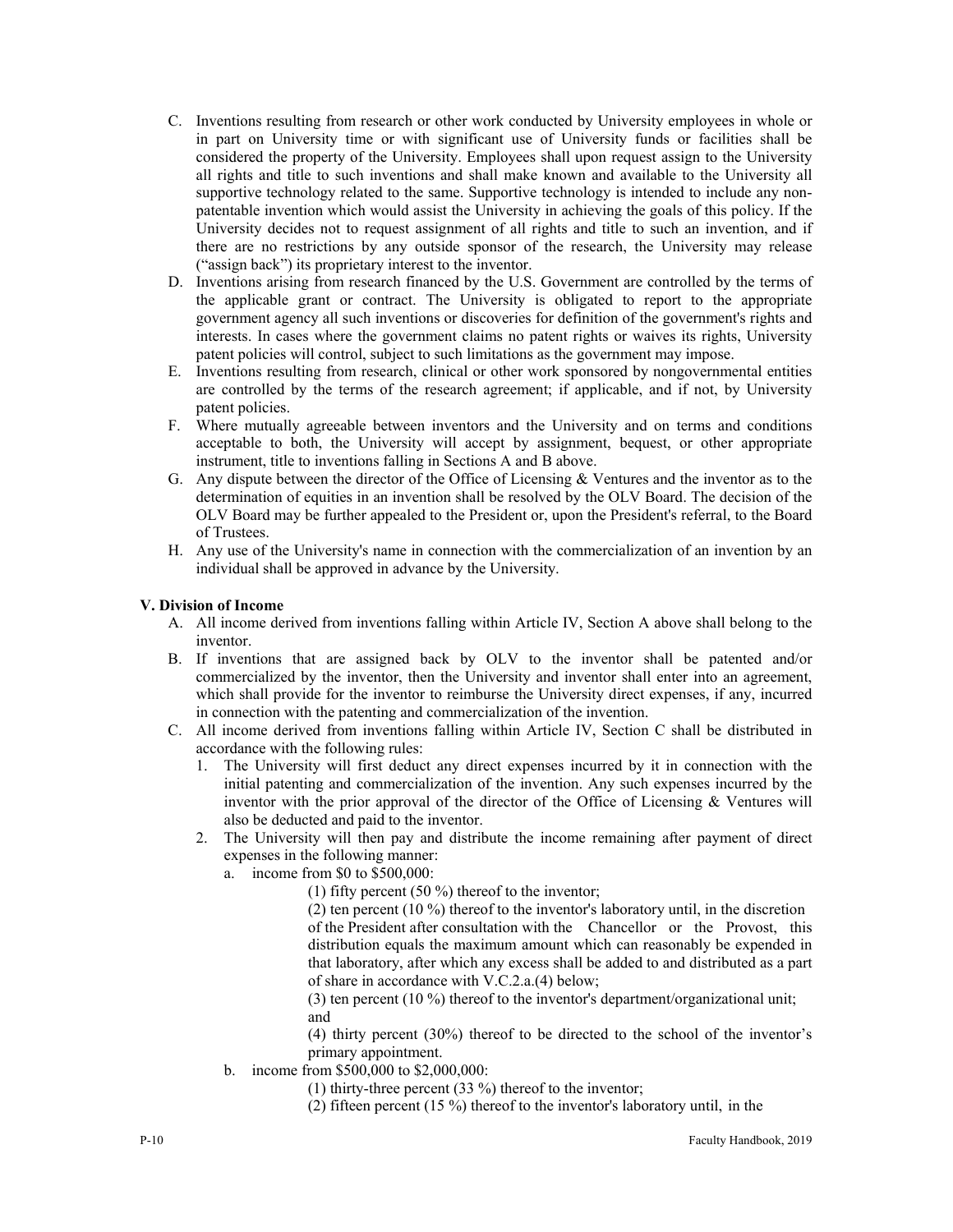C. Inventions resulting from research or other work conducted by University employees in whole or in part on University time or with significant use of University funds or facilities shall be considered the property of the University. Employees shall upon request assign to the University all rights and title to such inventions and shall make known and available to the University all supportive technology related to the same. Supportive technology is intended to include any non-patentable invention which would assist the University in achieving the goals of this policy. If the University decides not to request assignment of all rights and title to such an invention, and if there are no restrictions by any outside sponsor of the research, the University may release ("assign back") its proprietary interest to the inventor.

D. Inventions arising from research financed by the U.S. Government are controlled by the terms of the applicable grant or contract. The University is obligated to report to the appropriate government agency all such inventions or discoveries for definition of the government's rights and interests. In cases where the government claims no patent rights or waives its rights, University patent policies will control, subject to such limitations as the government may impose.

E. Inventions resulting from research, clinical or other work sponsored by nongovernmental entities are controlled by the terms of the research agreement; if applicable, and if not, by University patent policies.

F. Where mutually agreeable between inventors and the University and on terms and conditions acceptable to both, the University will accept by assignment, bequest, or other appropriate instrument, title to inventions falling in Sections A and B above.

G. Any dispute between the director of the Office of Licensing & Ventures and the inventor as to the determination of equities in an invention shall be resolved by the OLV Board. The decision of the OLV Board may be further appealed to the President or, upon the President's referral, to the Board of Trustees.

H. Any use of the University's name in connection with the commercialization of an invention by an individual shall be approved in advance by the University.

**V. Division of Income**

A. All income derived from inventions falling within Article IV, Section A above shall belong to the inventor.

B. If inventions that are assigned back by OLV to the inventor shall be patented and/or commercialized by the inventor, then the University and inventor shall enter into an agreement, which shall provide for the inventor to reimburse the University direct expenses, if any, incurred in connection with the patenting and commercialization of the invention.

C. All income derived from inventions falling within Article IV, Section C shall be distributed in accordance with the following rules:

1. The University will first deduct any direct expenses incurred by it in connection with the initial patenting and commercialization of the invention. Any such expenses incurred by the inventor with the prior approval of the director of the Office of Licensing & Ventures will also be deducted and paid to the inventor.
2. The University will then pay and distribute the income remaining after payment of direct expenses in the following manner:
   a. income from $0 to $500,000:

      (1) fifty percent (50 %) thereof to the inventor;

      (2) ten percent (10 %) thereof to the inventor's laboratory until, in the discretion of the President after consultation with the Chancellor or the Provost, this distribution equals the maximum amount which can reasonably be expended in that laboratory, after which any excess shall be added to and distributed as a part of share in accordance with V.C.2.a.(4) below;

      (3) ten percent (10 %) thereof to the inventor's department/organizational unit; and

      (4) thirty percent (30%) thereof to be directed to the school of the inventor's primary appointment.

   b. income from $500,000 to $2,000,000:

      (1) thirty-three percent (33 %) thereof to the inventor;

      (2) fifteen percent (15 %) thereof to the inventor's laboratory until, in the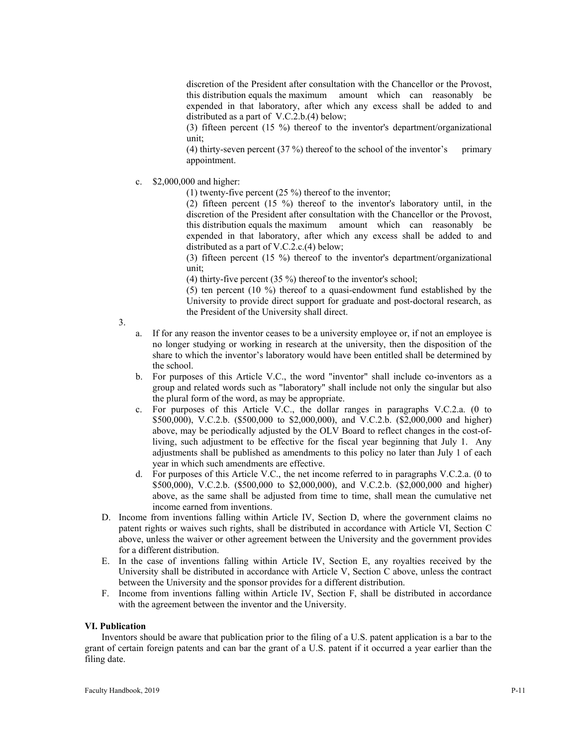discretion of the President after consultation with the Chancellor or the Provost, this distribution equals the maximum amount which can reasonably be expended in that laboratory, after which any excess shall be added to and distributed as a part of V.C.2.b.(4) below;

(3) fifteen percent (15 %) thereof to the inventor's department/organizational unit;

(4) thirty-seven percent (37 %) thereof to the school of the inventor's primary appointment.

c. $2,000,000 and higher:

(1) twenty-five percent (25 %) thereof to the inventor;

(2) fifteen percent (15 %) thereof to the inventor's laboratory until, in the discretion of the President after consultation with the Chancellor or the Provost, this distribution equals the maximum amount which can reasonably be expended in that laboratory, after which any excess shall be added to and distributed as a part of V.C.2.c.(4) below;

(3) fifteen percent (15 %) thereof to the inventor's department/organizational unit;

(4) thirty-five percent (35 %) thereof to the inventor's school;

(5) ten percent (10 %) thereof to a quasi-endowment fund established by the University to provide direct support for graduate and post-doctoral research, as the President of the University shall direct.

3.

a. If for any reason the inventor ceases to be a university employee or, if not an employee is no longer studying or working in research at the university, then the disposition of the share to which the inventor's laboratory would have been entitled shall be determined by the school.

b. For purposes of this Article V.C., the word "inventor" shall include co-inventors as a group and related words such as "laboratory" shall include not only the singular but also the plural form of the word, as may be appropriate.

c. For purposes of this Article V.C., the dollar ranges in paragraphs V.C.2.a. (0 to $500,000), V.C.2.b. ($500,000 to $2,000,000), and V.C.2.b. ($2,000,000 and higher) above, may be periodically adjusted by the OLV Board to reflect changes in the cost-of-living, such adjustment to be effective for the fiscal year beginning that July 1. Any adjustments shall be published as amendments to this policy no later than July 1 of each year in which such amendments are effective.

d. For purposes of this Article V.C., the net income referred to in paragraphs V.C.2.a. (0 to $500,000), V.C.2.b. ($500,000 to $2,000,000), and V.C.2.b. ($2,000,000 and higher) above, as the same shall be adjusted from time to time, shall mean the cumulative net income earned from inventions.

D. Income from inventions falling within Article IV, Section D, where the government claims no patent rights or waives such rights, shall be distributed in accordance with Article VI, Section C above, unless the waiver or other agreement between the University and the government provides for a different distribution.

E. In the case of inventions falling within Article IV, Section E, any royalties received by the University shall be distributed in accordance with Article V, Section C above, unless the contract between the University and the sponsor provides for a different distribution.

F. Income from inventions falling within Article IV, Section F, shall be distributed in accordance with the agreement between the inventor and the University.

**VI. Publication**

Inventors should be aware that publication prior to the filing of a U.S. patent application is a bar to the grant of certain foreign patents and can bar the grant of a U.S. patent if it occurred a year earlier than the filing date.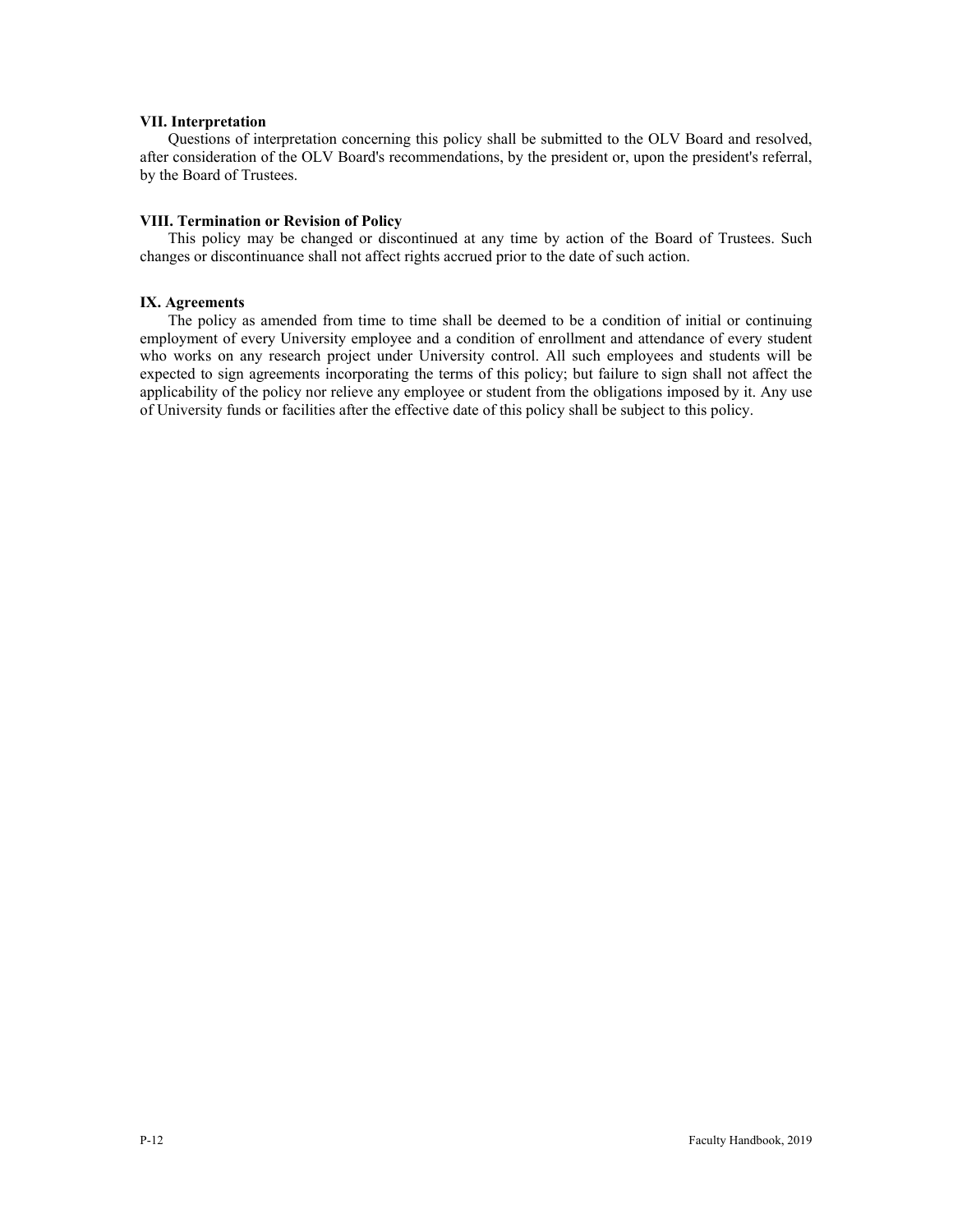**VII. Interpretation**

Questions of interpretation concerning this policy shall be submitted to the OLV Board and resolved, after consideration of the OLV Board's recommendations, by the president or, upon the president's referral, by the Board of Trustees.

**VIII. Termination or Revision of Policy**

This policy may be changed or discontinued at any time by action of the Board of Trustees. Such changes or discontinuance shall not affect rights accrued prior to the date of such action.

**IX. Agreements**

The policy as amended from time to time shall be deemed to be a condition of initial or continuing employment of every University employee and a condition of enrollment and attendance of every student who works on any research project under University control. All such employees and students will be expected to sign agreements incorporating the terms of this policy; but failure to sign shall not affect the applicability of the policy nor relieve any employee or student from the obligations imposed by it. Any use of University funds or facilities after the effective date of this policy shall be subject to this policy.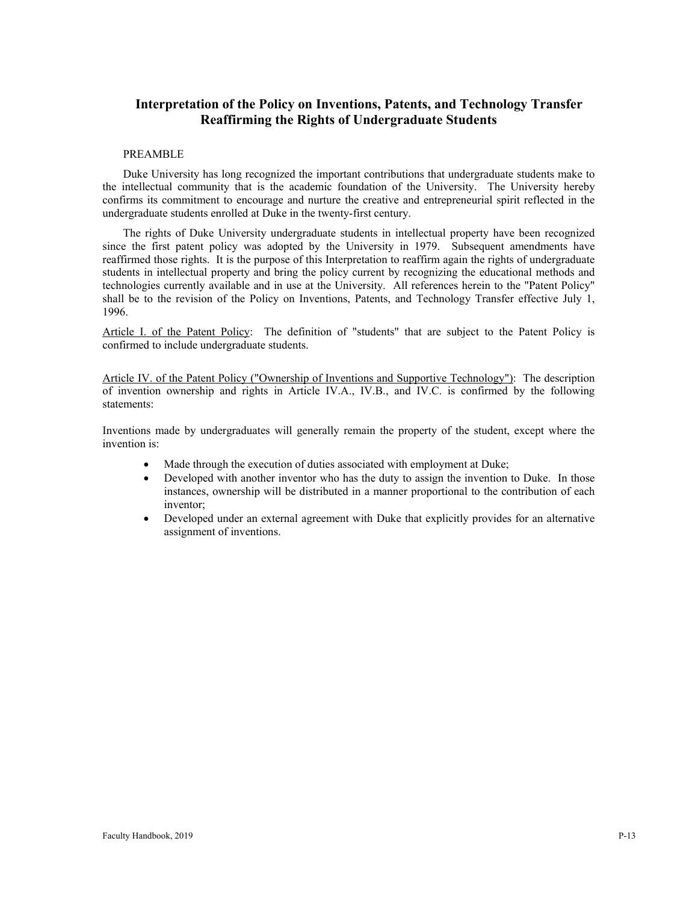# Interpretation of the Policy on Inventions, Patents, and Technology Transfer Reaffirming the Rights of Undergraduate Students

PREAMBLE

Duke University has long recognized the important contributions that undergraduate students make to the intellectual community that is the academic foundation of the University. The University hereby confirms its commitment to encourage and nurture the creative and entrepreneurial spirit reflected in the undergraduate students enrolled at Duke in the twenty-first century.

The rights of Duke University undergraduate students in intellectual property have been recognized since the first patent policy was adopted by the University in 1979. Subsequent amendments have reaffirmed those rights. It is the purpose of this Interpretation to reaffirm again the rights of undergraduate students in intellectual property and bring the policy current by recognizing the educational methods and technologies currently available and in use at the University. All references herein to the "Patent Policy" shall be to the revision of the Policy on Inventions, Patents, and Technology Transfer effective July 1, 1996.

<u>Article I. of the Patent Policy</u>: The definition of "students" that are subject to the Patent Policy is confirmed to include undergraduate students.

<u>Article IV. of the Patent Policy ("Ownership of Inventions and Supportive Technology")</u>: The description of invention ownership and rights in Article IV.A., IV.B., and IV.C. is confirmed by the following statements:

Inventions made by undergraduates will generally remain the property of the student, except where the invention is:

- Made through the execution of duties associated with employment at Duke;
- Developed with another inventor who has the duty to assign the invention to Duke. In those instances, ownership will be distributed in a manner proportional to the contribution of each inventor;
- Developed under an external agreement with Duke that explicitly provides for an alternative assignment of inventions.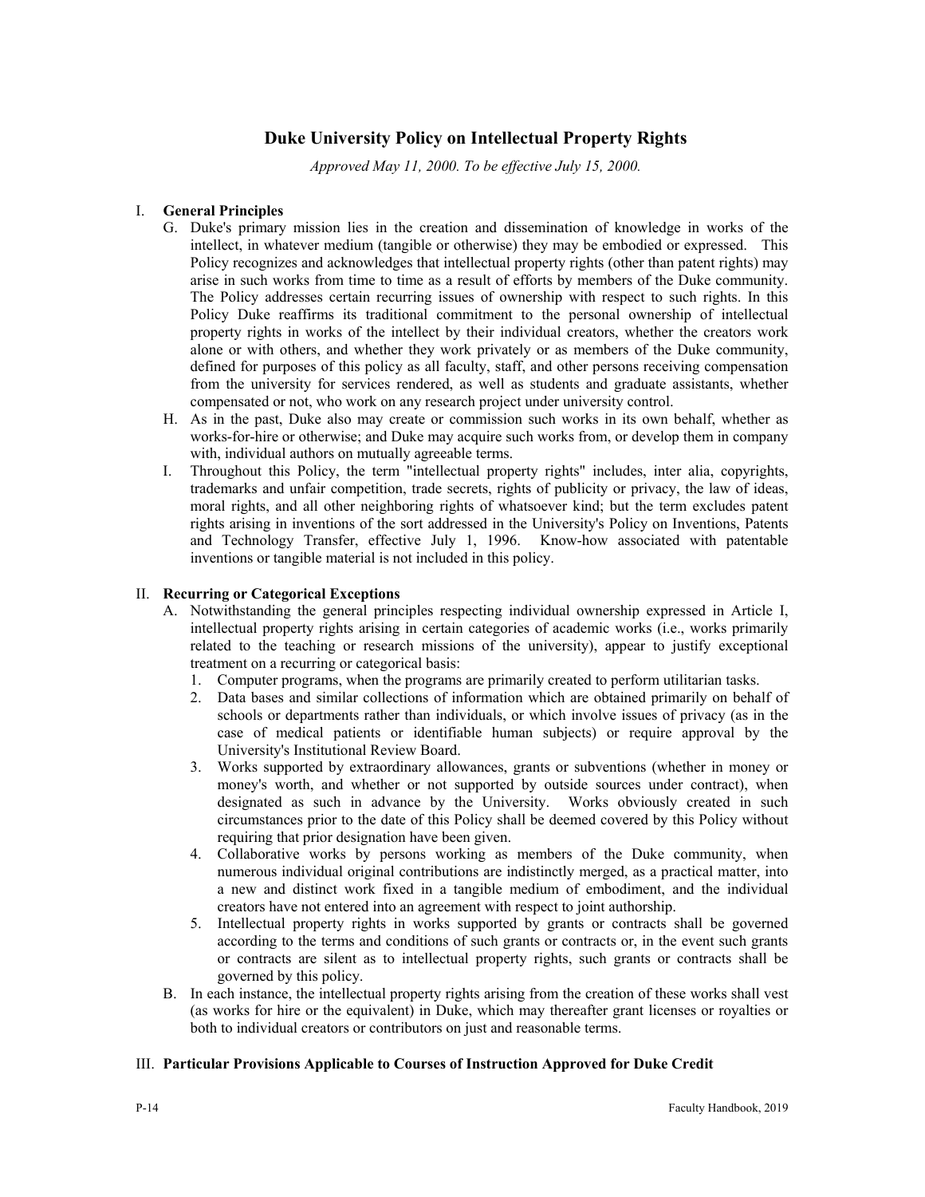## Duke University Policy on Intellectual Property Rights

*Approved May 11, 2000. To be effective July 15, 2000.*

I. **General Principles**

G. Duke's primary mission lies in the creation and dissemination of knowledge in works of the intellect, in whatever medium (tangible or otherwise) they may be embodied or expressed. This Policy recognizes and acknowledges that intellectual property rights (other than patent rights) may arise in such works from time to time as a result of efforts by members of the Duke community. The Policy addresses certain recurring issues of ownership with respect to such rights. In this Policy Duke reaffirms its traditional commitment to the personal ownership of intellectual property rights in works of the intellect by their individual creators, whether the creators work alone or with others, and whether they work privately or as members of the Duke community, defined for purposes of this policy as all faculty, staff, and other persons receiving compensation from the university for services rendered, as well as students and graduate assistants, whether compensated or not, who work on any research project under university control.

H. As in the past, Duke also may create or commission such works in its own behalf, whether as works-for-hire or otherwise; and Duke may acquire such works from, or develop them in company with, individual authors on mutually agreeable terms.

I. Throughout this Policy, the term "intellectual property rights" includes, inter alia, copyrights, trademarks and unfair competition, trade secrets, rights of publicity or privacy, the law of ideas, moral rights, and all other neighboring rights of whatsoever kind; but the term excludes patent rights arising in inventions of the sort addressed in the University's Policy on Inventions, Patents and Technology Transfer, effective July 1, 1996. Know-how associated with patentable inventions or tangible material is not included in this policy.

II. **Recurring or Categorical Exceptions**

A. Notwithstanding the general principles respecting individual ownership expressed in Article I, intellectual property rights arising in certain categories of academic works (i.e., works primarily related to the teaching or research missions of the university), appear to justify exceptional treatment on a recurring or categorical basis:

1. Computer programs, when the programs are primarily created to perform utilitarian tasks.
2. Data bases and similar collections of information which are obtained primarily on behalf of schools or departments rather than individuals, or which involve issues of privacy (as in the case of medical patients or identifiable human subjects) or require approval by the University's Institutional Review Board.
3. Works supported by extraordinary allowances, grants or subventions (whether in money or money's worth, and whether or not supported by outside sources under contract), when designated as such in advance by the University. Works obviously created in such circumstances prior to the date of this Policy shall be deemed covered by this Policy without requiring that prior designation have been given.
4. Collaborative works by persons working as members of the Duke community, when numerous individual original contributions are indistinctly merged, as a practical matter, into a new and distinct work fixed in a tangible medium of embodiment, and the individual creators have not entered into an agreement with respect to joint authorship.
5. Intellectual property rights in works supported by grants or contracts shall be governed according to the terms and conditions of such grants or contracts or, in the event such grants or contracts are silent as to intellectual property rights, such grants or contracts shall be governed by this policy.

B. In each instance, the intellectual property rights arising from the creation of these works shall vest (as works for hire or the equivalent) in Duke, which may thereafter grant licenses or royalties or both to individual creators or contributors on just and reasonable terms.

III. **Particular Provisions Applicable to Courses of Instruction Approved for Duke Credit**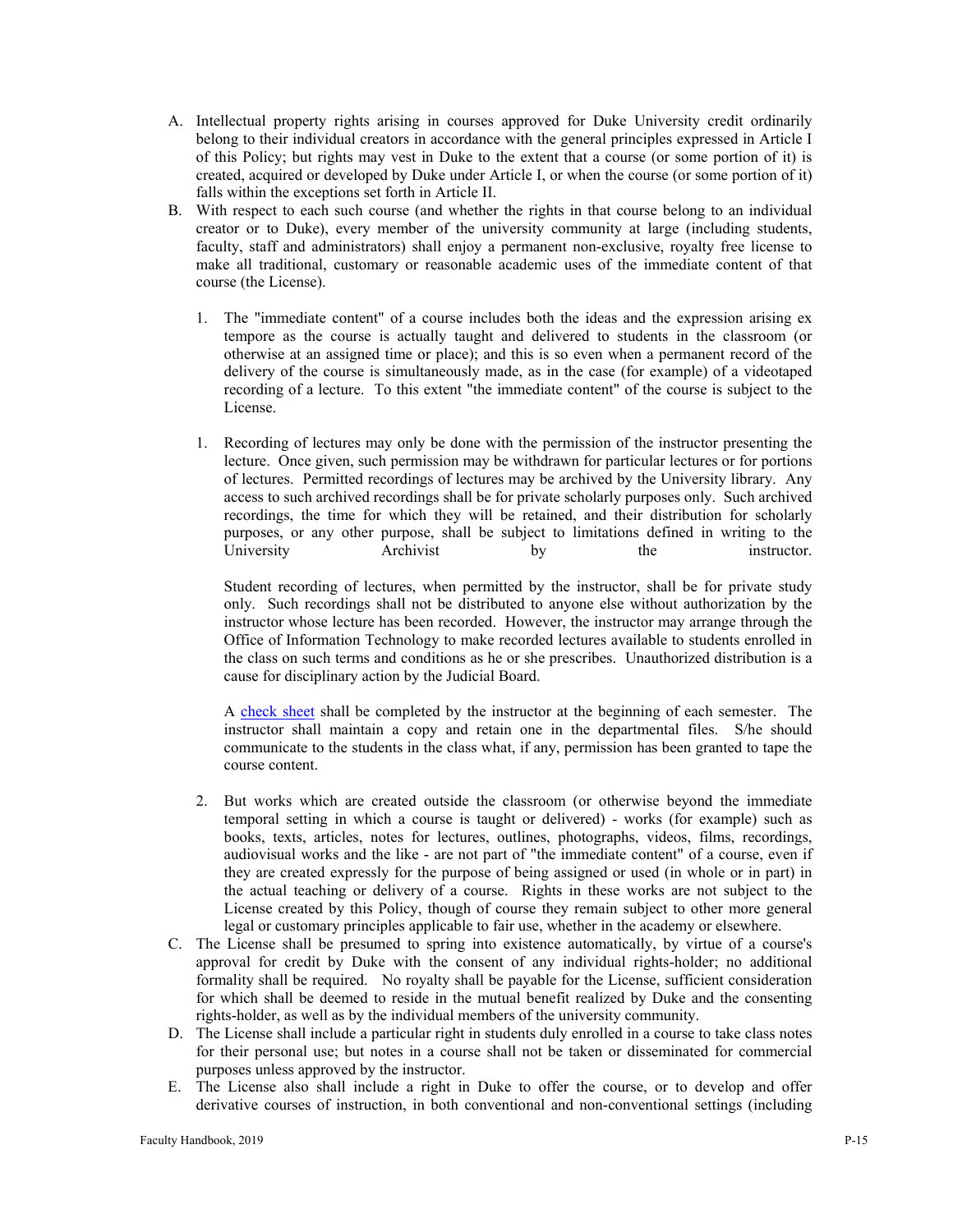A. Intellectual property rights arising in courses approved for Duke University credit ordinarily belong to their individual creators in accordance with the general principles expressed in Article I of this Policy; but rights may vest in Duke to the extent that a course (or some portion of it) is created, acquired or developed by Duke under Article I, or when the course (or some portion of it) falls within the exceptions set forth in Article II.

B. With respect to each such course (and whether the rights in that course belong to an individual creator or to Duke), every member of the university community at large (including students, faculty, staff and administrators) shall enjoy a permanent non-exclusive, royalty free license to make all traditional, customary or reasonable academic uses of the immediate content of that course (the License).

   1. The "immediate content" of a course includes both the ideas and the expression arising ex tempore as the course is actually taught and delivered to students in the classroom (or otherwise at an assigned time or place); and this is so even when a permanent record of the delivery of the course is simultaneously made, as in the case (for example) of a videotaped recording of a lecture. To this extent "the immediate content" of the course is subject to the License.

   1. Recording of lectures may only be done with the permission of the instructor presenting the lecture. Once given, such permission may be withdrawn for particular lectures or for portions of lectures. Permitted recordings of lectures may be archived by the University library. Any access to such archived recordings shall be for private scholarly purposes only. Such archived recordings, the time for which they will be retained, and their distribution for scholarly purposes, or any other purpose, shall be subject to limitations defined in writing to the University Archivist by the instructor.

      Student recording of lectures, when permitted by the instructor, shall be for private study only. Such recordings shall not be distributed to anyone else without authorization by the instructor whose lecture has been recorded. However, the instructor may arrange through the Office of Information Technology to make recorded lectures available to students enrolled in the class on such terms and conditions as he or she prescribes. Unauthorized distribution is a cause for disciplinary action by the Judicial Board.

      A check sheet shall be completed by the instructor at the beginning of each semester. The instructor shall maintain a copy and retain one in the departmental files. S/he should communicate to the students in the class what, if any, permission has been granted to tape the course content.

   2. But works which are created outside the classroom (or otherwise beyond the immediate temporal setting in which a course is taught or delivered) - works (for example) such as books, texts, articles, notes for lectures, outlines, photographs, videos, films, recordings, audiovisual works and the like - are not part of "the immediate content" of a course, even if they are created expressly for the purpose of being assigned or used (in whole or in part) in the actual teaching or delivery of a course. Rights in these works are not subject to the License created by this Policy, though of course they remain subject to other more general legal or customary principles applicable to fair use, whether in the academy or elsewhere.

C. The License shall be presumed to spring into existence automatically, by virtue of a course's approval for credit by Duke with the consent of any individual rights-holder; no additional formality shall be required. No royalty shall be payable for the License, sufficient consideration for which shall be deemed to reside in the mutual benefit realized by Duke and the consenting rights-holder, as well as by the individual members of the university community.

D. The License shall include a particular right in students duly enrolled in a course to take class notes for their personal use; but notes in a course shall not be taken or disseminated for commercial purposes unless approved by the instructor.

E. The License also shall include a right in Duke to offer the course, or to develop and offer derivative courses of instruction, in both conventional and non-conventional settings (including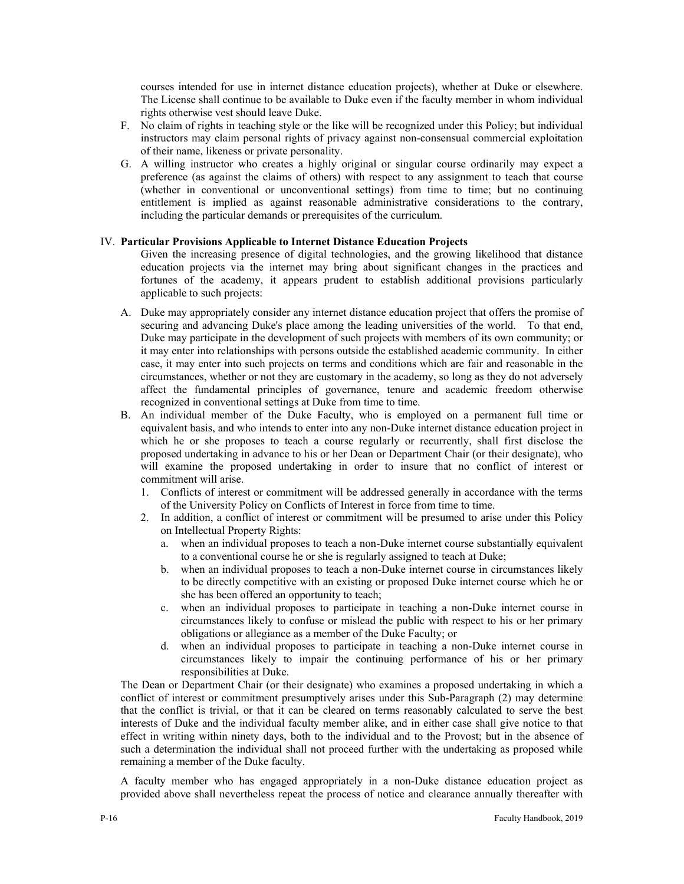courses intended for use in internet distance education projects), whether at Duke or elsewhere. The License shall continue to be available to Duke even if the faculty member in whom individual rights otherwise vest should leave Duke.

F. No claim of rights in teaching style or the like will be recognized under this Policy; but individual instructors may claim personal rights of privacy against non-consensual commercial exploitation of their name, likeness or private personality.

G. A willing instructor who creates a highly original or singular course ordinarily may expect a preference (as against the claims of others) with respect to any assignment to teach that course (whether in conventional or unconventional settings) from time to time; but no continuing entitlement is implied as against reasonable administrative considerations to the contrary, including the particular demands or prerequisites of the curriculum.

## IV. Particular Provisions Applicable to Internet Distance Education Projects

Given the increasing presence of digital technologies, and the growing likelihood that distance education projects via the internet may bring about significant changes in the practices and fortunes of the academy, it appears prudent to establish additional provisions particularly applicable to such projects:

A. Duke may appropriately consider any internet distance education project that offers the promise of securing and advancing Duke's place among the leading universities of the world. To that end, Duke may participate in the development of such projects with members of its own community; or it may enter into relationships with persons outside the established academic community. In either case, it may enter into such projects on terms and conditions which are fair and reasonable in the circumstances, whether or not they are customary in the academy, so long as they do not adversely affect the fundamental principles of governance, tenure and academic freedom otherwise recognized in conventional settings at Duke from time to time.

B. An individual member of the Duke Faculty, who is employed on a permanent full time or equivalent basis, and who intends to enter into any non-Duke internet distance education project in which he or she proposes to teach a course regularly or recurrently, shall first disclose the proposed undertaking in advance to his or her Dean or Department Chair (or their designate), who will examine the proposed undertaking in order to insure that no conflict of interest or commitment will arise.
   1. Conflicts of interest or commitment will be addressed generally in accordance with the terms of the University Policy on Conflicts of Interest in force from time to time.
   2. In addition, a conflict of interest or commitment will be presumed to arise under this Policy on Intellectual Property Rights:
      a. when an individual proposes to teach a non-Duke internet course substantially equivalent to a conventional course he or she is regularly assigned to teach at Duke;
      b. when an individual proposes to teach a non-Duke internet course in circumstances likely to be directly competitive with an existing or proposed Duke internet course which he or she has been offered an opportunity to teach;
      c. when an individual proposes to participate in teaching a non-Duke internet course in circumstances likely to confuse or mislead the public with respect to his or her primary obligations or allegiance as a member of the Duke Faculty; or
      d. when an individual proposes to participate in teaching a non-Duke internet course in circumstances likely to impair the continuing performance of his or her primary responsibilities at Duke.

The Dean or Department Chair (or their designate) who examines a proposed undertaking in which a conflict of interest or commitment presumptively arises under this Sub-Paragraph (2) may determine that the conflict is trivial, or that it can be cleared on terms reasonably calculated to serve the best interests of Duke and the individual faculty member alike, and in either case shall give notice to that effect in writing within ninety days, both to the individual and to the Provost; but in the absence of such a determination the individual shall not proceed further with the undertaking as proposed while remaining a member of the Duke faculty.

A faculty member who has engaged appropriately in a non-Duke distance education project as provided above shall nevertheless repeat the process of notice and clearance annually thereafter with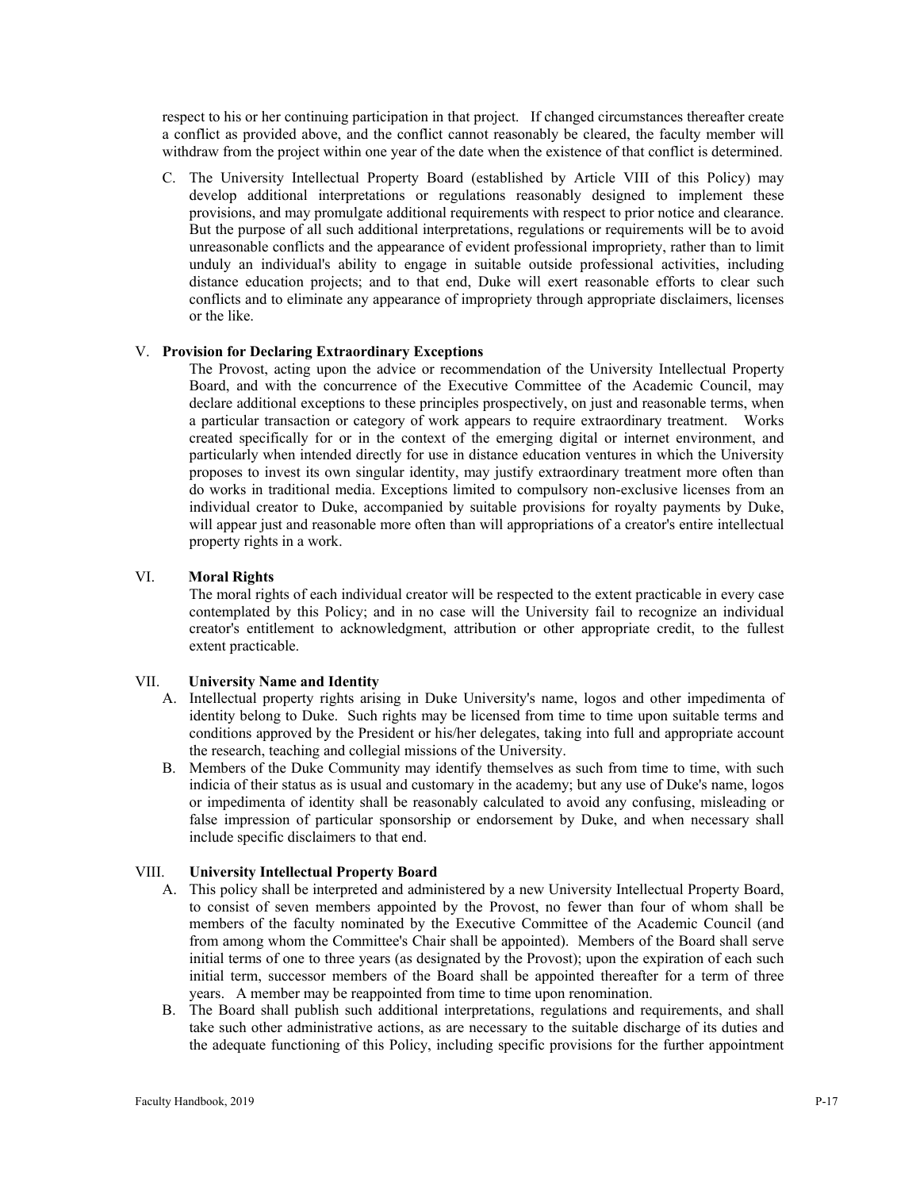respect to his or her continuing participation in that project. If changed circumstances thereafter create a conflict as provided above, and the conflict cannot reasonably be cleared, the faculty member will withdraw from the project within one year of the date when the existence of that conflict is determined.

C. The University Intellectual Property Board (established by Article VIII of this Policy) may develop additional interpretations or regulations reasonably designed to implement these provisions, and may promulgate additional requirements with respect to prior notice and clearance. But the purpose of all such additional interpretations, regulations or requirements will be to avoid unreasonable conflicts and the appearance of evident professional impropriety, rather than to limit unduly an individual's ability to engage in suitable outside professional activities, including distance education projects; and to that end, Duke will exert reasonable efforts to clear such conflicts and to eliminate any appearance of impropriety through appropriate disclaimers, licenses or the like.

### V. **Provision for Declaring Extraordinary Exceptions**

The Provost, acting upon the advice or recommendation of the University Intellectual Property Board, and with the concurrence of the Executive Committee of the Academic Council, may declare additional exceptions to these principles prospectively, on just and reasonable terms, when a particular transaction or category of work appears to require extraordinary treatment. Works created specifically for or in the context of the emerging digital or internet environment, and particularly when intended directly for use in distance education ventures in which the University proposes to invest its own singular identity, may justify extraordinary treatment more often than do works in traditional media. Exceptions limited to compulsory non-exclusive licenses from an individual creator to Duke, accompanied by suitable provisions for royalty payments by Duke, will appear just and reasonable more often than will appropriations of a creator's entire intellectual property rights in a work.

### VI. **Moral Rights**

The moral rights of each individual creator will be respected to the extent practicable in every case contemplated by this Policy; and in no case will the University fail to recognize an individual creator's entitlement to acknowledgment, attribution or other appropriate credit, to the fullest extent practicable.

### VII. **University Name and Identity**

A. Intellectual property rights arising in Duke University's name, logos and other impedimenta of identity belong to Duke. Such rights may be licensed from time to time upon suitable terms and conditions approved by the President or his/her delegates, taking into full and appropriate account the research, teaching and collegial missions of the University.

B. Members of the Duke Community may identify themselves as such from time to time, with such indicia of their status as is usual and customary in the academy; but any use of Duke's name, logos or impedimenta of identity shall be reasonably calculated to avoid any confusing, misleading or false impression of particular sponsorship or endorsement by Duke, and when necessary shall include specific disclaimers to that end.

### VIII. **University Intellectual Property Board**

A. This policy shall be interpreted and administered by a new University Intellectual Property Board, to consist of seven members appointed by the Provost, no fewer than four of whom shall be members of the faculty nominated by the Executive Committee of the Academic Council (and from among whom the Committee's Chair shall be appointed). Members of the Board shall serve initial terms of one to three years (as designated by the Provost); upon the expiration of each such initial term, successor members of the Board shall be appointed thereafter for a term of three years. A member may be reappointed from time to time upon renomination.

B. The Board shall publish such additional interpretations, regulations and requirements, and shall take such other administrative actions, as are necessary to the suitable discharge of its duties and the adequate functioning of this Policy, including specific provisions for the further appointment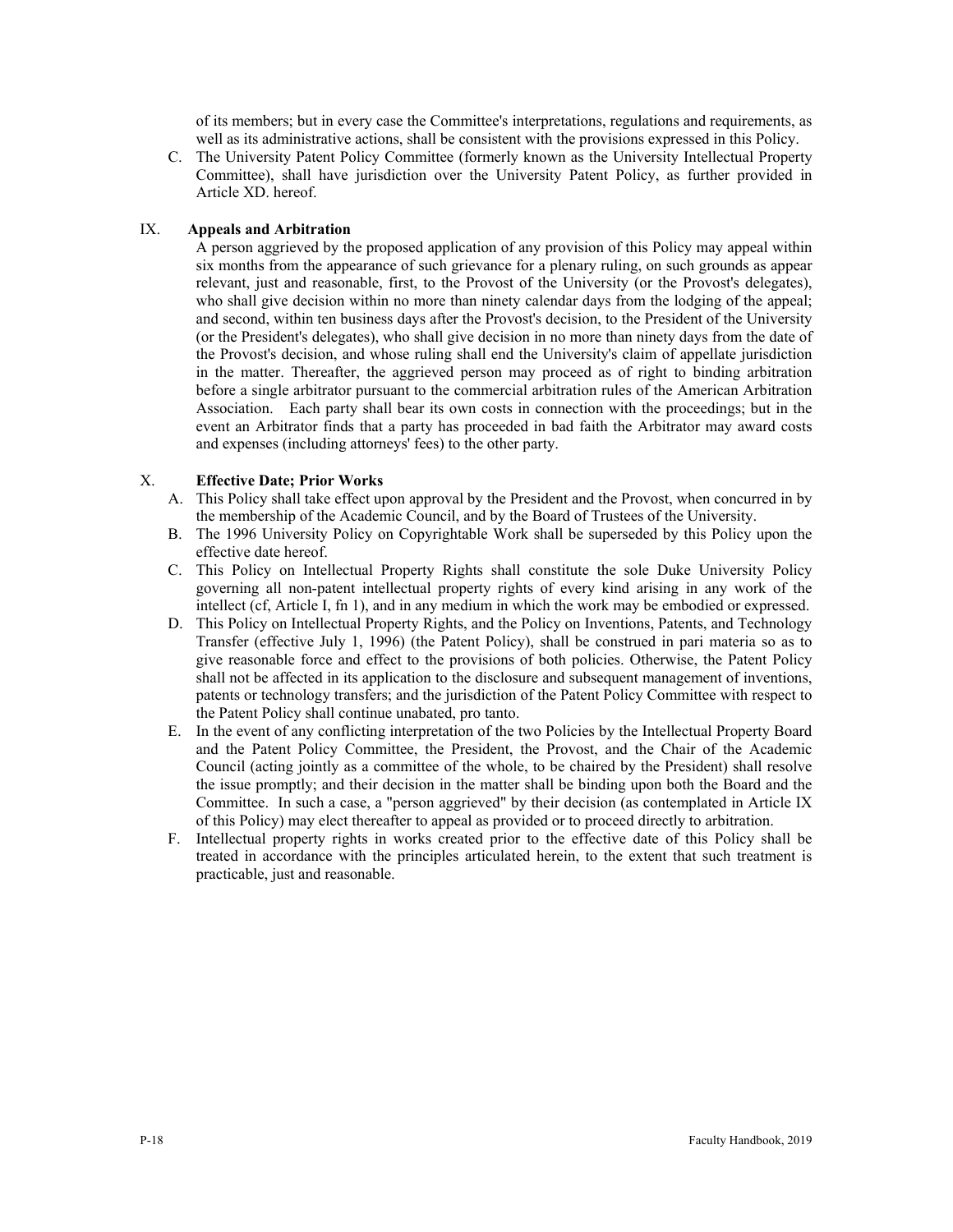of its members; but in every case the Committee's interpretations, regulations and requirements, as well as its administrative actions, shall be consistent with the provisions expressed in this Policy.

C. The University Patent Policy Committee (formerly known as the University Intellectual Property Committee), shall have jurisdiction over the University Patent Policy, as further provided in Article XD. hereof.

## IX. Appeals and Arbitration

A person aggrieved by the proposed application of any provision of this Policy may appeal within six months from the appearance of such grievance for a plenary ruling, on such grounds as appear relevant, just and reasonable, first, to the Provost of the University (or the Provost's delegates), who shall give decision within no more than ninety calendar days from the lodging of the appeal; and second, within ten business days after the Provost's decision, to the President of the University (or the President's delegates), who shall give decision in no more than ninety days from the date of the Provost's decision, and whose ruling shall end the University's claim of appellate jurisdiction in the matter. Thereafter, the aggrieved person may proceed as of right to binding arbitration before a single arbitrator pursuant to the commercial arbitration rules of the American Arbitration Association. Each party shall bear its own costs in connection with the proceedings; but in the event an Arbitrator finds that a party has proceeded in bad faith the Arbitrator may award costs and expenses (including attorneys' fees) to the other party.

## X. Effective Date; Prior Works

A. This Policy shall take effect upon approval by the President and the Provost, when concurred in by the membership of the Academic Council, and by the Board of Trustees of the University.

B. The 1996 University Policy on Copyrightable Work shall be superseded by this Policy upon the effective date hereof.

C. This Policy on Intellectual Property Rights shall constitute the sole Duke University Policy governing all non-patent intellectual property rights of every kind arising in any work of the intellect (cf, Article I, fn 1), and in any medium in which the work may be embodied or expressed.

D. This Policy on Intellectual Property Rights, and the Policy on Inventions, Patents, and Technology Transfer (effective July 1, 1996) (the Patent Policy), shall be construed in pari materia so as to give reasonable force and effect to the provisions of both policies. Otherwise, the Patent Policy shall not be affected in its application to the disclosure and subsequent management of inventions, patents or technology transfers; and the jurisdiction of the Patent Policy Committee with respect to the Patent Policy shall continue unabated, pro tanto.

E. In the event of any conflicting interpretation of the two Policies by the Intellectual Property Board and the Patent Policy Committee, the President, the Provost, and the Chair of the Academic Council (acting jointly as a committee of the whole, to be chaired by the President) shall resolve the issue promptly; and their decision in the matter shall be binding upon both the Board and the Committee. In such a case, a "person aggrieved" by their decision (as contemplated in Article IX of this Policy) may elect thereafter to appeal as provided or to proceed directly to arbitration.

F. Intellectual property rights in works created prior to the effective date of this Policy shall be treated in accordance with the principles articulated herein, to the extent that such treatment is practicable, just and reasonable.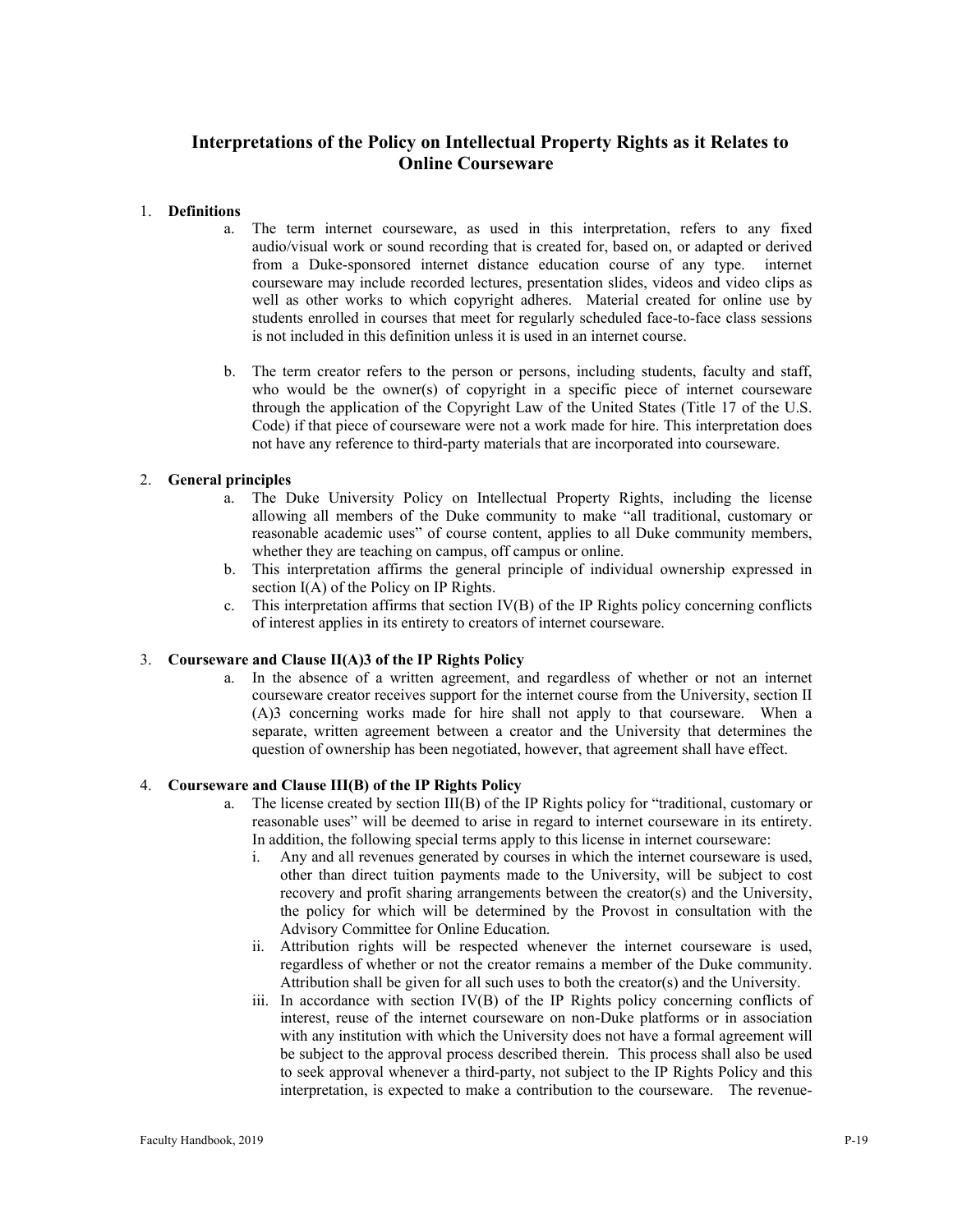# Interpretations of the Policy on Intellectual Property Rights as it Relates to Online Courseware

1. **Definitions**
   a. The term internet courseware, as used in this interpretation, refers to any fixed audio/visual work or sound recording that is created for, based on, or adapted or derived from a Duke-sponsored internet distance education course of any type. internet courseware may include recorded lectures, presentation slides, videos and video clips as well as other works to which copyright adheres. Material created for online use by students enrolled in courses that meet for regularly scheduled face-to-face class sessions is not included in this definition unless it is used in an internet course.

   b. The term creator refers to the person or persons, including students, faculty and staff, who would be the owner(s) of copyright in a specific piece of internet courseware through the application of the Copyright Law of the United States (Title 17 of the U.S. Code) if that piece of courseware were not a work made for hire. This interpretation does not have any reference to third-party materials that are incorporated into courseware.

2. **General principles**
   a. The Duke University Policy on Intellectual Property Rights, including the license allowing all members of the Duke community to make "all traditional, customary or reasonable academic uses" of course content, applies to all Duke community members, whether they are teaching on campus, off campus or online.
   b. This interpretation affirms the general principle of individual ownership expressed in section I(A) of the Policy on IP Rights.
   c. This interpretation affirms that section IV(B) of the IP Rights policy concerning conflicts of interest applies in its entirety to creators of internet courseware.

3. **Courseware and Clause II(A)3 of the IP Rights Policy**
   a. In the absence of a written agreement, and regardless of whether or not an internet courseware creator receives support for the internet course from the University, section II (A)3 concerning works made for hire shall not apply to that courseware. When a separate, written agreement between a creator and the University that determines the question of ownership has been negotiated, however, that agreement shall have effect.

4. **Courseware and Clause III(B) of the IP Rights Policy**
   a. The license created by section III(B) of the IP Rights policy for "traditional, customary or reasonable uses" will be deemed to arise in regard to internet courseware in its entirety. In addition, the following special terms apply to this license in internet courseware:
      i. Any and all revenues generated by courses in which the internet courseware is used, other than direct tuition payments made to the University, will be subject to cost recovery and profit sharing arrangements between the creator(s) and the University, the policy for which will be determined by the Provost in consultation with the Advisory Committee for Online Education.
      ii. Attribution rights will be respected whenever the internet courseware is used, regardless of whether or not the creator remains a member of the Duke community. Attribution shall be given for all such uses to both the creator(s) and the University.
      iii. In accordance with section IV(B) of the IP Rights policy concerning conflicts of interest, reuse of the internet courseware on non-Duke platforms or in association with any institution with which the University does not have a formal agreement will be subject to the approval process described therein. This process shall also be used to seek approval whenever a third-party, not subject to the IP Rights Policy and this interpretation, is expected to make a contribution to the courseware. The revenue-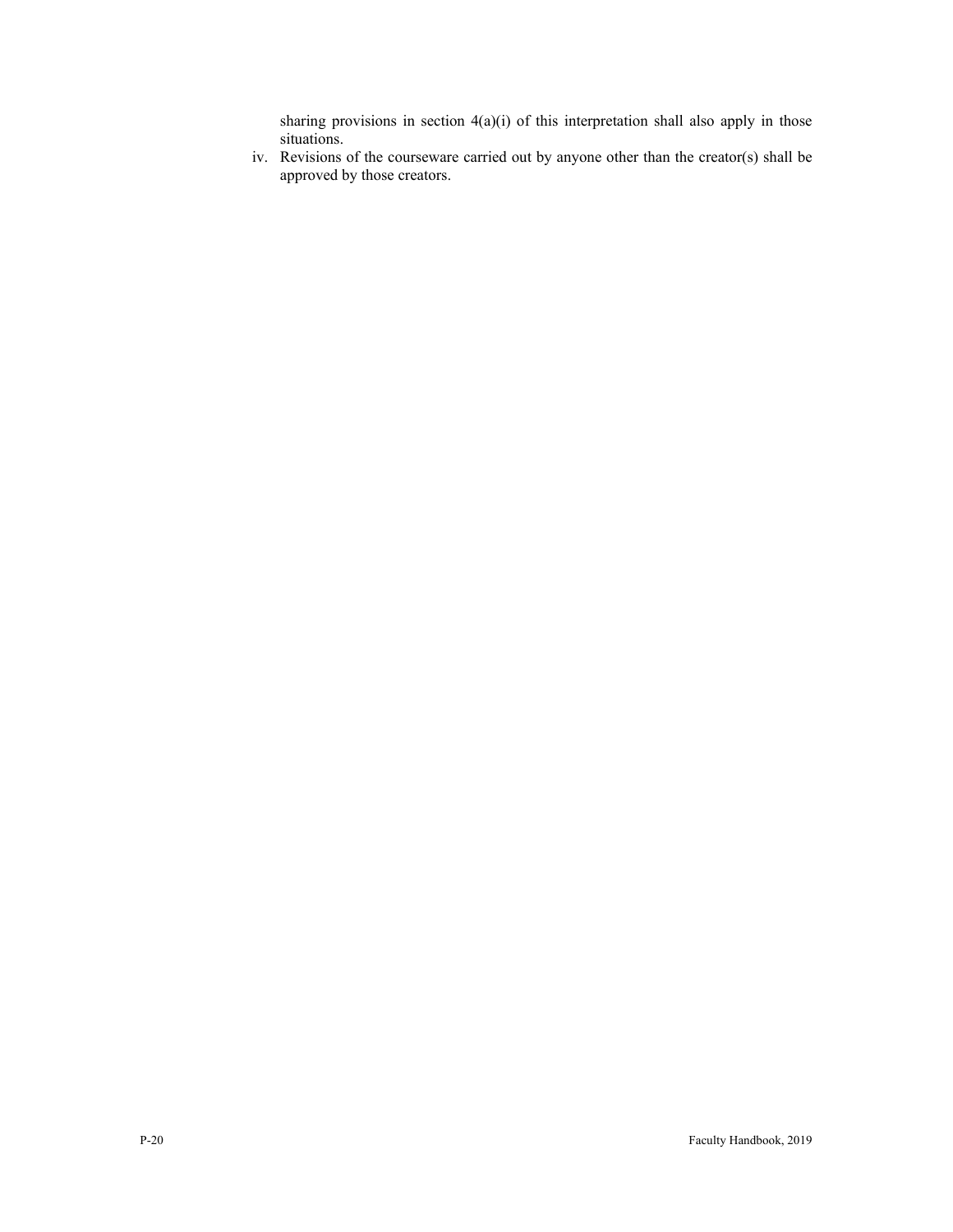sharing provisions in section 4(a)(i) of this interpretation shall also apply in those situations.

iv. Revisions of the courseware carried out by anyone other than the creator(s) shall be approved by those creators.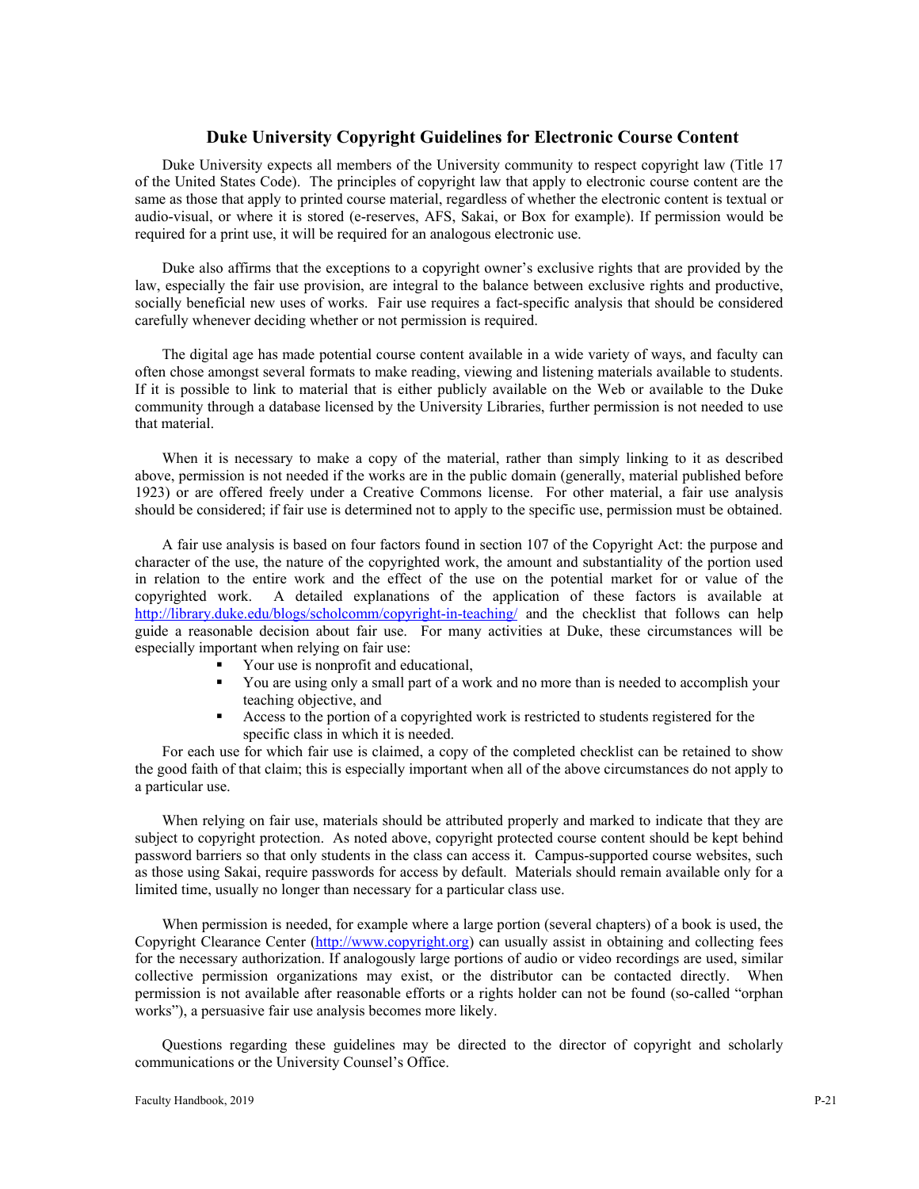## Duke University Copyright Guidelines for Electronic Course Content

Duke University expects all members of the University community to respect copyright law (Title 17 of the United States Code). The principles of copyright law that apply to electronic course content are the same as those that apply to printed course material, regardless of whether the electronic content is textual or audio-visual, or where it is stored (e-reserves, AFS, Sakai, or Box for example). If permission would be required for a print use, it will be required for an analogous electronic use.

Duke also affirms that the exceptions to a copyright owner's exclusive rights that are provided by the law, especially the fair use provision, are integral to the balance between exclusive rights and productive, socially beneficial new uses of works. Fair use requires a fact-specific analysis that should be considered carefully whenever deciding whether or not permission is required.

The digital age has made potential course content available in a wide variety of ways, and faculty can often chose amongst several formats to make reading, viewing and listening materials available to students. If it is possible to link to material that is either publicly available on the Web or available to the Duke community through a database licensed by the University Libraries, further permission is not needed to use that material.

When it is necessary to make a copy of the material, rather than simply linking to it as described above, permission is not needed if the works are in the public domain (generally, material published before 1923) or are offered freely under a Creative Commons license. For other material, a fair use analysis should be considered; if fair use is determined not to apply to the specific use, permission must be obtained.

A fair use analysis is based on four factors found in section 107 of the Copyright Act: the purpose and character of the use, the nature of the copyrighted work, the amount and substantiality of the portion used in relation to the entire work and the effect of the use on the potential market for or value of the copyrighted work. A detailed explanations of the application of these factors is available at http://library.duke.edu/blogs/scholcomm/copyright-in-teaching/ and the checklist that follows can help guide a reasonable decision about fair use. For many activities at Duke, these circumstances will be especially important when relying on fair use:

- Your use is nonprofit and educational,
- You are using only a small part of a work and no more than is needed to accomplish your teaching objective, and
- Access to the portion of a copyrighted work is restricted to students registered for the specific class in which it is needed.

For each use for which fair use is claimed, a copy of the completed checklist can be retained to show the good faith of that claim; this is especially important when all of the above circumstances do not apply to a particular use.

When relying on fair use, materials should be attributed properly and marked to indicate that they are subject to copyright protection. As noted above, copyright protected course content should be kept behind password barriers so that only students in the class can access it. Campus-supported course websites, such as those using Sakai, require passwords for access by default. Materials should remain available only for a limited time, usually no longer than necessary for a particular class use.

When permission is needed, for example where a large portion (several chapters) of a book is used, the Copyright Clearance Center (http://www.copyright.org) can usually assist in obtaining and collecting fees for the necessary authorization. If analogously large portions of audio or video recordings are used, similar collective permission organizations may exist, or the distributor can be contacted directly. When permission is not available after reasonable efforts or a rights holder can not be found (so-called "orphan works"), a persuasive fair use analysis becomes more likely.

Questions regarding these guidelines may be directed to the director of copyright and scholarly communications or the University Counsel's Office.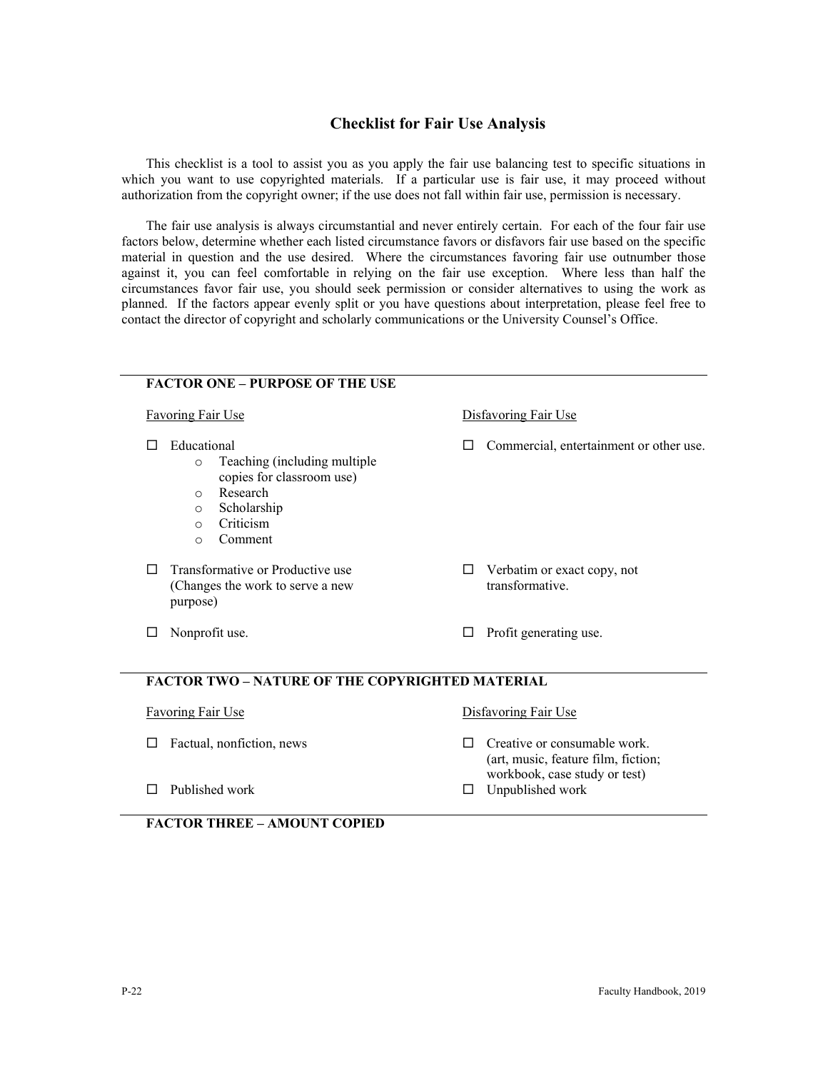# Checklist for Fair Use Analysis

This checklist is a tool to assist you as you apply the fair use balancing test to specific situations in which you want to use copyrighted materials. If a particular use is fair use, it may proceed without authorization from the copyright owner; if the use does not fall within fair use, permission is necessary.

The fair use analysis is always circumstantial and never entirely certain. For each of the four fair use factors below, determine whether each listed circumstance favors or disfavors fair use based on the specific material in question and the use desired. Where the circumstances favoring fair use outnumber those against it, you can feel comfortable in relying on the fair use exception. Where less than half the circumstances favor fair use, you should seek permission or consider alternatives to using the work as planned. If the factors appear evenly split or you have questions about interpretation, please feel free to contact the director of copyright and scholarly communications or the University Counsel's Office.

## FACTOR ONE – PURPOSE OF THE USE

| Favoring Fair Use | Disfavoring Fair Use |
|---|---|
| ☐ Educational<br>○ Teaching (including multiple copies for classroom use)<br>○ Research<br>○ Scholarship<br>○ Criticism<br>○ Comment | ☐ Commercial, entertainment or other use. |
| ☐ Transformative or Productive use (Changes the work to serve a new purpose) | ☐ Verbatim or exact copy, not transformative. |
| ☐ Nonprofit use. | ☐ Profit generating use. |

## FACTOR TWO – NATURE OF THE COPYRIGHTED MATERIAL

| Favoring Fair Use | Disfavoring Fair Use |
|---|---|
| ☐ Factual, nonfiction, news | ☐ Creative or consumable work. (art, music, feature film, fiction; workbook, case study or test) |
| ☐ Published work | ☐ Unpublished work |

## FACTOR THREE – AMOUNT COPIED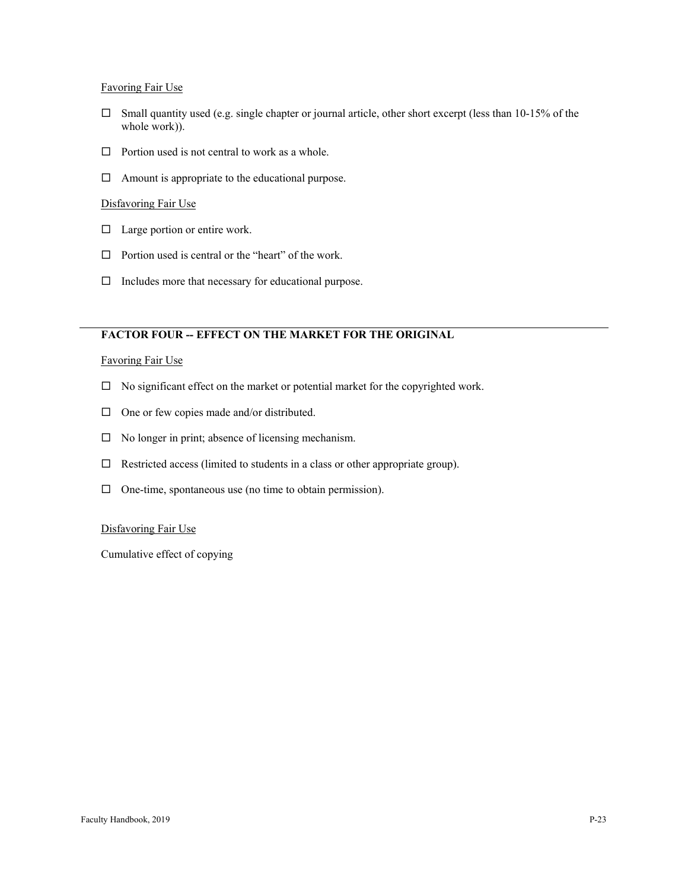Favoring Fair Use

- ☐ Small quantity used (e.g. single chapter or journal article, other short excerpt (less than 10-15% of the whole work)).
- ☐ Portion used is not central to work as a whole.
- ☐ Amount is appropriate to the educational purpose.

Disfavoring Fair Use

- ☐ Large portion or entire work.
- ☐ Portion used is central or the "heart" of the work.
- ☐ Includes more that necessary for educational purpose.

---

**FACTOR FOUR -- EFFECT ON THE MARKET FOR THE ORIGINAL**

Favoring Fair Use

- ☐ No significant effect on the market or potential market for the copyrighted work.
- ☐ One or few copies made and/or distributed.
- ☐ No longer in print; absence of licensing mechanism.
- ☐ Restricted access (limited to students in a class or other appropriate group).
- ☐ One-time, spontaneous use (no time to obtain permission).

Disfavoring Fair Use

Cumulative effect of copying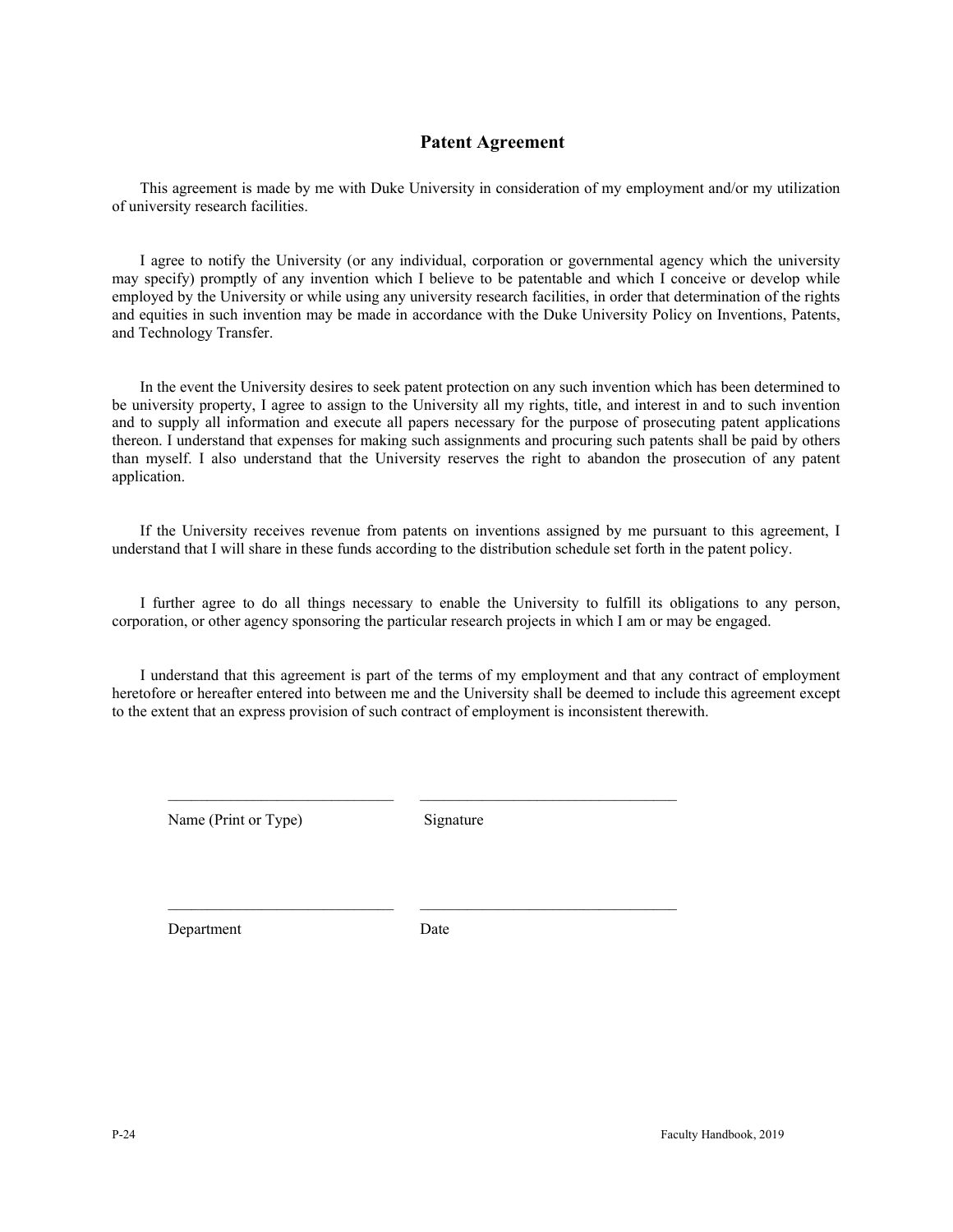# Patent Agreement

This agreement is made by me with Duke University in consideration of my employment and/or my utilization of university research facilities.

I agree to notify the University (or any individual, corporation or governmental agency which the university may specify) promptly of any invention which I believe to be patentable and which I conceive or develop while employed by the University or while using any university research facilities, in order that determination of the rights and equities in such invention may be made in accordance with the Duke University Policy on Inventions, Patents, and Technology Transfer.

In the event the University desires to seek patent protection on any such invention which has been determined to be university property, I agree to assign to the University all my rights, title, and interest in and to such invention and to supply all information and execute all papers necessary for the purpose of prosecuting patent applications thereon. I understand that expenses for making such assignments and procuring such patents shall be paid by others than myself. I also understand that the University reserves the right to abandon the prosecution of any patent application.

If the University receives revenue from patents on inventions assigned by me pursuant to this agreement, I understand that I will share in these funds according to the distribution schedule set forth in the patent policy.

I further agree to do all things necessary to enable the University to fulfill its obligations to any person, corporation, or other agency sponsoring the particular research projects in which I am or may be engaged.

I understand that this agreement is part of the terms of my employment and that any contract of employment heretofore or hereafter entered into between me and the University shall be deemed to include this agreement except to the extent that an express provision of such contract of employment is inconsistent therewith.

_____________________________ _________________________________

Name (Print or Type) Signature

_____________________________ _________________________________

Department Date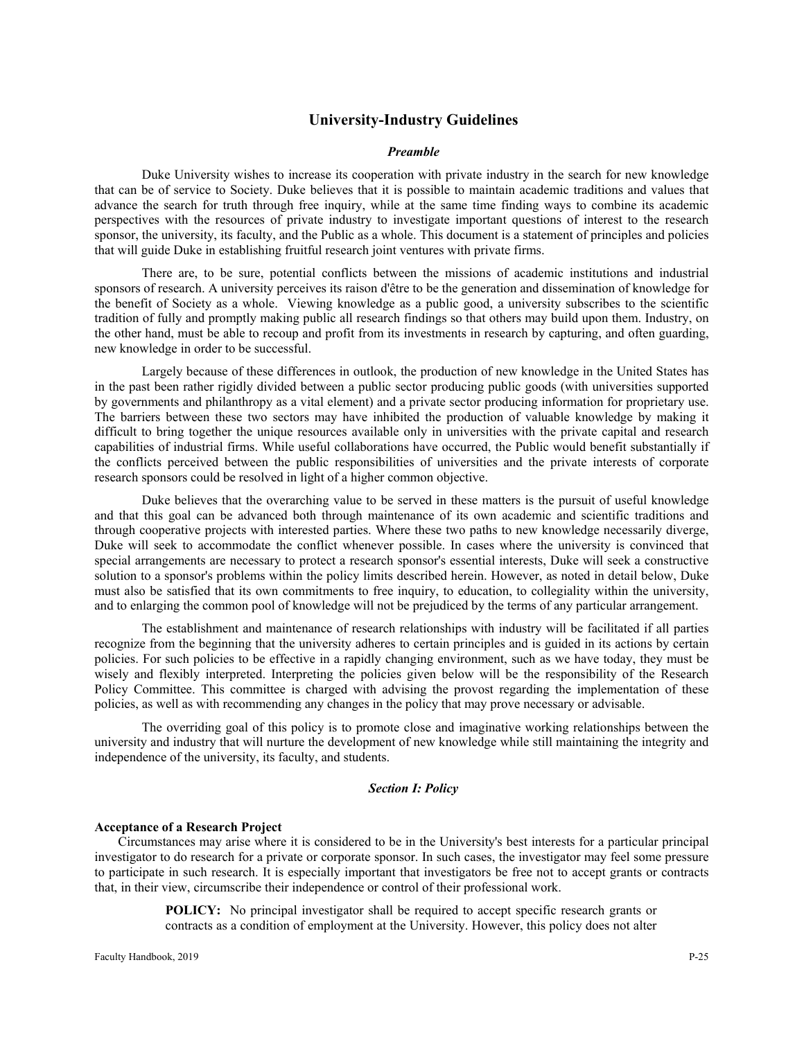## University-Industry Guidelines

### *Preamble*

Duke University wishes to increase its cooperation with private industry in the search for new knowledge that can be of service to Society. Duke believes that it is possible to maintain academic traditions and values that advance the search for truth through free inquiry, while at the same time finding ways to combine its academic perspectives with the resources of private industry to investigate important questions of interest to the research sponsor, the university, its faculty, and the Public as a whole. This document is a statement of principles and policies that will guide Duke in establishing fruitful research joint ventures with private firms.

There are, to be sure, potential conflicts between the missions of academic institutions and industrial sponsors of research. A university perceives its raison d'être to be the generation and dissemination of knowledge for the benefit of Society as a whole. Viewing knowledge as a public good, a university subscribes to the scientific tradition of fully and promptly making public all research findings so that others may build upon them. Industry, on the other hand, must be able to recoup and profit from its investments in research by capturing, and often guarding, new knowledge in order to be successful.

Largely because of these differences in outlook, the production of new knowledge in the United States has in the past been rather rigidly divided between a public sector producing public goods (with universities supported by governments and philanthropy as a vital element) and a private sector producing information for proprietary use. The barriers between these two sectors may have inhibited the production of valuable knowledge by making it difficult to bring together the unique resources available only in universities with the private capital and research capabilities of industrial firms. While useful collaborations have occurred, the Public would benefit substantially if the conflicts perceived between the public responsibilities of universities and the private interests of corporate research sponsors could be resolved in light of a higher common objective.

Duke believes that the overarching value to be served in these matters is the pursuit of useful knowledge and that this goal can be advanced both through maintenance of its own academic and scientific traditions and through cooperative projects with interested parties. Where these two paths to new knowledge necessarily diverge, Duke will seek to accommodate the conflict whenever possible. In cases where the university is convinced that special arrangements are necessary to protect a research sponsor's essential interests, Duke will seek a constructive solution to a sponsor's problems within the policy limits described herein. However, as noted in detail below, Duke must also be satisfied that its own commitments to free inquiry, to education, to collegiality within the university, and to enlarging the common pool of knowledge will not be prejudiced by the terms of any particular arrangement.

The establishment and maintenance of research relationships with industry will be facilitated if all parties recognize from the beginning that the university adheres to certain principles and is guided in its actions by certain policies. For such policies to be effective in a rapidly changing environment, such as we have today, they must be wisely and flexibly interpreted. Interpreting the policies given below will be the responsibility of the Research Policy Committee. This committee is charged with advising the provost regarding the implementation of these policies, as well as with recommending any changes in the policy that may prove necessary or advisable.

The overriding goal of this policy is to promote close and imaginative working relationships between the university and industry that will nurture the development of new knowledge while still maintaining the integrity and independence of the university, its faculty, and students.

### *Section I: Policy*

**Acceptance of a Research Project**

Circumstances may arise where it is considered to be in the University's best interests for a particular principal investigator to do research for a private or corporate sponsor. In such cases, the investigator may feel some pressure to participate in such research. It is especially important that investigators be free not to accept grants or contracts that, in their view, circumscribe their independence or control of their professional work.

> **POLICY:** No principal investigator shall be required to accept specific research grants or contracts as a condition of employment at the University. However, this policy does not alter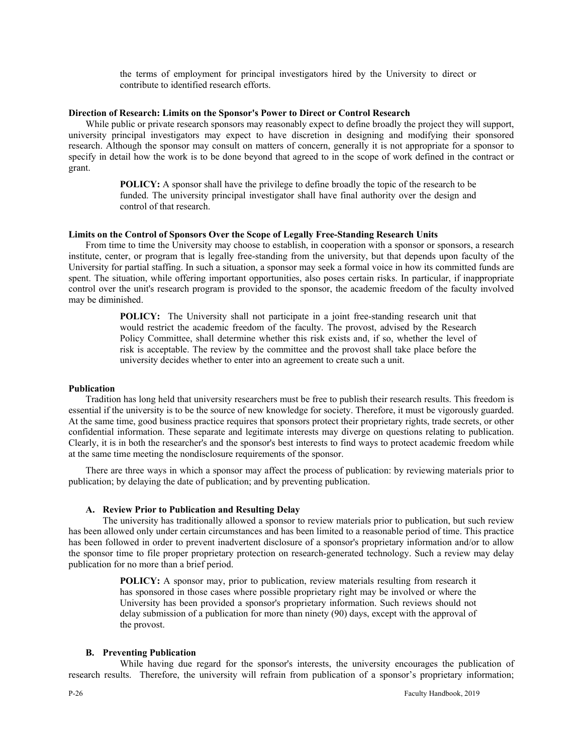the terms of employment for principal investigators hired by the University to direct or contribute to identified research efforts.

**Direction of Research: Limits on the Sponsor's Power to Direct or Control Research**

While public or private research sponsors may reasonably expect to define broadly the project they will support, university principal investigators may expect to have discretion in designing and modifying their sponsored research. Although the sponsor may consult on matters of concern, generally it is not appropriate for a sponsor to specify in detail how the work is to be done beyond that agreed to in the scope of work defined in the contract or grant.

> **POLICY:** A sponsor shall have the privilege to define broadly the topic of the research to be funded. The university principal investigator shall have final authority over the design and control of that research.

**Limits on the Control of Sponsors Over the Scope of Legally Free-Standing Research Units**

From time to time the University may choose to establish, in cooperation with a sponsor or sponsors, a research institute, center, or program that is legally free-standing from the university, but that depends upon faculty of the University for partial staffing. In such a situation, a sponsor may seek a formal voice in how its committed funds are spent. The situation, while offering important opportunities, also poses certain risks. In particular, if inappropriate control over the unit's research program is provided to the sponsor, the academic freedom of the faculty involved may be diminished.

> **POLICY:** The University shall not participate in a joint free-standing research unit that would restrict the academic freedom of the faculty. The provost, advised by the Research Policy Committee, shall determine whether this risk exists and, if so, whether the level of risk is acceptable. The review by the committee and the provost shall take place before the university decides whether to enter into an agreement to create such a unit.

**Publication**

Tradition has long held that university researchers must be free to publish their research results. This freedom is essential if the university is to be the source of new knowledge for society. Therefore, it must be vigorously guarded. At the same time, good business practice requires that sponsors protect their proprietary rights, trade secrets, or other confidential information. These separate and legitimate interests may diverge on questions relating to publication. Clearly, it is in both the researcher's and the sponsor's best interests to find ways to protect academic freedom while at the same time meeting the nondisclosure requirements of the sponsor.

There are three ways in which a sponsor may affect the process of publication: by reviewing materials prior to publication; by delaying the date of publication; and by preventing publication.

**A. Review Prior to Publication and Resulting Delay**

The university has traditionally allowed a sponsor to review materials prior to publication, but such review has been allowed only under certain circumstances and has been limited to a reasonable period of time. This practice has been followed in order to prevent inadvertent disclosure of a sponsor's proprietary information and/or to allow the sponsor time to file proper proprietary protection on research-generated technology. Such a review may delay publication for no more than a brief period.

> **POLICY:** A sponsor may, prior to publication, review materials resulting from research it has sponsored in those cases where possible proprietary right may be involved or where the University has been provided a sponsor's proprietary information. Such reviews should not delay submission of a publication for more than ninety (90) days, except with the approval of the provost.

**B. Preventing Publication**

While having due regard for the sponsor's interests, the university encourages the publication of research results. Therefore, the university will refrain from publication of a sponsor's proprietary information;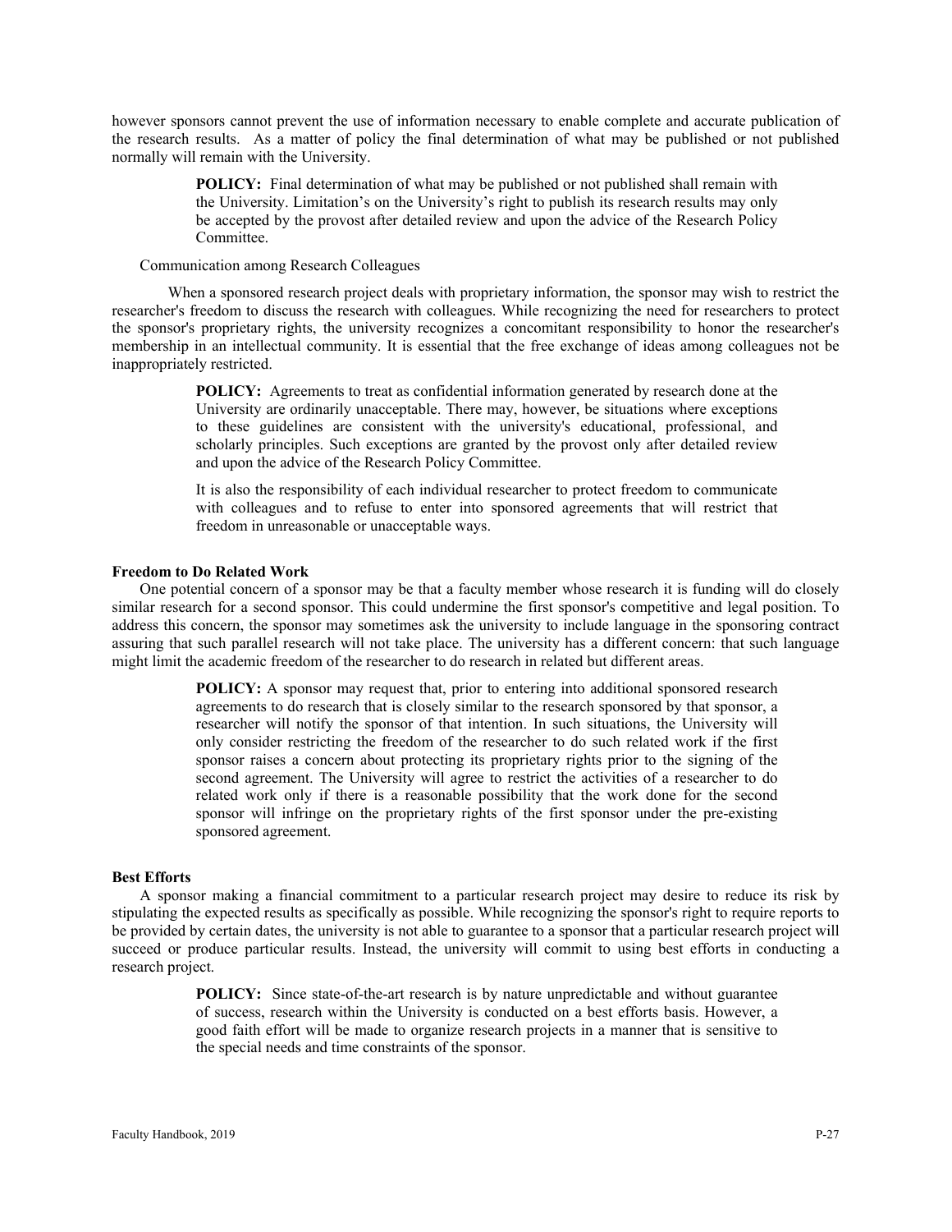however sponsors cannot prevent the use of information necessary to enable complete and accurate publication of the research results. As a matter of policy the final determination of what may be published or not published normally will remain with the University.

> **POLICY:** Final determination of what may be published or not published shall remain with the University. Limitation's on the University's right to publish its research results may only be accepted by the provost after detailed review and upon the advice of the Research Policy Committee.

Communication among Research Colleagues

When a sponsored research project deals with proprietary information, the sponsor may wish to restrict the researcher's freedom to discuss the research with colleagues. While recognizing the need for researchers to protect the sponsor's proprietary rights, the university recognizes a concomitant responsibility to honor the researcher's membership in an intellectual community. It is essential that the free exchange of ideas among colleagues not be inappropriately restricted.

> **POLICY:** Agreements to treat as confidential information generated by research done at the University are ordinarily unacceptable. There may, however, be situations where exceptions to these guidelines are consistent with the university's educational, professional, and scholarly principles. Such exceptions are granted by the provost only after detailed review and upon the advice of the Research Policy Committee.
>
> It is also the responsibility of each individual researcher to protect freedom to communicate with colleagues and to refuse to enter into sponsored agreements that will restrict that freedom in unreasonable or unacceptable ways.

**Freedom to Do Related Work**

One potential concern of a sponsor may be that a faculty member whose research it is funding will do closely similar research for a second sponsor. This could undermine the first sponsor's competitive and legal position. To address this concern, the sponsor may sometimes ask the university to include language in the sponsoring contract assuring that such parallel research will not take place. The university has a different concern: that such language might limit the academic freedom of the researcher to do research in related but different areas.

> **POLICY:** A sponsor may request that, prior to entering into additional sponsored research agreements to do research that is closely similar to the research sponsored by that sponsor, a researcher will notify the sponsor of that intention. In such situations, the University will only consider restricting the freedom of the researcher to do such related work if the first sponsor raises a concern about protecting its proprietary rights prior to the signing of the second agreement. The University will agree to restrict the activities of a researcher to do related work only if there is a reasonable possibility that the work done for the second sponsor will infringe on the proprietary rights of the first sponsor under the pre-existing sponsored agreement.

**Best Efforts**

A sponsor making a financial commitment to a particular research project may desire to reduce its risk by stipulating the expected results as specifically as possible. While recognizing the sponsor's right to require reports to be provided by certain dates, the university is not able to guarantee to a sponsor that a particular research project will succeed or produce particular results. Instead, the university will commit to using best efforts in conducting a research project.

> **POLICY:** Since state-of-the-art research is by nature unpredictable and without guarantee of success, research within the University is conducted on a best efforts basis. However, a good faith effort will be made to organize research projects in a manner that is sensitive to the special needs and time constraints of the sponsor.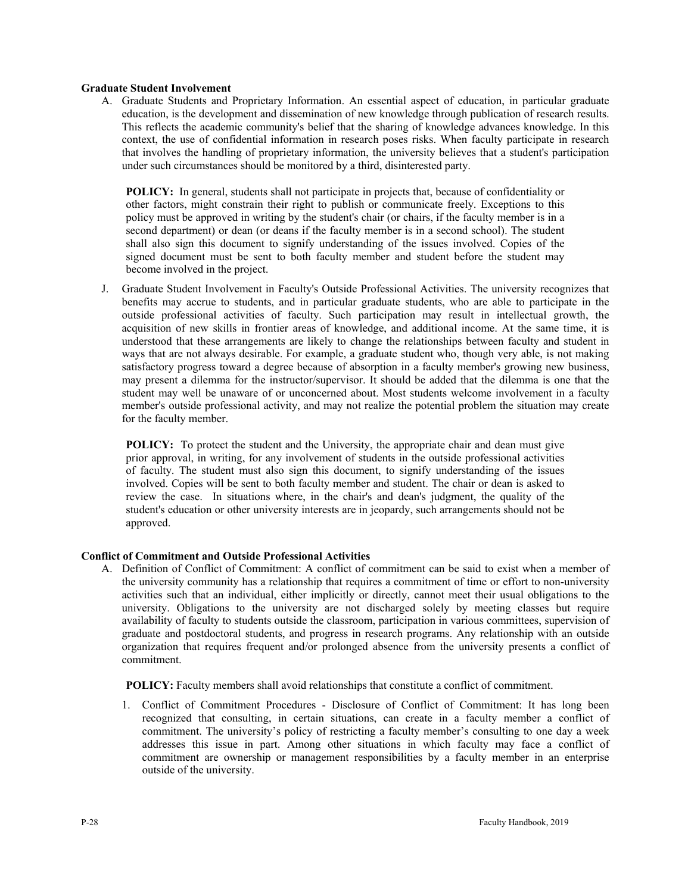**Graduate Student Involvement**

A. Graduate Students and Proprietary Information. An essential aspect of education, in particular graduate education, is the development and dissemination of new knowledge through publication of research results. This reflects the academic community's belief that the sharing of knowledge advances knowledge. In this context, the use of confidential information in research poses risks. When faculty participate in research that involves the handling of proprietary information, the university believes that a student's participation under such circumstances should be monitored by a third, disinterested party.

   **POLICY:** In general, students shall not participate in projects that, because of confidentiality or other factors, might constrain their right to publish or communicate freely. Exceptions to this policy must be approved in writing by the student's chair (or chairs, if the faculty member is in a second department) or dean (or deans if the faculty member is in a second school). The student shall also sign this document to signify understanding of the issues involved. Copies of the signed document must be sent to both faculty member and student before the student may become involved in the project.

J. Graduate Student Involvement in Faculty's Outside Professional Activities. The university recognizes that benefits may accrue to students, and in particular graduate students, who are able to participate in the outside professional activities of faculty. Such participation may result in intellectual growth, the acquisition of new skills in frontier areas of knowledge, and additional income. At the same time, it is understood that these arrangements are likely to change the relationships between faculty and student in ways that are not always desirable. For example, a graduate student who, though very able, is not making satisfactory progress toward a degree because of absorption in a faculty member's growing new business, may present a dilemma for the instructor/supervisor. It should be added that the dilemma is one that the student may well be unaware of or unconcerned about. Most students welcome involvement in a faculty member's outside professional activity, and may not realize the potential problem the situation may create for the faculty member.

   **POLICY:** To protect the student and the University, the appropriate chair and dean must give prior approval, in writing, for any involvement of students in the outside professional activities of faculty. The student must also sign this document, to signify understanding of the issues involved. Copies will be sent to both faculty member and student. The chair or dean is asked to review the case. In situations where, in the chair's and dean's judgment, the quality of the student's education or other university interests are in jeopardy, such arrangements should not be approved.

**Conflict of Commitment and Outside Professional Activities**

A. Definition of Conflict of Commitment: A conflict of commitment can be said to exist when a member of the university community has a relationship that requires a commitment of time or effort to non-university activities such that an individual, either implicitly or directly, cannot meet their usual obligations to the university. Obligations to the university are not discharged solely by meeting classes but require availability of faculty to students outside the classroom, participation in various committees, supervision of graduate and postdoctoral students, and progress in research programs. Any relationship with an outside organization that requires frequent and/or prolonged absence from the university presents a conflict of commitment.

   **POLICY:** Faculty members shall avoid relationships that constitute a conflict of commitment.

   1. Conflict of Commitment Procedures - Disclosure of Conflict of Commitment: It has long been recognized that consulting, in certain situations, can create in a faculty member a conflict of commitment. The university's policy of restricting a faculty member's consulting to one day a week addresses this issue in part. Among other situations in which faculty may face a conflict of commitment are ownership or management responsibilities by a faculty member in an enterprise outside of the university.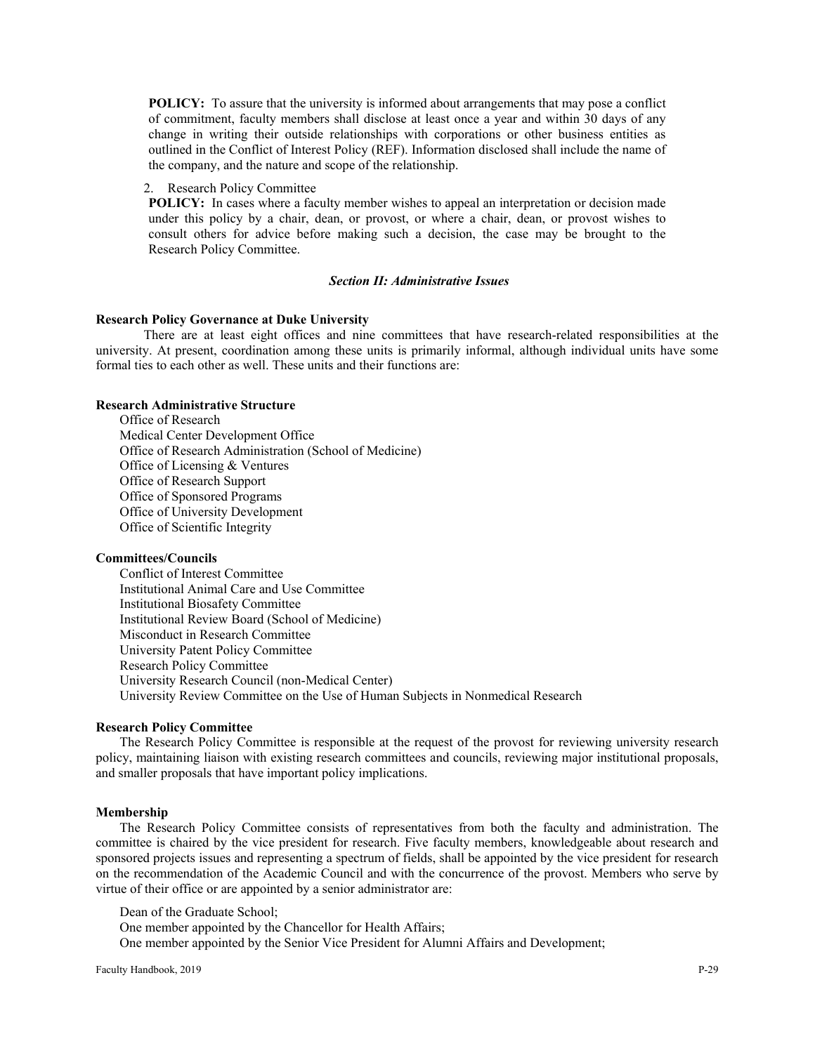**POLICY:** To assure that the university is informed about arrangements that may pose a conflict of commitment, faculty members shall disclose at least once a year and within 30 days of any change in writing their outside relationships with corporations or other business entities as outlined in the Conflict of Interest Policy (REF). Information disclosed shall include the name of the company, and the nature and scope of the relationship.

2. Research Policy Committee

**POLICY:** In cases where a faculty member wishes to appeal an interpretation or decision made under this policy by a chair, dean, or provost, or where a chair, dean, or provost wishes to consult others for advice before making such a decision, the case may be brought to the Research Policy Committee.

### *Section II: Administrative Issues*

**Research Policy Governance at Duke University**

There are at least eight offices and nine committees that have research-related responsibilities at the university. At present, coordination among these units is primarily informal, although individual units have some formal ties to each other as well. These units and their functions are:

**Research Administrative Structure**

Office of Research
Medical Center Development Office
Office of Research Administration (School of Medicine)
Office of Licensing & Ventures
Office of Research Support
Office of Sponsored Programs
Office of University Development
Office of Scientific Integrity

**Committees/Councils**

Conflict of Interest Committee
Institutional Animal Care and Use Committee
Institutional Biosafety Committee
Institutional Review Board (School of Medicine)
Misconduct in Research Committee
University Patent Policy Committee
Research Policy Committee
University Research Council (non-Medical Center)
University Review Committee on the Use of Human Subjects in Nonmedical Research

**Research Policy Committee**

The Research Policy Committee is responsible at the request of the provost for reviewing university research policy, maintaining liaison with existing research committees and councils, reviewing major institutional proposals, and smaller proposals that have important policy implications.

**Membership**

The Research Policy Committee consists of representatives from both the faculty and administration. The committee is chaired by the vice president for research. Five faculty members, knowledgeable about research and sponsored projects issues and representing a spectrum of fields, shall be appointed by the vice president for research on the recommendation of the Academic Council and with the concurrence of the provost. Members who serve by virtue of their office or are appointed by a senior administrator are:

Dean of the Graduate School;
One member appointed by the Chancellor for Health Affairs;
One member appointed by the Senior Vice President for Alumni Affairs and Development;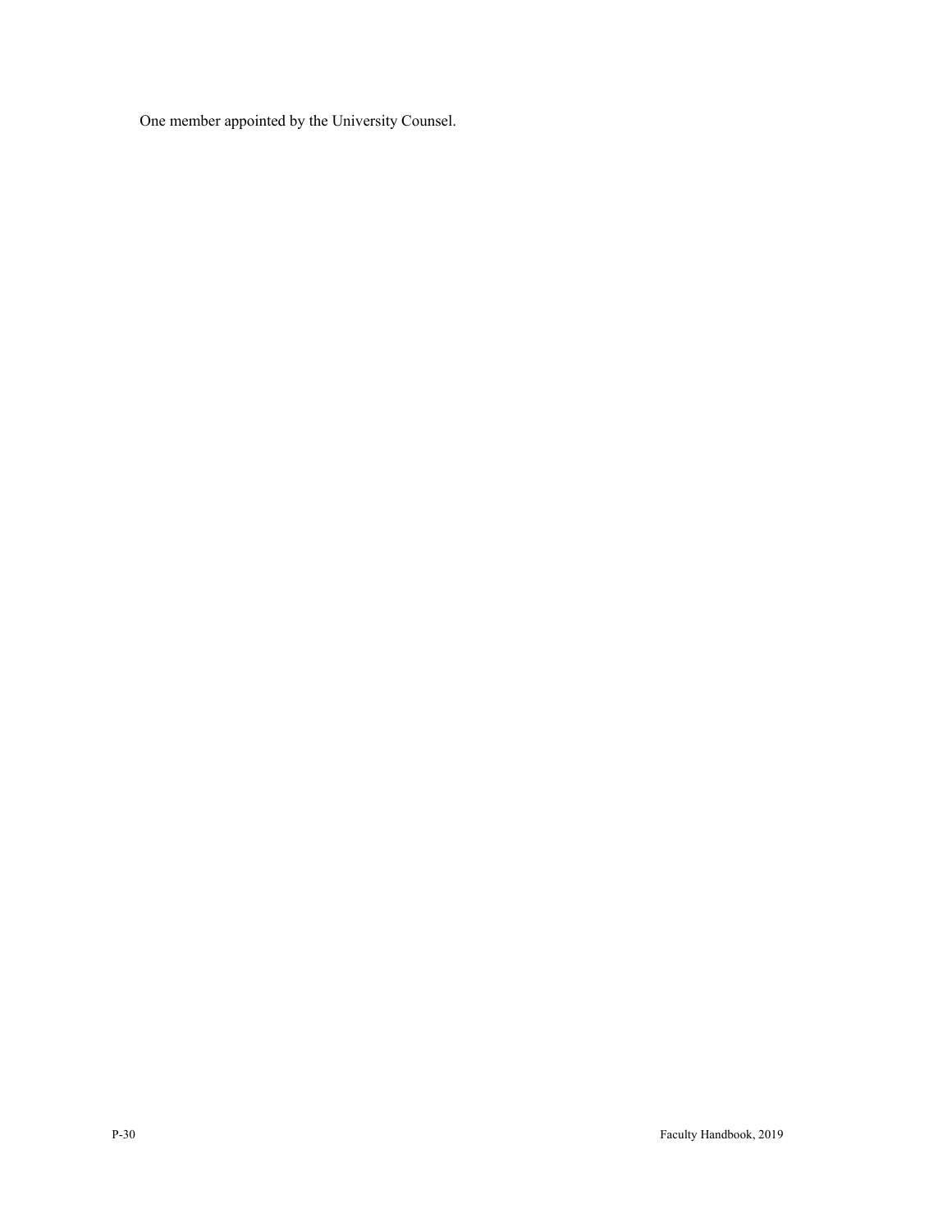One member appointed by the University Counsel.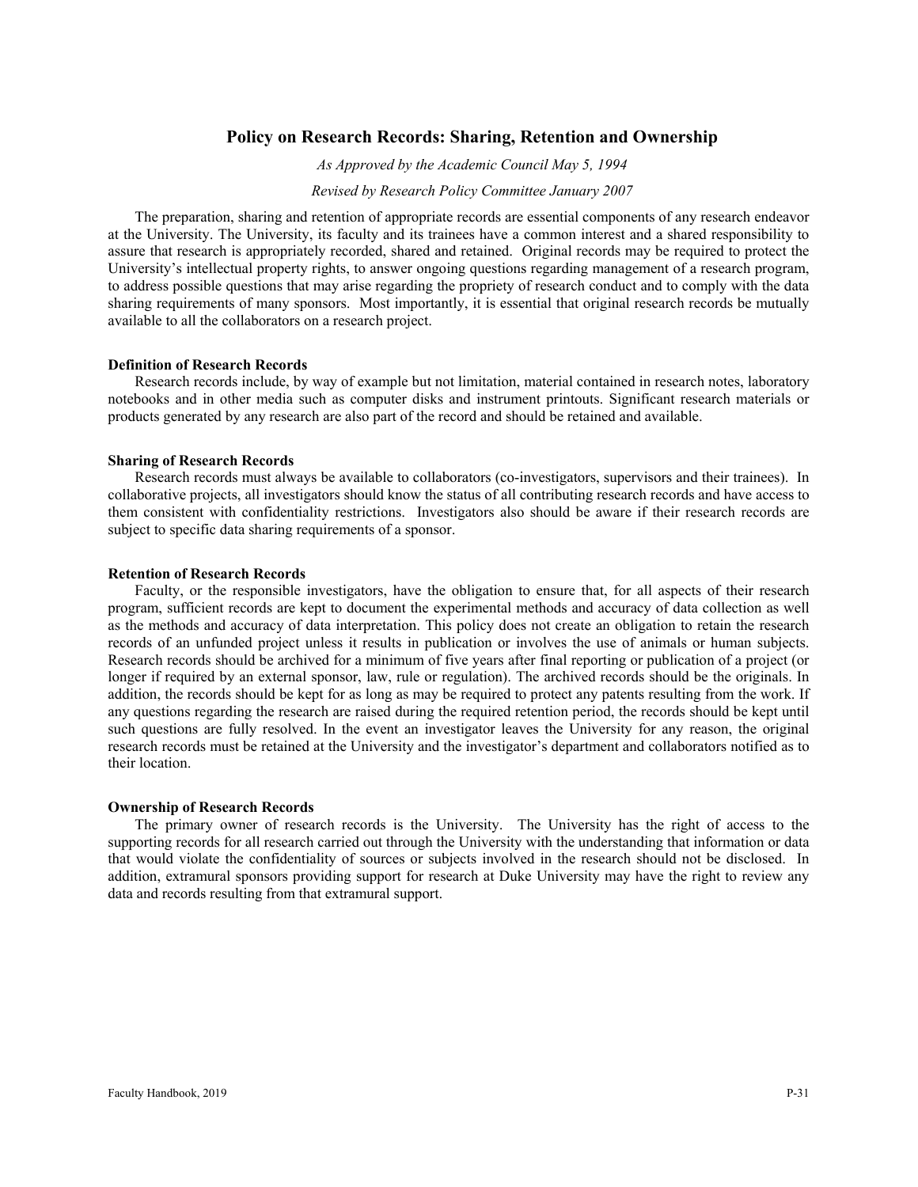## Policy on Research Records: Sharing, Retention and Ownership

*As Approved by the Academic Council May 5, 1994*

*Revised by Research Policy Committee January 2007*

The preparation, sharing and retention of appropriate records are essential components of any research endeavor at the University. The University, its faculty and its trainees have a common interest and a shared responsibility to assure that research is appropriately recorded, shared and retained. Original records may be required to protect the University's intellectual property rights, to answer ongoing questions regarding management of a research program, to address possible questions that may arise regarding the propriety of research conduct and to comply with the data sharing requirements of many sponsors. Most importantly, it is essential that original research records be mutually available to all the collaborators on a research project.

**Definition of Research Records**

Research records include, by way of example but not limitation, material contained in research notes, laboratory notebooks and in other media such as computer disks and instrument printouts. Significant research materials or products generated by any research are also part of the record and should be retained and available.

**Sharing of Research Records**

Research records must always be available to collaborators (co-investigators, supervisors and their trainees). In collaborative projects, all investigators should know the status of all contributing research records and have access to them consistent with confidentiality restrictions. Investigators also should be aware if their research records are subject to specific data sharing requirements of a sponsor.

**Retention of Research Records**

Faculty, or the responsible investigators, have the obligation to ensure that, for all aspects of their research program, sufficient records are kept to document the experimental methods and accuracy of data collection as well as the methods and accuracy of data interpretation. This policy does not create an obligation to retain the research records of an unfunded project unless it results in publication or involves the use of animals or human subjects. Research records should be archived for a minimum of five years after final reporting or publication of a project (or longer if required by an external sponsor, law, rule or regulation). The archived records should be the originals. In addition, the records should be kept for as long as may be required to protect any patents resulting from the work. If any questions regarding the research are raised during the required retention period, the records should be kept until such questions are fully resolved. In the event an investigator leaves the University for any reason, the original research records must be retained at the University and the investigator's department and collaborators notified as to their location.

**Ownership of Research Records**

The primary owner of research records is the University. The University has the right of access to the supporting records for all research carried out through the University with the understanding that information or data that would violate the confidentiality of sources or subjects involved in the research should not be disclosed. In addition, extramural sponsors providing support for research at Duke University may have the right to review any data and records resulting from that extramural support.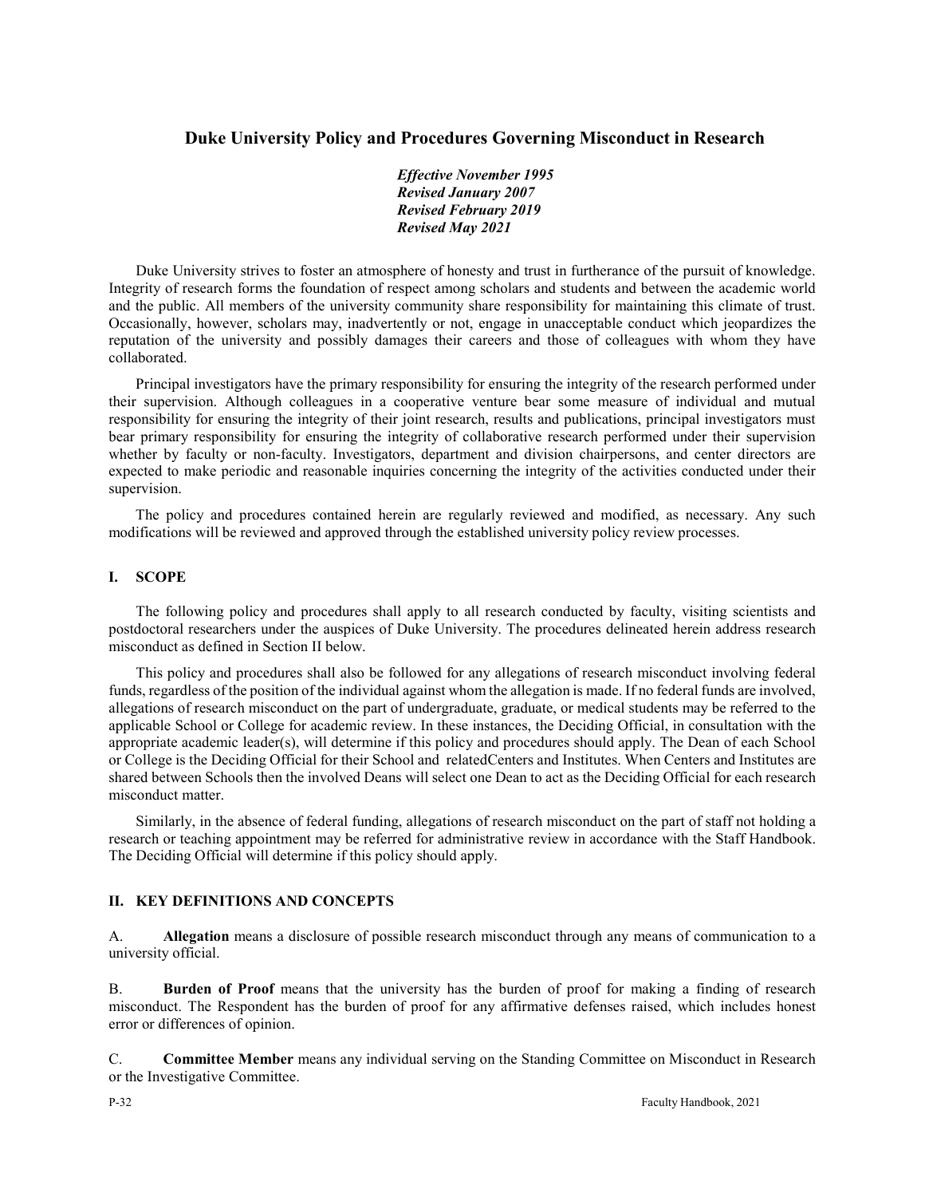# Duke University Policy and Procedures Governing Misconduct in Research

***Effective November 1995***
***Revised January 2007***
***Revised February 2019***
***Revised May 2021***

Duke University strives to foster an atmosphere of honesty and trust in furtherance of the pursuit of knowledge. Integrity of research forms the foundation of respect among scholars and students and between the academic world and the public. All members of the university community share responsibility for maintaining this climate of trust. Occasionally, however, scholars may, inadvertently or not, engage in unacceptable conduct which jeopardizes the reputation of the university and possibly damages their careers and those of colleagues with whom they have collaborated.

Principal investigators have the primary responsibility for ensuring the integrity of the research performed under their supervision. Although colleagues in a cooperative venture bear some measure of individual and mutual responsibility for ensuring the integrity of their joint research, results and publications, principal investigators must bear primary responsibility for ensuring the integrity of collaborative research performed under their supervision whether by faculty or non-faculty. Investigators, department and division chairpersons, and center directors are expected to make periodic and reasonable inquiries concerning the integrity of the activities conducted under their supervision.

The policy and procedures contained herein are regularly reviewed and modified, as necessary. Any such modifications will be reviewed and approved through the established university policy review processes.

## I. SCOPE

The following policy and procedures shall apply to all research conducted by faculty, visiting scientists and postdoctoral researchers under the auspices of Duke University. The procedures delineated herein address research misconduct as defined in Section II below.

This policy and procedures shall also be followed for any allegations of research misconduct involving federal funds, regardless of the position of the individual against whom the allegation is made. If no federal funds are involved, allegations of research misconduct on the part of undergraduate, graduate, or medical students may be referred to the applicable School or College for academic review. In these instances, the Deciding Official, in consultation with the appropriate academic leader(s), will determine if this policy and procedures should apply. The Dean of each School or College is the Deciding Official for their School and relatedCenters and Institutes. When Centers and Institutes are shared between Schools then the involved Deans will select one Dean to act as the Deciding Official for each research misconduct matter.

Similarly, in the absence of federal funding, allegations of research misconduct on the part of staff not holding a research or teaching appointment may be referred for administrative review in accordance with the Staff Handbook. The Deciding Official will determine if this policy should apply.

## II. KEY DEFINITIONS AND CONCEPTS

A. **Allegation** means a disclosure of possible research misconduct through any means of communication to a university official.

B. **Burden of Proof** means that the university has the burden of proof for making a finding of research misconduct. The Respondent has the burden of proof for any affirmative defenses raised, which includes honest error or differences of opinion.

C. **Committee Member** means any individual serving on the Standing Committee on Misconduct in Research or the Investigative Committee.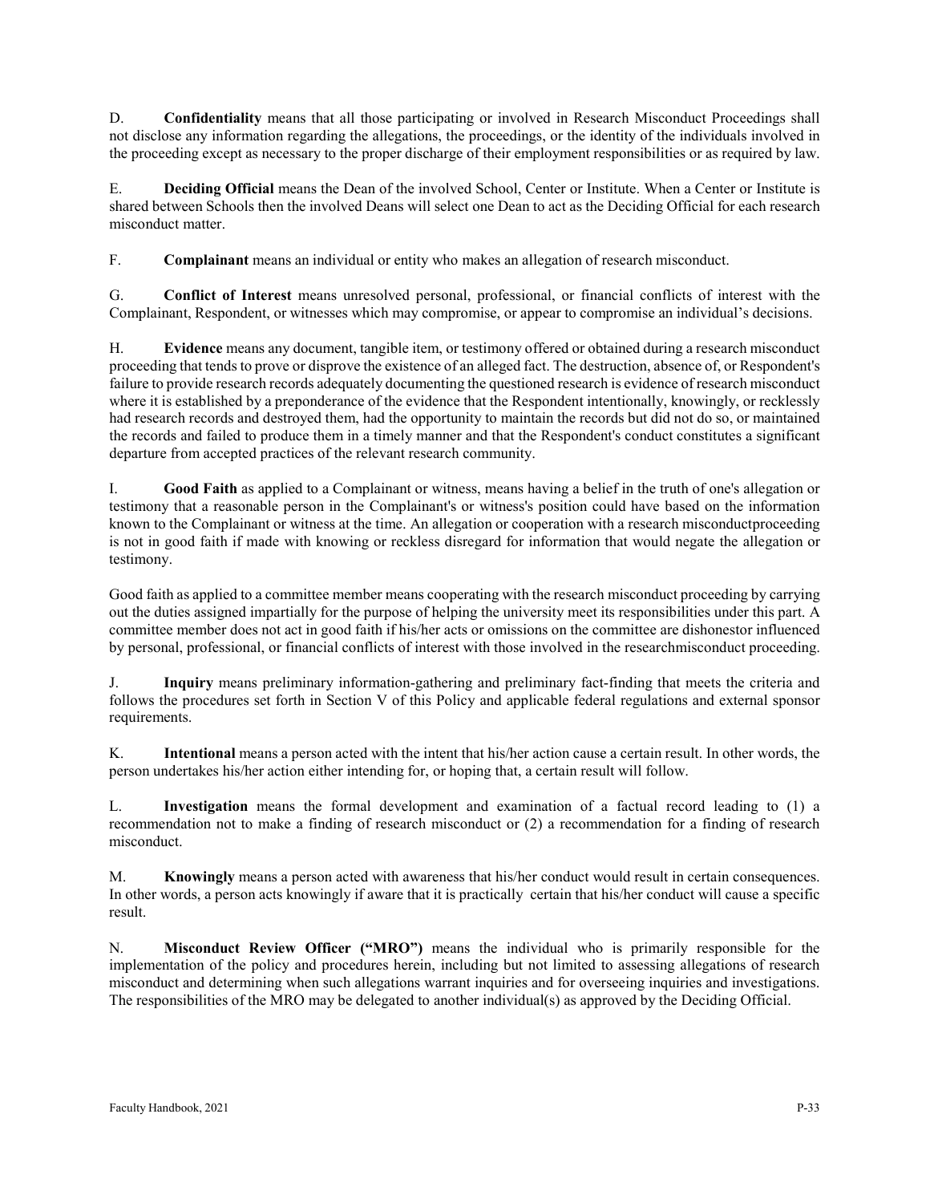D. **Confidentiality** means that all those participating or involved in Research Misconduct Proceedings shall not disclose any information regarding the allegations, the proceedings, or the identity of the individuals involved in the proceeding except as necessary to the proper discharge of their employment responsibilities or as required by law.

E. **Deciding Official** means the Dean of the involved School, Center or Institute. When a Center or Institute is shared between Schools then the involved Deans will select one Dean to act as the Deciding Official for each research misconduct matter.

F. **Complainant** means an individual or entity who makes an allegation of research misconduct.

G. **Conflict of Interest** means unresolved personal, professional, or financial conflicts of interest with the Complainant, Respondent, or witnesses which may compromise, or appear to compromise an individual's decisions.

H. **Evidence** means any document, tangible item, or testimony offered or obtained during a research misconduct proceeding that tends to prove or disprove the existence of an alleged fact. The destruction, absence of, or Respondent's failure to provide research records adequately documenting the questioned research is evidence of research misconduct where it is established by a preponderance of the evidence that the Respondent intentionally, knowingly, or recklessly had research records and destroyed them, had the opportunity to maintain the records but did not do so, or maintained the records and failed to produce them in a timely manner and that the Respondent's conduct constitutes a significant departure from accepted practices of the relevant research community.

I. **Good Faith** as applied to a Complainant or witness, means having a belief in the truth of one's allegation or testimony that a reasonable person in the Complainant's or witness's position could have based on the information known to the Complainant or witness at the time. An allegation or cooperation with a research misconductproceeding is not in good faith if made with knowing or reckless disregard for information that would negate the allegation or testimony.

Good faith as applied to a committee member means cooperating with the research misconduct proceeding by carrying out the duties assigned impartially for the purpose of helping the university meet its responsibilities under this part. A committee member does not act in good faith if his/her acts or omissions on the committee are dishonestor influenced by personal, professional, or financial conflicts of interest with those involved in the researchmisconduct proceeding.

J. **Inquiry** means preliminary information-gathering and preliminary fact-finding that meets the criteria and follows the procedures set forth in Section V of this Policy and applicable federal regulations and external sponsor requirements.

K. **Intentional** means a person acted with the intent that his/her action cause a certain result. In other words, the person undertakes his/her action either intending for, or hoping that, a certain result will follow.

L. **Investigation** means the formal development and examination of a factual record leading to (1) a recommendation not to make a finding of research misconduct or (2) a recommendation for a finding of research misconduct.

M. **Knowingly** means a person acted with awareness that his/her conduct would result in certain consequences. In other words, a person acts knowingly if aware that it is practically certain that his/her conduct will cause a specific result.

N. **Misconduct Review Officer ("MRO")** means the individual who is primarily responsible for the implementation of the policy and procedures herein, including but not limited to assessing allegations of research misconduct and determining when such allegations warrant inquiries and for overseeing inquiries and investigations. The responsibilities of the MRO may be delegated to another individual(s) as approved by the Deciding Official.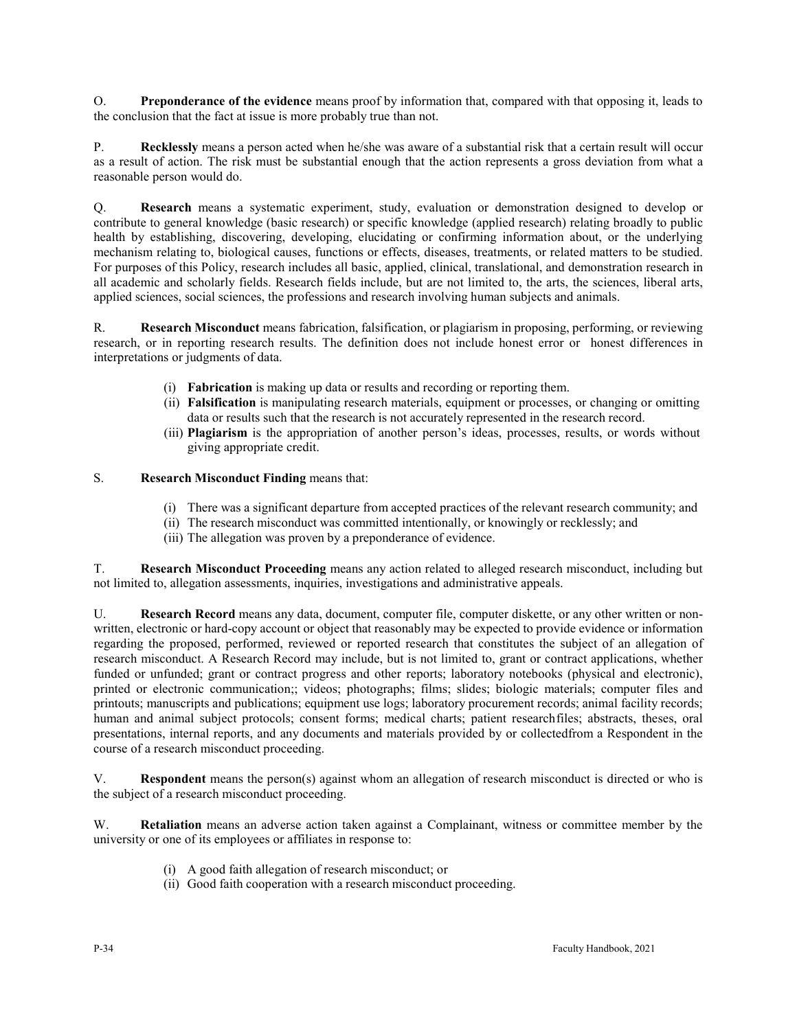O. **Preponderance of the evidence** means proof by information that, compared with that opposing it, leads to the conclusion that the fact at issue is more probably true than not.

P. **Recklessly** means a person acted when he/she was aware of a substantial risk that a certain result will occur as a result of action. The risk must be substantial enough that the action represents a gross deviation from what a reasonable person would do.

Q. **Research** means a systematic experiment, study, evaluation or demonstration designed to develop or contribute to general knowledge (basic research) or specific knowledge (applied research) relating broadly to public health by establishing, discovering, developing, elucidating or confirming information about, or the underlying mechanism relating to, biological causes, functions or effects, diseases, treatments, or related matters to be studied. For purposes of this Policy, research includes all basic, applied, clinical, translational, and demonstration research in all academic and scholarly fields. Research fields include, but are not limited to, the arts, the sciences, liberal arts, applied sciences, social sciences, the professions and research involving human subjects and animals.

R. **Research Misconduct** means fabrication, falsification, or plagiarism in proposing, performing, or reviewing research, or in reporting research results. The definition does not include honest error or honest differences in interpretations or judgments of data.

- (i) **Fabrication** is making up data or results and recording or reporting them.
- (ii) **Falsification** is manipulating research materials, equipment or processes, or changing or omitting data or results such that the research is not accurately represented in the research record.
- (iii) **Plagiarism** is the appropriation of another person's ideas, processes, results, or words without giving appropriate credit.

S. **Research Misconduct Finding** means that:

- (i) There was a significant departure from accepted practices of the relevant research community; and
- (ii) The research misconduct was committed intentionally, or knowingly or recklessly; and
- (iii) The allegation was proven by a preponderance of evidence.

T. **Research Misconduct Proceeding** means any action related to alleged research misconduct, including but not limited to, allegation assessments, inquiries, investigations and administrative appeals.

U. **Research Record** means any data, document, computer file, computer diskette, or any other written or non-written, electronic or hard-copy account or object that reasonably may be expected to provide evidence or information regarding the proposed, performed, reviewed or reported research that constitutes the subject of an allegation of research misconduct. A Research Record may include, but is not limited to, grant or contract applications, whether funded or unfunded; grant or contract progress and other reports; laboratory notebooks (physical and electronic), printed or electronic communication;; videos; photographs; films; slides; biologic materials; computer files and printouts; manuscripts and publications; equipment use logs; laboratory procurement records; animal facility records; human and animal subject protocols; consent forms; medical charts; patient researchfiles; abstracts, theses, oral presentations, internal reports, and any documents and materials provided by or collectedfrom a Respondent in the course of a research misconduct proceeding.

V. **Respondent** means the person(s) against whom an allegation of research misconduct is directed or who is the subject of a research misconduct proceeding.

W. **Retaliation** means an adverse action taken against a Complainant, witness or committee member by the university or one of its employees or affiliates in response to:

- (i) A good faith allegation of research misconduct; or
- (ii) Good faith cooperation with a research misconduct proceeding.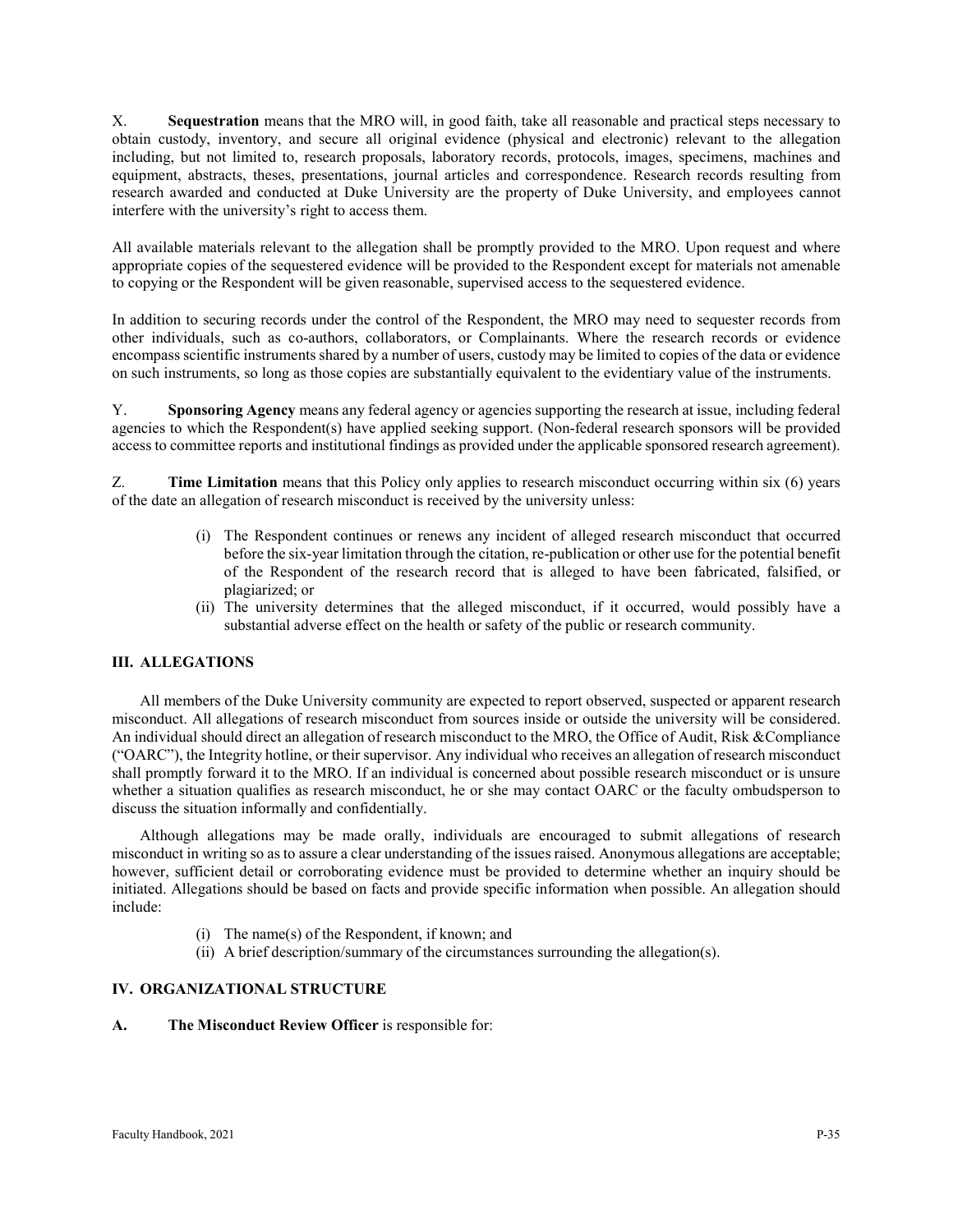X. **Sequestration** means that the MRO will, in good faith, take all reasonable and practical steps necessary to obtain custody, inventory, and secure all original evidence (physical and electronic) relevant to the allegation including, but not limited to, research proposals, laboratory records, protocols, images, specimens, machines and equipment, abstracts, theses, presentations, journal articles and correspondence. Research records resulting from research awarded and conducted at Duke University are the property of Duke University, and employees cannot interfere with the university's right to access them.

All available materials relevant to the allegation shall be promptly provided to the MRO. Upon request and where appropriate copies of the sequestered evidence will be provided to the Respondent except for materials not amenable to copying or the Respondent will be given reasonable, supervised access to the sequestered evidence.

In addition to securing records under the control of the Respondent, the MRO may need to sequester records from other individuals, such as co-authors, collaborators, or Complainants. Where the research records or evidence encompass scientific instruments shared by a number of users, custody may be limited to copies of the data or evidence on such instruments, so long as those copies are substantially equivalent to the evidentiary value of the instruments.

Y. **Sponsoring Agency** means any federal agency or agencies supporting the research at issue, including federal agencies to which the Respondent(s) have applied seeking support. (Non-federal research sponsors will be provided access to committee reports and institutional findings as provided under the applicable sponsored research agreement).

Z. **Time Limitation** means that this Policy only applies to research misconduct occurring within six (6) years of the date an allegation of research misconduct is received by the university unless:

(i) The Respondent continues or renews any incident of alleged research misconduct that occurred before the six-year limitation through the citation, re-publication or other use for the potential benefit of the Respondent of the research record that is alleged to have been fabricated, falsified, or plagiarized; or
(ii) The university determines that the alleged misconduct, if it occurred, would possibly have a substantial adverse effect on the health or safety of the public or research community.

## III. ALLEGATIONS

All members of the Duke University community are expected to report observed, suspected or apparent research misconduct. All allegations of research misconduct from sources inside or outside the university will be considered. An individual should direct an allegation of research misconduct to the MRO, the Office of Audit, Risk &Compliance ("OARC"), the Integrity hotline, or their supervisor. Any individual who receives an allegation of research misconduct shall promptly forward it to the MRO. If an individual is concerned about possible research misconduct or is unsure whether a situation qualifies as research misconduct, he or she may contact OARC or the faculty ombudsperson to discuss the situation informally and confidentially.

Although allegations may be made orally, individuals are encouraged to submit allegations of research misconduct in writing so as to assure a clear understanding of the issues raised. Anonymous allegations are acceptable; however, sufficient detail or corroborating evidence must be provided to determine whether an inquiry should be initiated. Allegations should be based on facts and provide specific information when possible. An allegation should include:

(i) The name(s) of the Respondent, if known; and
(ii) A brief description/summary of the circumstances surrounding the allegation(s).

## IV. ORGANIZATIONAL STRUCTURE

**A. The Misconduct Review Officer** is responsible for: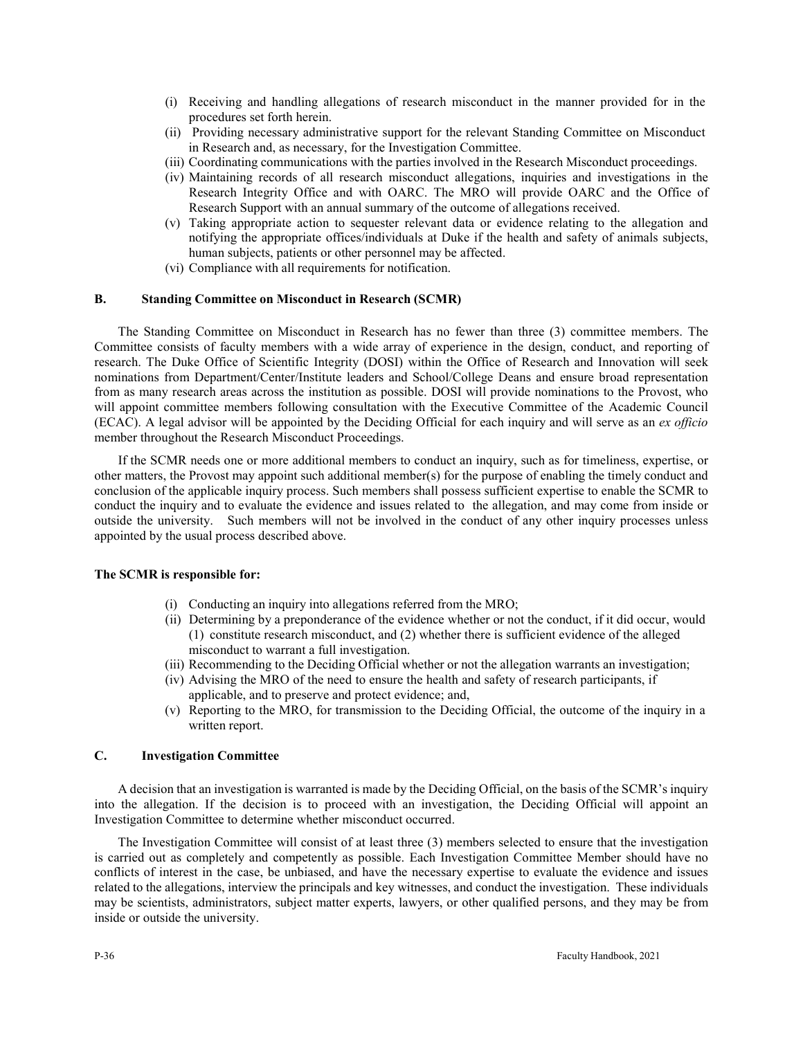(i) Receiving and handling allegations of research misconduct in the manner provided for in the procedures set forth herein.
(ii) Providing necessary administrative support for the relevant Standing Committee on Misconduct in Research and, as necessary, for the Investigation Committee.
(iii) Coordinating communications with the parties involved in the Research Misconduct proceedings.
(iv) Maintaining records of all research misconduct allegations, inquiries and investigations in the Research Integrity Office and with OARC. The MRO will provide OARC and the Office of Research Support with an annual summary of the outcome of allegations received.
(v) Taking appropriate action to sequester relevant data or evidence relating to the allegation and notifying the appropriate offices/individuals at Duke if the health and safety of animals subjects, human subjects, patients or other personnel may be affected.
(vi) Compliance with all requirements for notification.

### B. Standing Committee on Misconduct in Research (SCMR)

The Standing Committee on Misconduct in Research has no fewer than three (3) committee members. The Committee consists of faculty members with a wide array of experience in the design, conduct, and reporting of research. The Duke Office of Scientific Integrity (DOSI) within the Office of Research and Innovation will seek nominations from Department/Center/Institute leaders and School/College Deans and ensure broad representation from as many research areas across the institution as possible. DOSI will provide nominations to the Provost, who will appoint committee members following consultation with the Executive Committee of the Academic Council (ECAC). A legal advisor will be appointed by the Deciding Official for each inquiry and will serve as an *ex officio* member throughout the Research Misconduct Proceedings.

If the SCMR needs one or more additional members to conduct an inquiry, such as for timeliness, expertise, or other matters, the Provost may appoint such additional member(s) for the purpose of enabling the timely conduct and conclusion of the applicable inquiry process. Such members shall possess sufficient expertise to enable the SCMR to conduct the inquiry and to evaluate the evidence and issues related to the allegation, and may come from inside or outside the university. Such members will not be involved in the conduct of any other inquiry processes unless appointed by the usual process described above.

**The SCMR is responsible for:**

(i) Conducting an inquiry into allegations referred from the MRO;
(ii) Determining by a preponderance of the evidence whether or not the conduct, if it did occur, would (1) constitute research misconduct, and (2) whether there is sufficient evidence of the alleged misconduct to warrant a full investigation.
(iii) Recommending to the Deciding Official whether or not the allegation warrants an investigation;
(iv) Advising the MRO of the need to ensure the health and safety of research participants, if applicable, and to preserve and protect evidence; and,
(v) Reporting to the MRO, for transmission to the Deciding Official, the outcome of the inquiry in a written report.

### C. Investigation Committee

A decision that an investigation is warranted is made by the Deciding Official, on the basis of the SCMR's inquiry into the allegation. If the decision is to proceed with an investigation, the Deciding Official will appoint an Investigation Committee to determine whether misconduct occurred.

The Investigation Committee will consist of at least three (3) members selected to ensure that the investigation is carried out as completely and competently as possible. Each Investigation Committee Member should have no conflicts of interest in the case, be unbiased, and have the necessary expertise to evaluate the evidence and issues related to the allegations, interview the principals and key witnesses, and conduct the investigation. These individuals may be scientists, administrators, subject matter experts, lawyers, or other qualified persons, and they may be from inside or outside the university.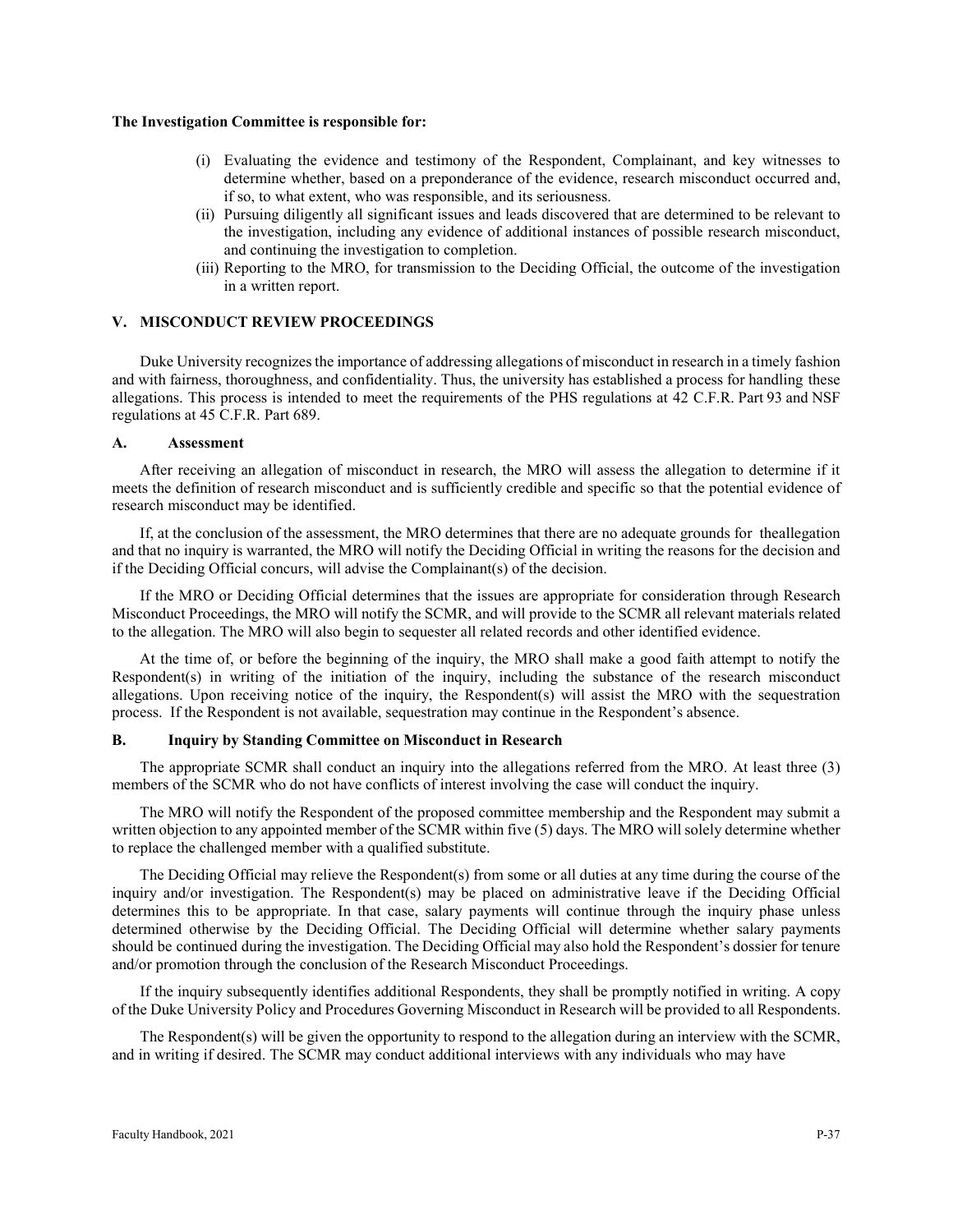**The Investigation Committee is responsible for:**

(i) Evaluating the evidence and testimony of the Respondent, Complainant, and key witnesses to determine whether, based on a preponderance of the evidence, research misconduct occurred and, if so, to what extent, who was responsible, and its seriousness.

(ii) Pursuing diligently all significant issues and leads discovered that are determined to be relevant to the investigation, including any evidence of additional instances of possible research misconduct, and continuing the investigation to completion.

(iii) Reporting to the MRO, for transmission to the Deciding Official, the outcome of the investigation in a written report.

## V. MISCONDUCT REVIEW PROCEEDINGS

Duke University recognizes the importance of addressing allegations of misconduct in research in a timely fashion and with fairness, thoroughness, and confidentiality. Thus, the university has established a process for handling these allegations. This process is intended to meet the requirements of the PHS regulations at 42 C.F.R. Part 93 and NSF regulations at 45 C.F.R. Part 689.

### A. Assessment

After receiving an allegation of misconduct in research, the MRO will assess the allegation to determine if it meets the definition of research misconduct and is sufficiently credible and specific so that the potential evidence of research misconduct may be identified.

If, at the conclusion of the assessment, the MRO determines that there are no adequate grounds for theallegation and that no inquiry is warranted, the MRO will notify the Deciding Official in writing the reasons for the decision and if the Deciding Official concurs, will advise the Complainant(s) of the decision.

If the MRO or Deciding Official determines that the issues are appropriate for consideration through Research Misconduct Proceedings, the MRO will notify the SCMR, and will provide to the SCMR all relevant materials related to the allegation. The MRO will also begin to sequester all related records and other identified evidence.

At the time of, or before the beginning of the inquiry, the MRO shall make a good faith attempt to notify the Respondent(s) in writing of the initiation of the inquiry, including the substance of the research misconduct allegations. Upon receiving notice of the inquiry, the Respondent(s) will assist the MRO with the sequestration process. If the Respondent is not available, sequestration may continue in the Respondent's absence.

### B. Inquiry by Standing Committee on Misconduct in Research

The appropriate SCMR shall conduct an inquiry into the allegations referred from the MRO. At least three (3) members of the SCMR who do not have conflicts of interest involving the case will conduct the inquiry.

The MRO will notify the Respondent of the proposed committee membership and the Respondent may submit a written objection to any appointed member of the SCMR within five (5) days. The MRO will solely determine whether to replace the challenged member with a qualified substitute.

The Deciding Official may relieve the Respondent(s) from some or all duties at any time during the course of the inquiry and/or investigation. The Respondent(s) may be placed on administrative leave if the Deciding Official determines this to be appropriate. In that case, salary payments will continue through the inquiry phase unless determined otherwise by the Deciding Official. The Deciding Official will determine whether salary payments should be continued during the investigation. The Deciding Official may also hold the Respondent's dossier for tenure and/or promotion through the conclusion of the Research Misconduct Proceedings.

If the inquiry subsequently identifies additional Respondents, they shall be promptly notified in writing. A copy of the Duke University Policy and Procedures Governing Misconduct in Research will be provided to all Respondents.

The Respondent(s) will be given the opportunity to respond to the allegation during an interview with the SCMR, and in writing if desired. The SCMR may conduct additional interviews with any individuals who may have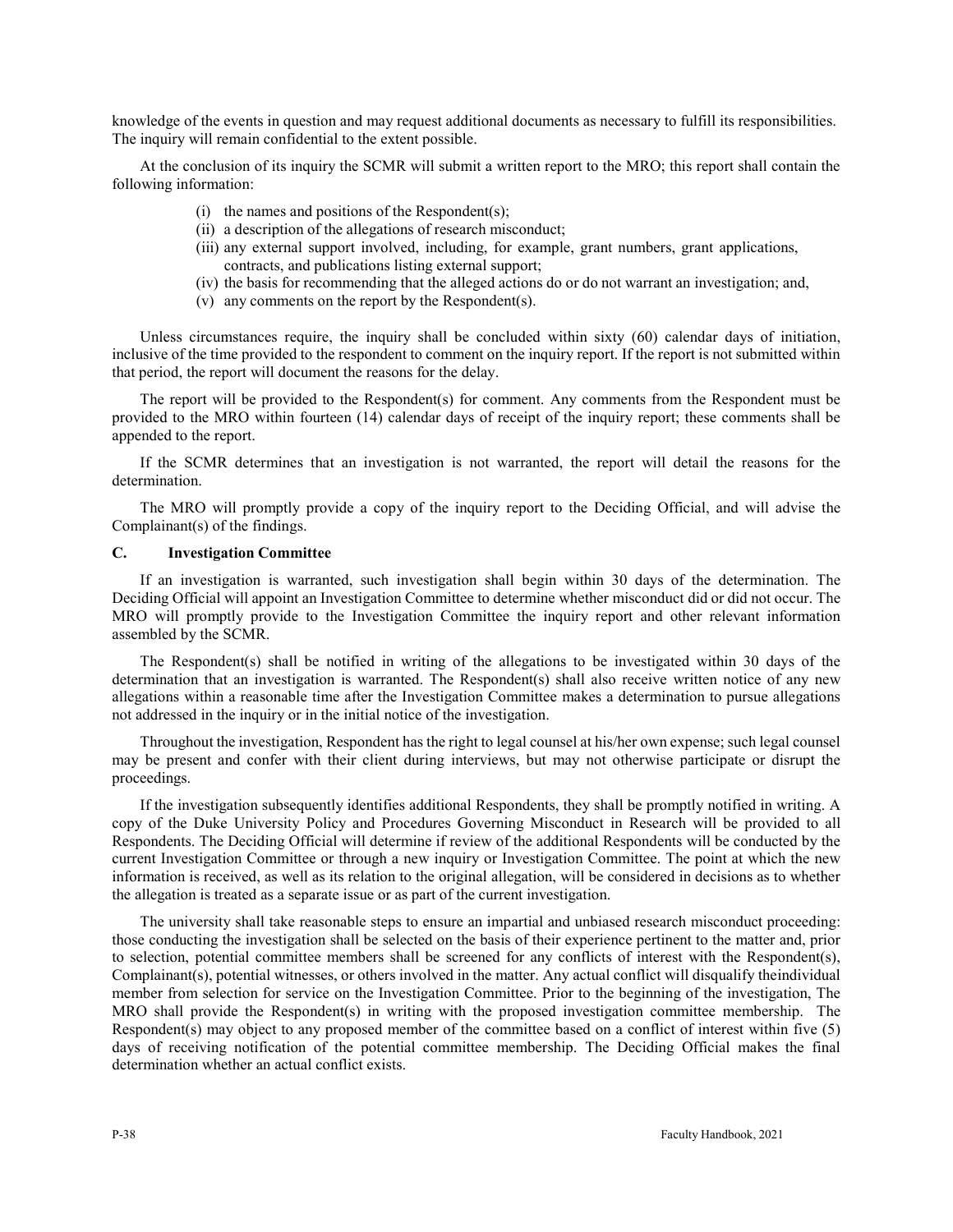knowledge of the events in question and may request additional documents as necessary to fulfill its responsibilities. The inquiry will remain confidential to the extent possible.

At the conclusion of its inquiry the SCMR will submit a written report to the MRO; this report shall contain the following information:

(i) the names and positions of the Respondent(s);
(ii) a description of the allegations of research misconduct;
(iii) any external support involved, including, for example, grant numbers, grant applications, contracts, and publications listing external support;
(iv) the basis for recommending that the alleged actions do or do not warrant an investigation; and,
(v) any comments on the report by the Respondent(s).

Unless circumstances require, the inquiry shall be concluded within sixty (60) calendar days of initiation, inclusive of the time provided to the respondent to comment on the inquiry report. If the report is not submitted within that period, the report will document the reasons for the delay.

The report will be provided to the Respondent(s) for comment. Any comments from the Respondent must be provided to the MRO within fourteen (14) calendar days of receipt of the inquiry report; these comments shall be appended to the report.

If the SCMR determines that an investigation is not warranted, the report will detail the reasons for the determination.

The MRO will promptly provide a copy of the inquiry report to the Deciding Official, and will advise the Complainant(s) of the findings.

### C. Investigation Committee

If an investigation is warranted, such investigation shall begin within 30 days of the determination. The Deciding Official will appoint an Investigation Committee to determine whether misconduct did or did not occur. The MRO will promptly provide to the Investigation Committee the inquiry report and other relevant information assembled by the SCMR.

The Respondent(s) shall be notified in writing of the allegations to be investigated within 30 days of the determination that an investigation is warranted. The Respondent(s) shall also receive written notice of any new allegations within a reasonable time after the Investigation Committee makes a determination to pursue allegations not addressed in the inquiry or in the initial notice of the investigation.

Throughout the investigation, Respondent has the right to legal counsel at his/her own expense; such legal counsel may be present and confer with their client during interviews, but may not otherwise participate or disrupt the proceedings.

If the investigation subsequently identifies additional Respondents, they shall be promptly notified in writing. A copy of the Duke University Policy and Procedures Governing Misconduct in Research will be provided to all Respondents. The Deciding Official will determine if review of the additional Respondents will be conducted by the current Investigation Committee or through a new inquiry or Investigation Committee. The point at which the new information is received, as well as its relation to the original allegation, will be considered in decisions as to whether the allegation is treated as a separate issue or as part of the current investigation.

The university shall take reasonable steps to ensure an impartial and unbiased research misconduct proceeding: those conducting the investigation shall be selected on the basis of their experience pertinent to the matter and, prior to selection, potential committee members shall be screened for any conflicts of interest with the Respondent(s), Complainant(s), potential witnesses, or others involved in the matter. Any actual conflict will disqualify theindividual member from selection for service on the Investigation Committee. Prior to the beginning of the investigation, The MRO shall provide the Respondent(s) in writing with the proposed investigation committee membership. The Respondent(s) may object to any proposed member of the committee based on a conflict of interest within five (5) days of receiving notification of the potential committee membership. The Deciding Official makes the final determination whether an actual conflict exists.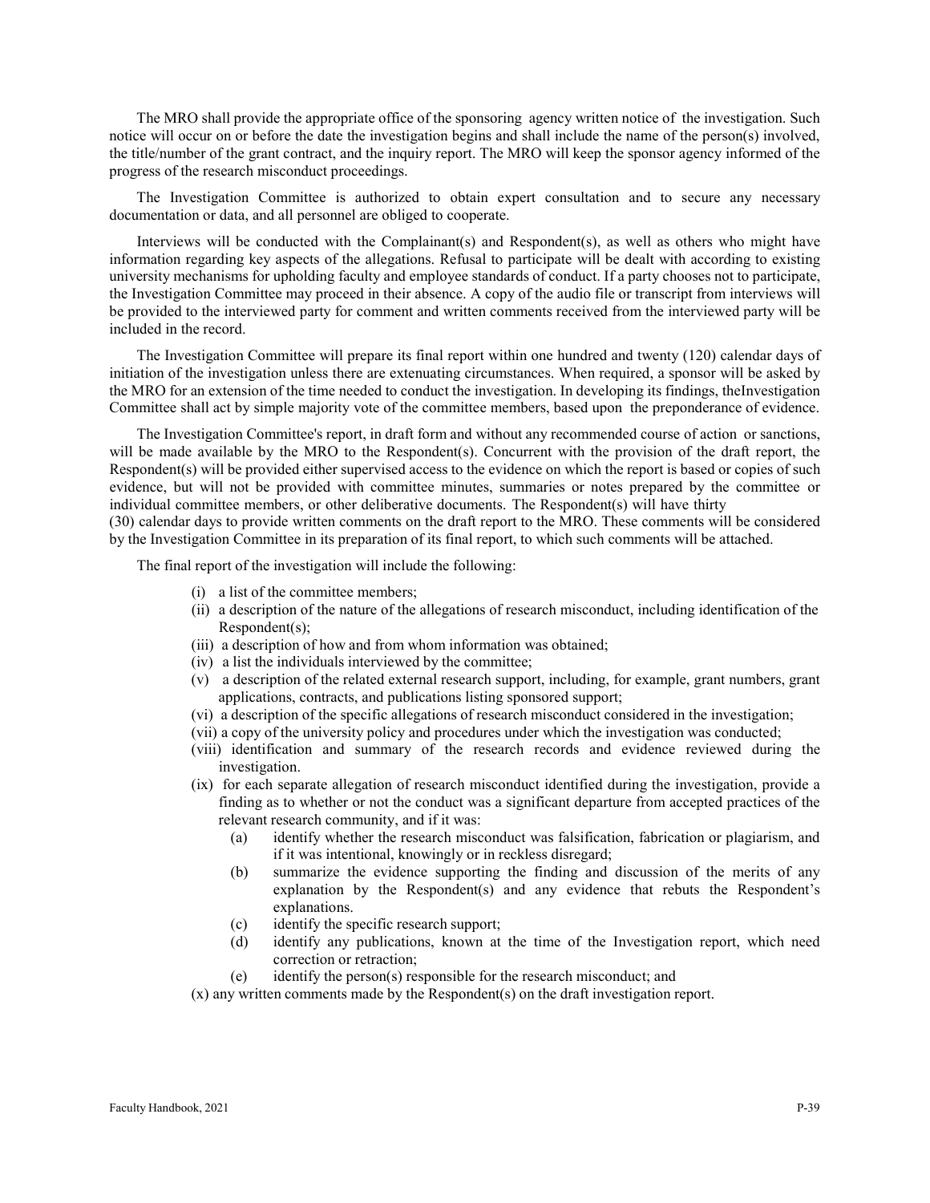The MRO shall provide the appropriate office of the sponsoring agency written notice of the investigation. Such notice will occur on or before the date the investigation begins and shall include the name of the person(s) involved, the title/number of the grant contract, and the inquiry report. The MRO will keep the sponsor agency informed of the progress of the research misconduct proceedings.

The Investigation Committee is authorized to obtain expert consultation and to secure any necessary documentation or data, and all personnel are obliged to cooperate.

Interviews will be conducted with the Complainant(s) and Respondent(s), as well as others who might have information regarding key aspects of the allegations. Refusal to participate will be dealt with according to existing university mechanisms for upholding faculty and employee standards of conduct. If a party chooses not to participate, the Investigation Committee may proceed in their absence. A copy of the audio file or transcript from interviews will be provided to the interviewed party for comment and written comments received from the interviewed party will be included in the record.

The Investigation Committee will prepare its final report within one hundred and twenty (120) calendar days of initiation of the investigation unless there are extenuating circumstances. When required, a sponsor will be asked by the MRO for an extension of the time needed to conduct the investigation. In developing its findings, theInvestigation Committee shall act by simple majority vote of the committee members, based upon the preponderance of evidence.

The Investigation Committee's report, in draft form and without any recommended course of action or sanctions, will be made available by the MRO to the Respondent(s). Concurrent with the provision of the draft report, the Respondent(s) will be provided either supervised access to the evidence on which the report is based or copies of such evidence, but will not be provided with committee minutes, summaries or notes prepared by the committee or individual committee members, or other deliberative documents. The Respondent(s) will have thirty (30) calendar days to provide written comments on the draft report to the MRO. These comments will be considered by the Investigation Committee in its preparation of its final report, to which such comments will be attached.

The final report of the investigation will include the following:

- (i) a list of the committee members;
- (ii) a description of the nature of the allegations of research misconduct, including identification of the Respondent(s);
- (iii) a description of how and from whom information was obtained;
- (iv) a list the individuals interviewed by the committee;
- (v) a description of the related external research support, including, for example, grant numbers, grant applications, contracts, and publications listing sponsored support;
- (vi) a description of the specific allegations of research misconduct considered in the investigation;
- (vii) a copy of the university policy and procedures under which the investigation was conducted;
- (viii) identification and summary of the research records and evidence reviewed during the investigation.
- (ix) for each separate allegation of research misconduct identified during the investigation, provide a finding as to whether or not the conduct was a significant departure from accepted practices of the relevant research community, and if it was:
  - (a) identify whether the research misconduct was falsification, fabrication or plagiarism, and if it was intentional, knowingly or in reckless disregard;
  - (b) summarize the evidence supporting the finding and discussion of the merits of any explanation by the Respondent(s) and any evidence that rebuts the Respondent's explanations.
  - (c) identify the specific research support;
  - (d) identify any publications, known at the time of the Investigation report, which need correction or retraction;
  - (e) identify the person(s) responsible for the research misconduct; and
- (x) any written comments made by the Respondent(s) on the draft investigation report.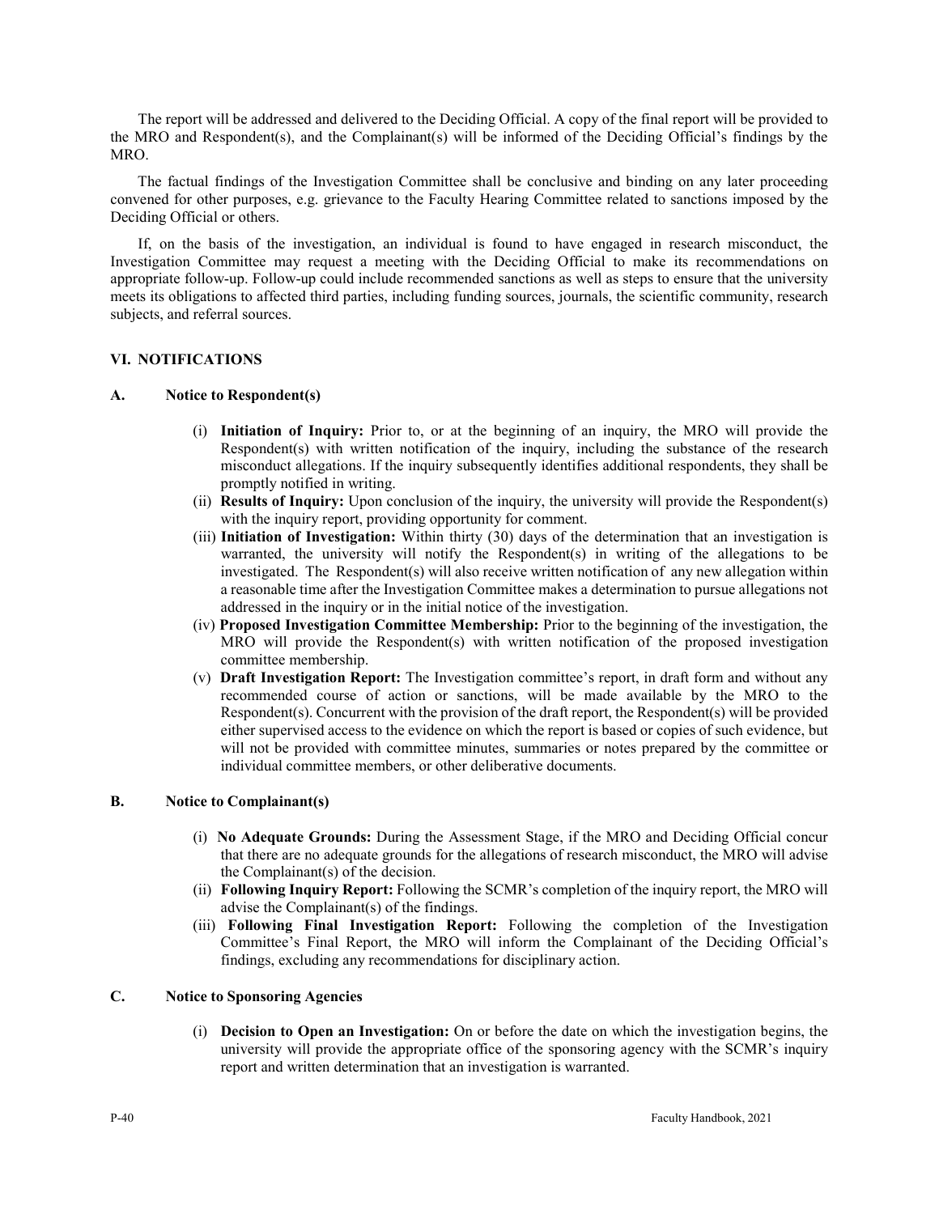The report will be addressed and delivered to the Deciding Official. A copy of the final report will be provided to the MRO and Respondent(s), and the Complainant(s) will be informed of the Deciding Official's findings by the MRO.

The factual findings of the Investigation Committee shall be conclusive and binding on any later proceeding convened for other purposes, e.g. grievance to the Faculty Hearing Committee related to sanctions imposed by the Deciding Official or others.

If, on the basis of the investigation, an individual is found to have engaged in research misconduct, the Investigation Committee may request a meeting with the Deciding Official to make its recommendations on appropriate follow-up. Follow-up could include recommended sanctions as well as steps to ensure that the university meets its obligations to affected third parties, including funding sources, journals, the scientific community, research subjects, and referral sources.

## VI. NOTIFICATIONS

### A. Notice to Respondent(s)

(i) **Initiation of Inquiry:** Prior to, or at the beginning of an inquiry, the MRO will provide the Respondent(s) with written notification of the inquiry, including the substance of the research misconduct allegations. If the inquiry subsequently identifies additional respondents, they shall be promptly notified in writing.

(ii) **Results of Inquiry:** Upon conclusion of the inquiry, the university will provide the Respondent(s) with the inquiry report, providing opportunity for comment.

(iii) **Initiation of Investigation:** Within thirty (30) days of the determination that an investigation is warranted, the university will notify the Respondent(s) in writing of the allegations to be investigated. The Respondent(s) will also receive written notification of any new allegation within a reasonable time after the Investigation Committee makes a determination to pursue allegations not addressed in the inquiry or in the initial notice of the investigation.

(iv) **Proposed Investigation Committee Membership:** Prior to the beginning of the investigation, the MRO will provide the Respondent(s) with written notification of the proposed investigation committee membership.

(v) **Draft Investigation Report:** The Investigation committee's report, in draft form and without any recommended course of action or sanctions, will be made available by the MRO to the Respondent(s). Concurrent with the provision of the draft report, the Respondent(s) will be provided either supervised access to the evidence on which the report is based or copies of such evidence, but will not be provided with committee minutes, summaries or notes prepared by the committee or individual committee members, or other deliberative documents.

### B. Notice to Complainant(s)

(i) **No Adequate Grounds:** During the Assessment Stage, if the MRO and Deciding Official concur that there are no adequate grounds for the allegations of research misconduct, the MRO will advise the Complainant(s) of the decision.

(ii) **Following Inquiry Report:** Following the SCMR's completion of the inquiry report, the MRO will advise the Complainant(s) of the findings.

(iii) **Following Final Investigation Report:** Following the completion of the Investigation Committee's Final Report, the MRO will inform the Complainant of the Deciding Official's findings, excluding any recommendations for disciplinary action.

### C. Notice to Sponsoring Agencies

(i) **Decision to Open an Investigation:** On or before the date on which the investigation begins, the university will provide the appropriate office of the sponsoring agency with the SCMR's inquiry report and written determination that an investigation is warranted.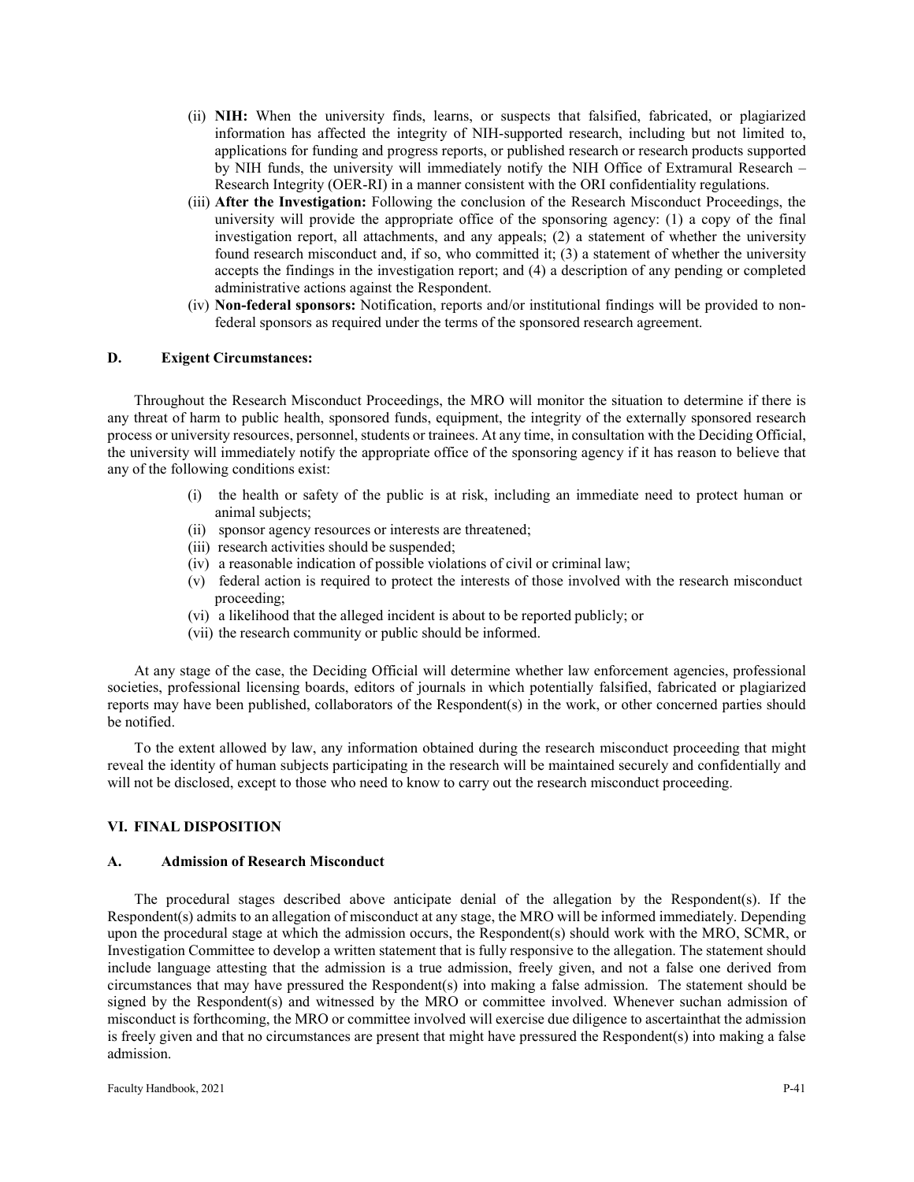(ii) **NIH:** When the university finds, learns, or suspects that falsified, fabricated, or plagiarized information has affected the integrity of NIH-supported research, including but not limited to, applications for funding and progress reports, or published research or research products supported by NIH funds, the university will immediately notify the NIH Office of Extramural Research – Research Integrity (OER-RI) in a manner consistent with the ORI confidentiality regulations.

(iii) **After the Investigation:** Following the conclusion of the Research Misconduct Proceedings, the university will provide the appropriate office of the sponsoring agency: (1) a copy of the final investigation report, all attachments, and any appeals; (2) a statement of whether the university found research misconduct and, if so, who committed it; (3) a statement of whether the university accepts the findings in the investigation report; and (4) a description of any pending or completed administrative actions against the Respondent.

(iv) **Non-federal sponsors:** Notification, reports and/or institutional findings will be provided to non-federal sponsors as required under the terms of the sponsored research agreement.

### D. Exigent Circumstances:

Throughout the Research Misconduct Proceedings, the MRO will monitor the situation to determine if there is any threat of harm to public health, sponsored funds, equipment, the integrity of the externally sponsored research process or university resources, personnel, students or trainees. At any time, in consultation with the Deciding Official, the university will immediately notify the appropriate office of the sponsoring agency if it has reason to believe that any of the following conditions exist:

(i) the health or safety of the public is at risk, including an immediate need to protect human or animal subjects;
(ii) sponsor agency resources or interests are threatened;
(iii) research activities should be suspended;
(iv) a reasonable indication of possible violations of civil or criminal law;
(v) federal action is required to protect the interests of those involved with the research misconduct proceeding;
(vi) a likelihood that the alleged incident is about to be reported publicly; or
(vii) the research community or public should be informed.

At any stage of the case, the Deciding Official will determine whether law enforcement agencies, professional societies, professional licensing boards, editors of journals in which potentially falsified, fabricated or plagiarized reports may have been published, collaborators of the Respondent(s) in the work, or other concerned parties should be notified.

To the extent allowed by law, any information obtained during the research misconduct proceeding that might reveal the identity of human subjects participating in the research will be maintained securely and confidentially and will not be disclosed, except to those who need to know to carry out the research misconduct proceeding.

## VI. FINAL DISPOSITION

### A. Admission of Research Misconduct

The procedural stages described above anticipate denial of the allegation by the Respondent(s). If the Respondent(s) admits to an allegation of misconduct at any stage, the MRO will be informed immediately. Depending upon the procedural stage at which the admission occurs, the Respondent(s) should work with the MRO, SCMR, or Investigation Committee to develop a written statement that is fully responsive to the allegation. The statement should include language attesting that the admission is a true admission, freely given, and not a false one derived from circumstances that may have pressured the Respondent(s) into making a false admission. The statement should be signed by the Respondent(s) and witnessed by the MRO or committee involved. Whenever suchan admission of misconduct is forthcoming, the MRO or committee involved will exercise due diligence to ascertainthat the admission is freely given and that no circumstances are present that might have pressured the Respondent(s) into making a false admission.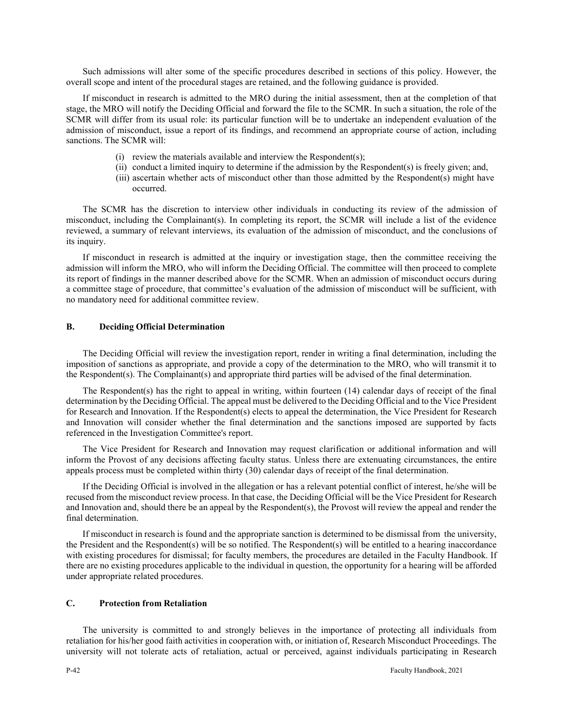Such admissions will alter some of the specific procedures described in sections of this policy. However, the overall scope and intent of the procedural stages are retained, and the following guidance is provided.

If misconduct in research is admitted to the MRO during the initial assessment, then at the completion of that stage, the MRO will notify the Deciding Official and forward the file to the SCMR. In such a situation, the role of the SCMR will differ from its usual role: its particular function will be to undertake an independent evaluation of the admission of misconduct, issue a report of its findings, and recommend an appropriate course of action, including sanctions. The SCMR will:

(i) review the materials available and interview the Respondent(s);
(ii) conduct a limited inquiry to determine if the admission by the Respondent(s) is freely given; and,
(iii) ascertain whether acts of misconduct other than those admitted by the Respondent(s) might have occurred.

The SCMR has the discretion to interview other individuals in conducting its review of the admission of misconduct, including the Complainant(s). In completing its report, the SCMR will include a list of the evidence reviewed, a summary of relevant interviews, its evaluation of the admission of misconduct, and the conclusions of its inquiry.

If misconduct in research is admitted at the inquiry or investigation stage, then the committee receiving the admission will inform the MRO, who will inform the Deciding Official. The committee will then proceed to complete its report of findings in the manner described above for the SCMR. When an admission of misconduct occurs during a committee stage of procedure, that committee's evaluation of the admission of misconduct will be sufficient, with no mandatory need for additional committee review.

### B. Deciding Official Determination

The Deciding Official will review the investigation report, render in writing a final determination, including the imposition of sanctions as appropriate, and provide a copy of the determination to the MRO, who will transmit it to the Respondent(s). The Complainant(s) and appropriate third parties will be advised of the final determination.

The Respondent(s) has the right to appeal in writing, within fourteen (14) calendar days of receipt of the final determination by the Deciding Official. The appeal must be delivered to the Deciding Official and to the Vice President for Research and Innovation. If the Respondent(s) elects to appeal the determination, the Vice President for Research and Innovation will consider whether the final determination and the sanctions imposed are supported by facts referenced in the Investigation Committee's report.

The Vice President for Research and Innovation may request clarification or additional information and will inform the Provost of any decisions affecting faculty status. Unless there are extenuating circumstances, the entire appeals process must be completed within thirty (30) calendar days of receipt of the final determination.

If the Deciding Official is involved in the allegation or has a relevant potential conflict of interest, he/she will be recused from the misconduct review process. In that case, the Deciding Official will be the Vice President for Research and Innovation and, should there be an appeal by the Respondent(s), the Provost will review the appeal and render the final determination.

If misconduct in research is found and the appropriate sanction is determined to be dismissal from the university, the President and the Respondent(s) will be so notified. The Respondent(s) will be entitled to a hearing inaccordance with existing procedures for dismissal; for faculty members, the procedures are detailed in the Faculty Handbook. If there are no existing procedures applicable to the individual in question, the opportunity for a hearing will be afforded under appropriate related procedures.

### C. Protection from Retaliation

The university is committed to and strongly believes in the importance of protecting all individuals from retaliation for his/her good faith activities in cooperation with, or initiation of, Research Misconduct Proceedings. The university will not tolerate acts of retaliation, actual or perceived, against individuals participating in Research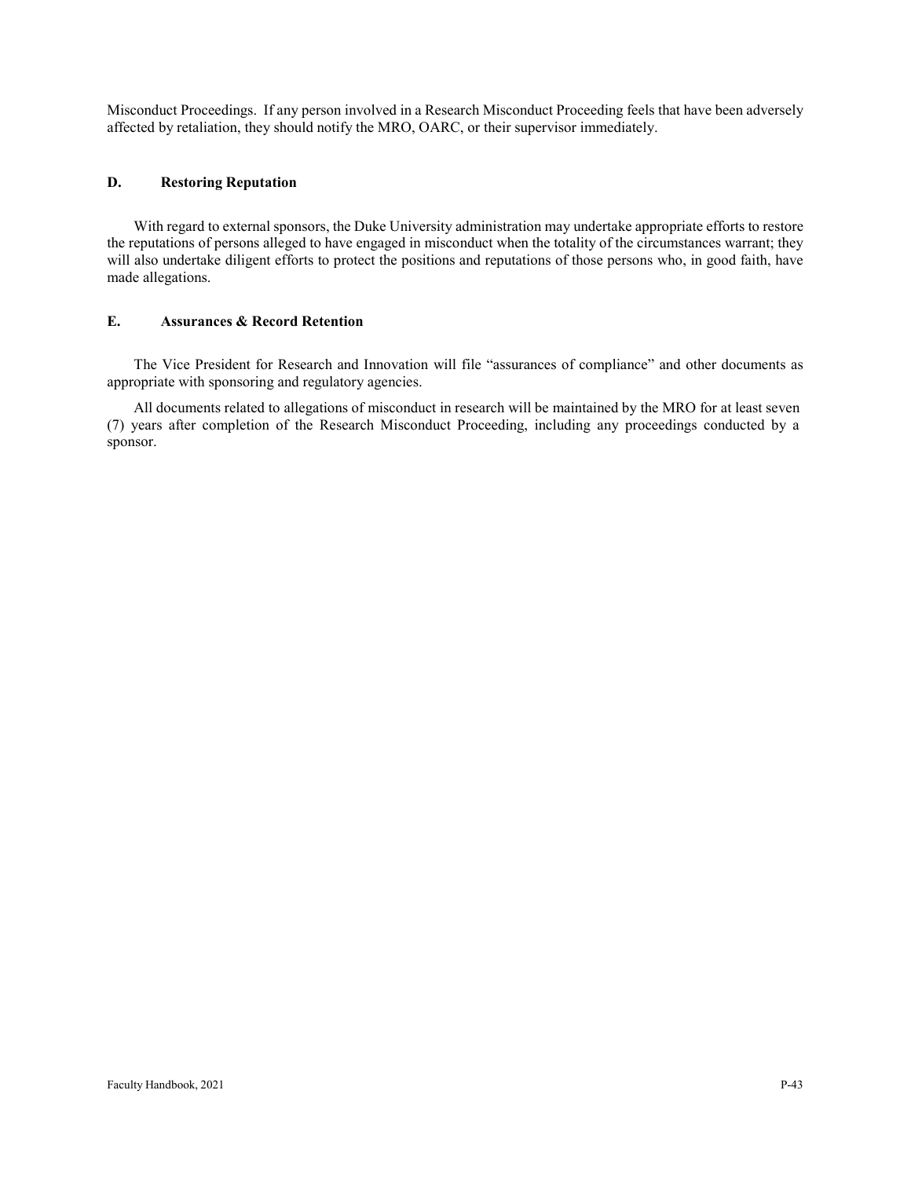Misconduct Proceedings. If any person involved in a Research Misconduct Proceeding feels that have been adversely affected by retaliation, they should notify the MRO, OARC, or their supervisor immediately.

### D. Restoring Reputation

With regard to external sponsors, the Duke University administration may undertake appropriate efforts to restore the reputations of persons alleged to have engaged in misconduct when the totality of the circumstances warrant; they will also undertake diligent efforts to protect the positions and reputations of those persons who, in good faith, have made allegations.

### E. Assurances & Record Retention

The Vice President for Research and Innovation will file "assurances of compliance" and other documents as appropriate with sponsoring and regulatory agencies.

All documents related to allegations of misconduct in research will be maintained by the MRO for at least seven (7) years after completion of the Research Misconduct Proceeding, including any proceedings conducted by a sponsor.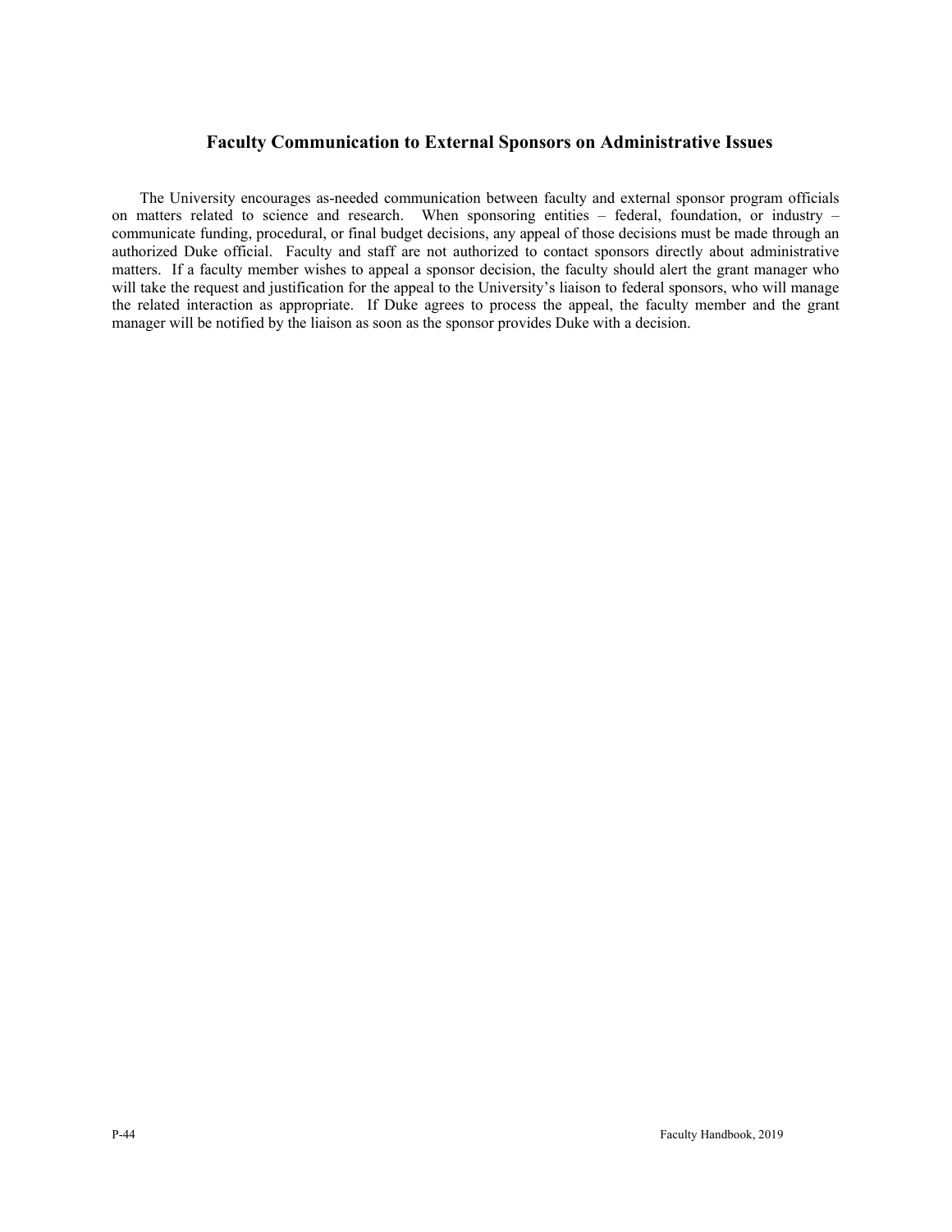## Faculty Communication to External Sponsors on Administrative Issues

The University encourages as-needed communication between faculty and external sponsor program officials on matters related to science and research. When sponsoring entities – federal, foundation, or industry – communicate funding, procedural, or final budget decisions, any appeal of those decisions must be made through an authorized Duke official. Faculty and staff are not authorized to contact sponsors directly about administrative matters. If a faculty member wishes to appeal a sponsor decision, the faculty should alert the grant manager who will take the request and justification for the appeal to the University's liaison to federal sponsors, who will manage the related interaction as appropriate. If Duke agrees to process the appeal, the faculty member and the grant manager will be notified by the liaison as soon as the sponsor provides Duke with a decision.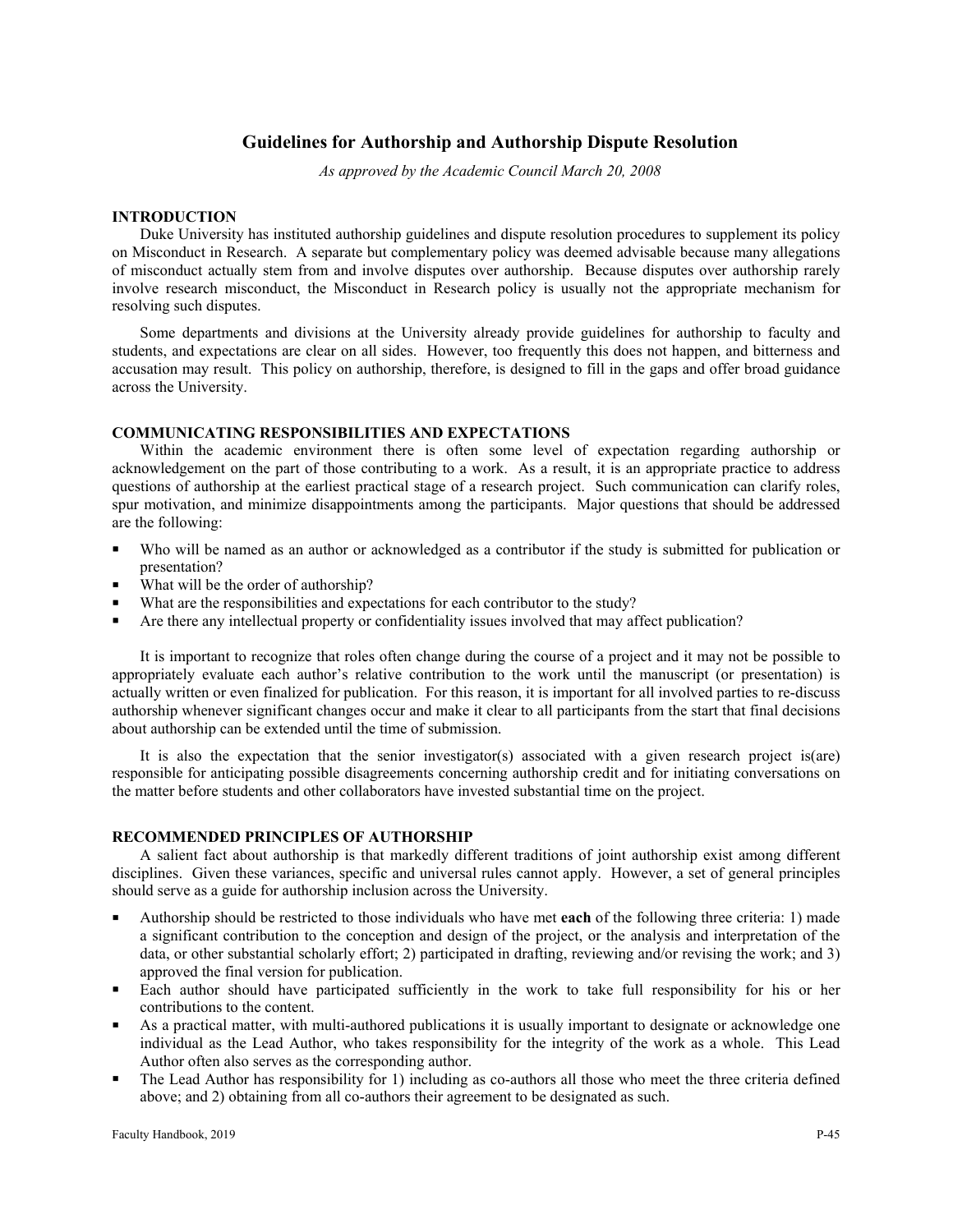## Guidelines for Authorship and Authorship Dispute Resolution

*As approved by the Academic Council March 20, 2008*

### INTRODUCTION

Duke University has instituted authorship guidelines and dispute resolution procedures to supplement its policy on Misconduct in Research. A separate but complementary policy was deemed advisable because many allegations of misconduct actually stem from and involve disputes over authorship. Because disputes over authorship rarely involve research misconduct, the Misconduct in Research policy is usually not the appropriate mechanism for resolving such disputes.

Some departments and divisions at the University already provide guidelines for authorship to faculty and students, and expectations are clear on all sides. However, too frequently this does not happen, and bitterness and accusation may result. This policy on authorship, therefore, is designed to fill in the gaps and offer broad guidance across the University.

### COMMUNICATING RESPONSIBILITIES AND EXPECTATIONS

Within the academic environment there is often some level of expectation regarding authorship or acknowledgement on the part of those contributing to a work. As a result, it is an appropriate practice to address questions of authorship at the earliest practical stage of a research project. Such communication can clarify roles, spur motivation, and minimize disappointments among the participants. Major questions that should be addressed are the following:

- Who will be named as an author or acknowledged as a contributor if the study is submitted for publication or presentation?
- What will be the order of authorship?
- What are the responsibilities and expectations for each contributor to the study?
- Are there any intellectual property or confidentiality issues involved that may affect publication?

It is important to recognize that roles often change during the course of a project and it may not be possible to appropriately evaluate each author's relative contribution to the work until the manuscript (or presentation) is actually written or even finalized for publication. For this reason, it is important for all involved parties to re-discuss authorship whenever significant changes occur and make it clear to all participants from the start that final decisions about authorship can be extended until the time of submission.

It is also the expectation that the senior investigator(s) associated with a given research project is(are) responsible for anticipating possible disagreements concerning authorship credit and for initiating conversations on the matter before students and other collaborators have invested substantial time on the project.

### RECOMMENDED PRINCIPLES OF AUTHORSHIP

A salient fact about authorship is that markedly different traditions of joint authorship exist among different disciplines. Given these variances, specific and universal rules cannot apply. However, a set of general principles should serve as a guide for authorship inclusion across the University.

- Authorship should be restricted to those individuals who have met **each** of the following three criteria: 1) made a significant contribution to the conception and design of the project, or the analysis and interpretation of the data, or other substantial scholarly effort; 2) participated in drafting, reviewing and/or revising the work; and 3) approved the final version for publication.
- Each author should have participated sufficiently in the work to take full responsibility for his or her contributions to the content.
- As a practical matter, with multi-authored publications it is usually important to designate or acknowledge one individual as the Lead Author, who takes responsibility for the integrity of the work as a whole. This Lead Author often also serves as the corresponding author.
- The Lead Author has responsibility for 1) including as co-authors all those who meet the three criteria defined above; and 2) obtaining from all co-authors their agreement to be designated as such.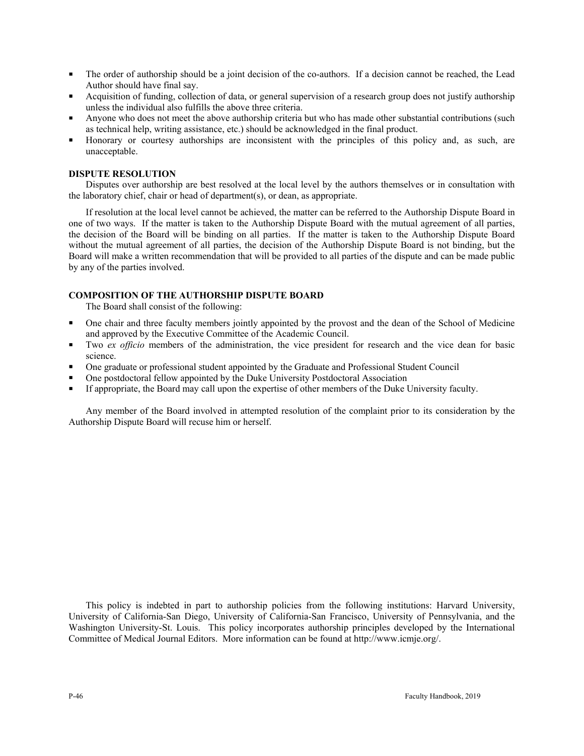- The order of authorship should be a joint decision of the co-authors. If a decision cannot be reached, the Lead Author should have final say.
- Acquisition of funding, collection of data, or general supervision of a research group does not justify authorship unless the individual also fulfills the above three criteria.
- Anyone who does not meet the above authorship criteria but who has made other substantial contributions (such as technical help, writing assistance, etc.) should be acknowledged in the final product.
- Honorary or courtesy authorships are inconsistent with the principles of this policy and, as such, are unacceptable.

**DISPUTE RESOLUTION**

Disputes over authorship are best resolved at the local level by the authors themselves or in consultation with the laboratory chief, chair or head of department(s), or dean, as appropriate.

If resolution at the local level cannot be achieved, the matter can be referred to the Authorship Dispute Board in one of two ways. If the matter is taken to the Authorship Dispute Board with the mutual agreement of all parties, the decision of the Board will be binding on all parties. If the matter is taken to the Authorship Dispute Board without the mutual agreement of all parties, the decision of the Authorship Dispute Board is not binding, but the Board will make a written recommendation that will be provided to all parties of the dispute and can be made public by any of the parties involved.

**COMPOSITION OF THE AUTHORSHIP DISPUTE BOARD**

The Board shall consist of the following:

- One chair and three faculty members jointly appointed by the provost and the dean of the School of Medicine and approved by the Executive Committee of the Academic Council.
- Two *ex officio* members of the administration, the vice president for research and the vice dean for basic science.
- One graduate or professional student appointed by the Graduate and Professional Student Council
- One postdoctoral fellow appointed by the Duke University Postdoctoral Association
- If appropriate, the Board may call upon the expertise of other members of the Duke University faculty.

Any member of the Board involved in attempted resolution of the complaint prior to its consideration by the Authorship Dispute Board will recuse him or herself.

This policy is indebted in part to authorship policies from the following institutions: Harvard University, University of California-San Diego, University of California-San Francisco, University of Pennsylvania, and the Washington University-St. Louis. This policy incorporates authorship principles developed by the International Committee of Medical Journal Editors. More information can be found at http://www.icmje.org/.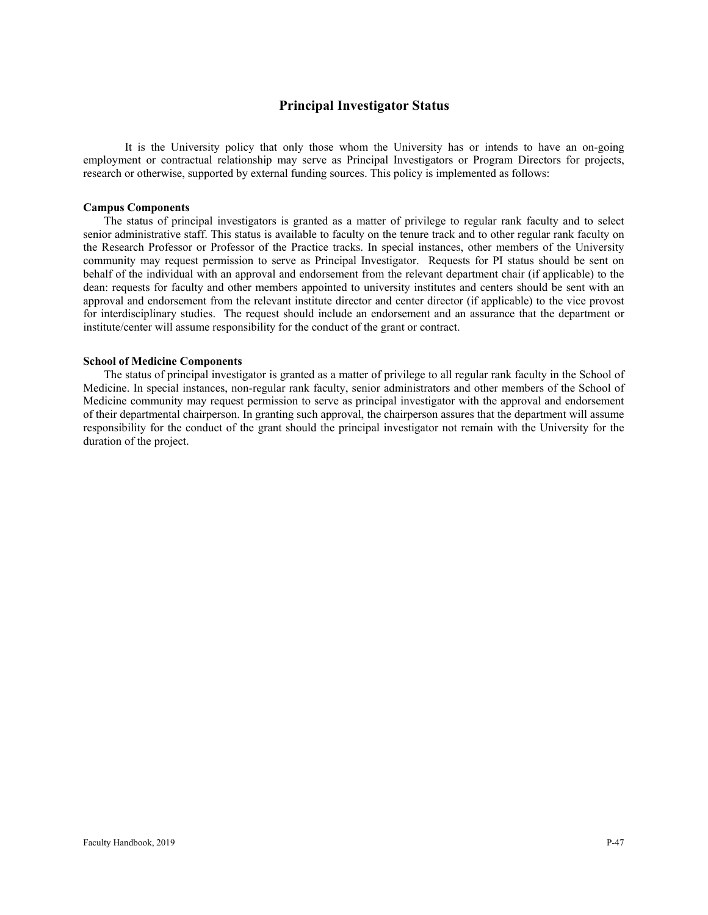## Principal Investigator Status

It is the University policy that only those whom the University has or intends to have an on-going employment or contractual relationship may serve as Principal Investigators or Program Directors for projects, research or otherwise, supported by external funding sources. This policy is implemented as follows:

**Campus Components**

The status of principal investigators is granted as a matter of privilege to regular rank faculty and to select senior administrative staff. This status is available to faculty on the tenure track and to other regular rank faculty on the Research Professor or Professor of the Practice tracks. In special instances, other members of the University community may request permission to serve as Principal Investigator. Requests for PI status should be sent on behalf of the individual with an approval and endorsement from the relevant department chair (if applicable) to the dean: requests for faculty and other members appointed to university institutes and centers should be sent with an approval and endorsement from the relevant institute director and center director (if applicable) to the vice provost for interdisciplinary studies. The request should include an endorsement and an assurance that the department or institute/center will assume responsibility for the conduct of the grant or contract.

**School of Medicine Components**

The status of principal investigator is granted as a matter of privilege to all regular rank faculty in the School of Medicine. In special instances, non-regular rank faculty, senior administrators and other members of the School of Medicine community may request permission to serve as principal investigator with the approval and endorsement of their departmental chairperson. In granting such approval, the chairperson assures that the department will assume responsibility for the conduct of the grant should the principal investigator not remain with the University for the duration of the project.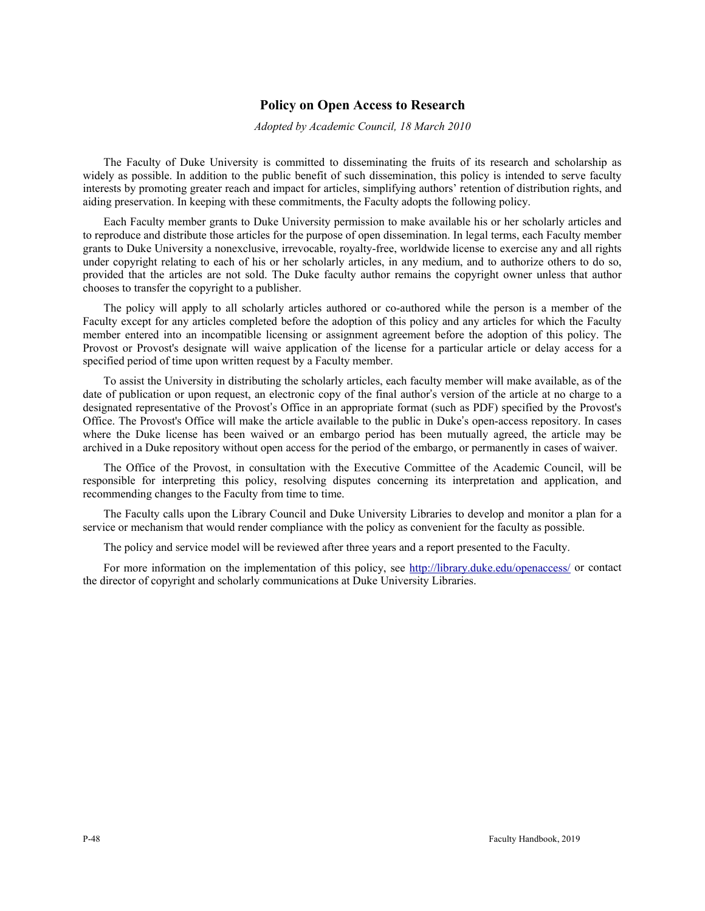# Policy on Open Access to Research

*Adopted by Academic Council, 18 March 2010*

The Faculty of Duke University is committed to disseminating the fruits of its research and scholarship as widely as possible. In addition to the public benefit of such dissemination, this policy is intended to serve faculty interests by promoting greater reach and impact for articles, simplifying authors' retention of distribution rights, and aiding preservation. In keeping with these commitments, the Faculty adopts the following policy.

Each Faculty member grants to Duke University permission to make available his or her scholarly articles and to reproduce and distribute those articles for the purpose of open dissemination. In legal terms, each Faculty member grants to Duke University a nonexclusive, irrevocable, royalty-free, worldwide license to exercise any and all rights under copyright relating to each of his or her scholarly articles, in any medium, and to authorize others to do so, provided that the articles are not sold. The Duke faculty author remains the copyright owner unless that author chooses to transfer the copyright to a publisher.

The policy will apply to all scholarly articles authored or co-authored while the person is a member of the Faculty except for any articles completed before the adoption of this policy and any articles for which the Faculty member entered into an incompatible licensing or assignment agreement before the adoption of this policy. The Provost or Provost's designate will waive application of the license for a particular article or delay access for a specified period of time upon written request by a Faculty member.

To assist the University in distributing the scholarly articles, each faculty member will make available, as of the date of publication or upon request, an electronic copy of the final author's version of the article at no charge to a designated representative of the Provost's Office in an appropriate format (such as PDF) specified by the Provost's Office. The Provost's Office will make the article available to the public in Duke's open-access repository. In cases where the Duke license has been waived or an embargo period has been mutually agreed, the article may be archived in a Duke repository without open access for the period of the embargo, or permanently in cases of waiver.

The Office of the Provost, in consultation with the Executive Committee of the Academic Council, will be responsible for interpreting this policy, resolving disputes concerning its interpretation and application, and recommending changes to the Faculty from time to time.

The Faculty calls upon the Library Council and Duke University Libraries to develop and monitor a plan for a service or mechanism that would render compliance with the policy as convenient for the faculty as possible.

The policy and service model will be reviewed after three years and a report presented to the Faculty.

For more information on the implementation of this policy, see http://library.duke.edu/openaccess/ or contact the director of copyright and scholarly communications at Duke University Libraries.